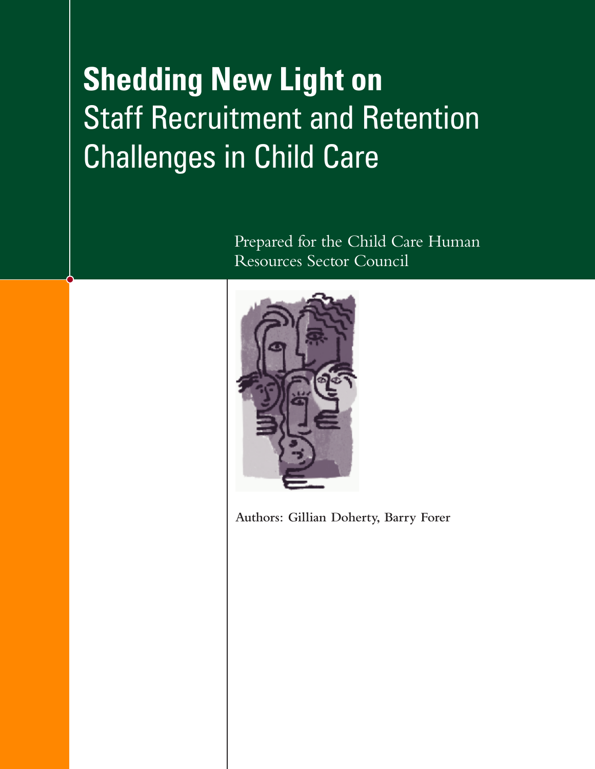# **Shedding New Light on** Staff Recruitment and Retention Challenges in Child Care

Prepared for the Child Care Human Resources Sector Council

**Authors: Gillian Doherty, Barry Forer**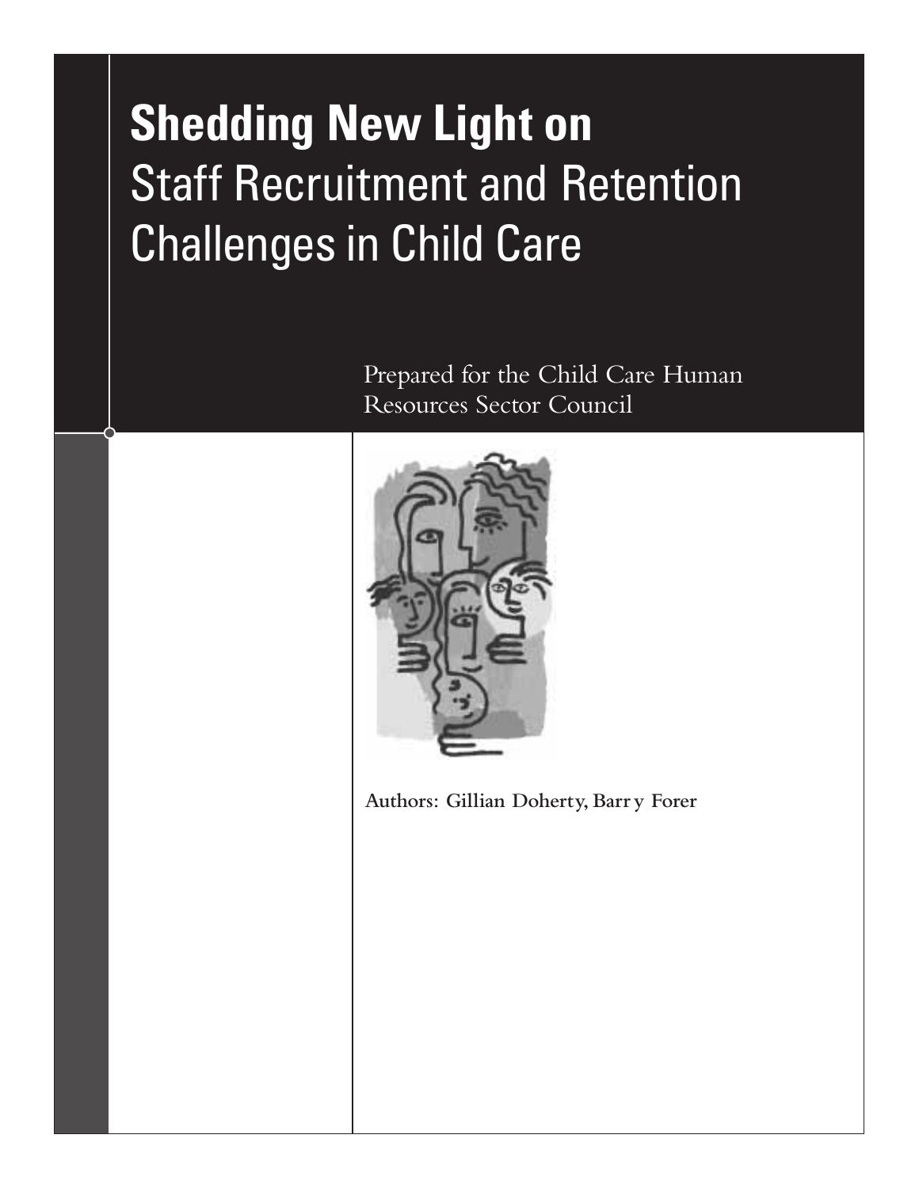# **Shedding New Light on** Staff Recruitment and Retention Challenges in Child Care

Prepared for the Child Care Human Resources Sector Council

**Authors: Gillian Doherty, Barry Forer**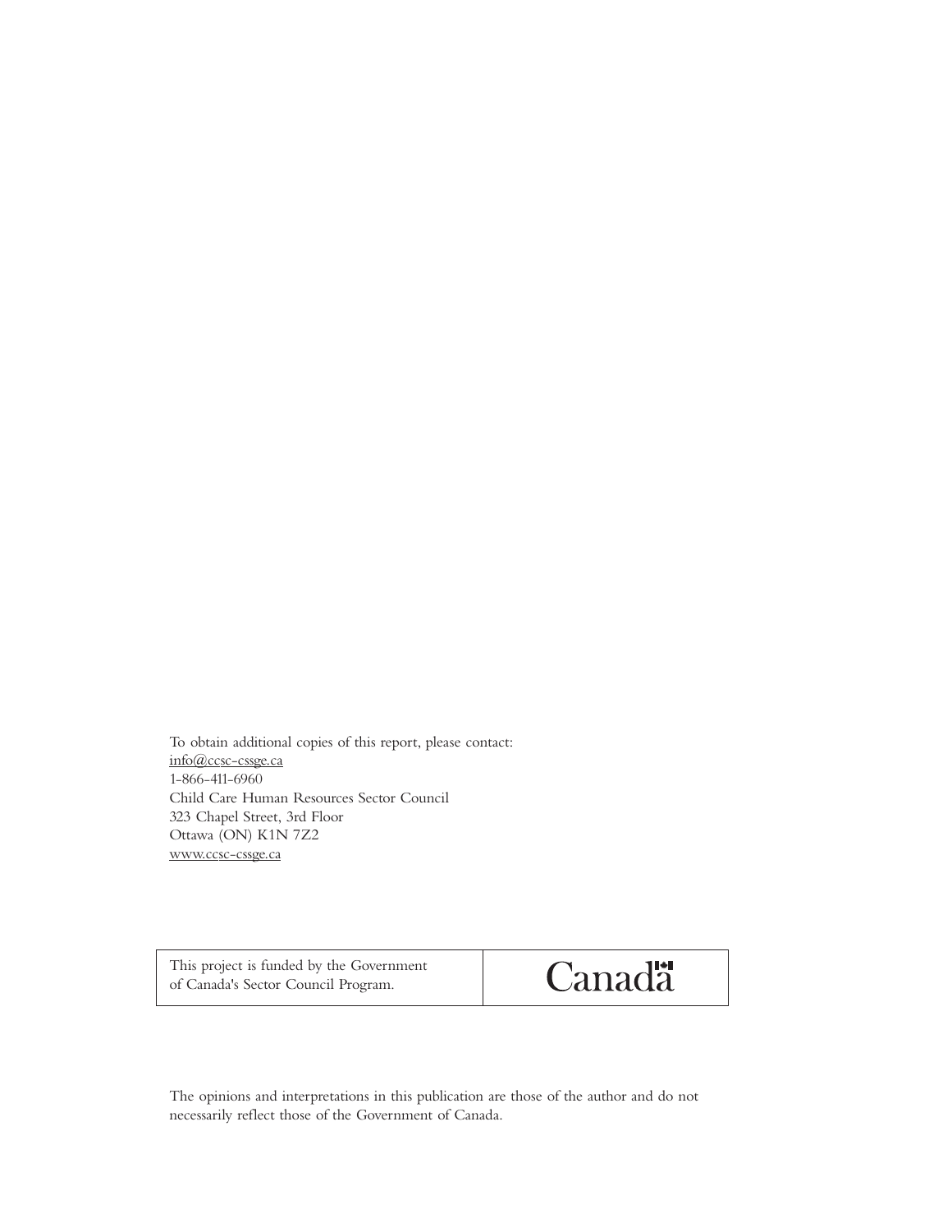To obtain additional copies of this report, please contact:
info@ccsc-cssge.ca
1-866-411-6960
Child Care Human Resources Sector Council
323 Chapel Street, 3rd Floor
Ottawa (ON) K1N 7Z2
www.ccsc-cssge.ca

| This project is funded by the Government of Canada's Sector Council Program. | Canadä |
|---|---|

The opinions and interpretations in this publication are those of the author and do not necessarily reflect those of the Government of Canada.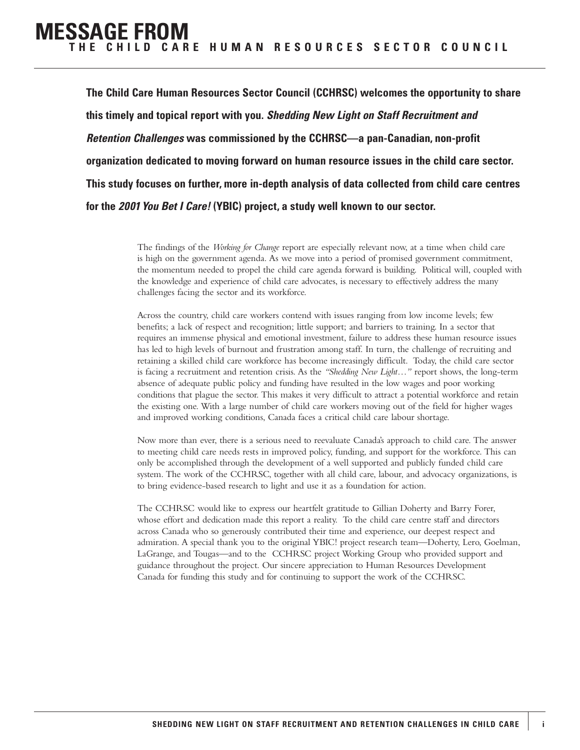# MESSAGE FROM THE CHILD CARE HUMAN RESOURCES SECTOR COUNCIL

**The Child Care Human Resources Sector Council (CCHRSC) welcomes the opportunity to share this timely and topical report with you. *Shedding New Light on Staff Recruitment and Retention Challenges* was commissioned by the CCHRSC—a pan-Canadian, non-profit organization dedicated to moving forward on human resource issues in the child care sector. This study focuses on further, more in-depth analysis of data collected from child care centres for the *2001 You Bet I Care!* (YBIC) project, a study well known to our sector.**

The findings of the *Working for Change* report are especially relevant now, at a time when child care is high on the government agenda. As we move into a period of promised government commitment, the momentum needed to propel the child care agenda forward is building. Political will, coupled with the knowledge and experience of child care advocates, is necessary to effectively address the many challenges facing the sector and its workforce.

Across the country, child care workers contend with issues ranging from low income levels; few benefits; a lack of respect and recognition; little support; and barriers to training. In a sector that requires an immense physical and emotional investment, failure to address these human resource issues has led to high levels of burnout and frustration among staff. In turn, the challenge of recruiting and retaining a skilled child care workforce has become increasingly difficult. Today, the child care sector is facing a recruitment and retention crisis. As the *"Shedding New Light…"* report shows, the long-term absence of adequate public policy and funding have resulted in the low wages and poor working conditions that plague the sector. This makes it very difficult to attract a potential workforce and retain the existing one. With a large number of child care workers moving out of the field for higher wages and improved working conditions, Canada faces a critical child care labour shortage.

Now more than ever, there is a serious need to reevaluate Canada's approach to child care. The answer to meeting child care needs rests in improved policy, funding, and support for the workforce. This can only be accomplished through the development of a well supported and publicly funded child care system. The work of the CCHRSC, together with all child care, labour, and advocacy organizations, is to bring evidence-based research to light and use it as a foundation for action.

The CCHRSC would like to express our heartfelt gratitude to Gillian Doherty and Barry Forer, whose effort and dedication made this report a reality. To the child care centre staff and directors across Canada who so generously contributed their time and experience, our deepest respect and admiration. A special thank you to the original YBIC! project research team—Doherty, Lero, Goelman, LaGrange, and Tougas—and to the CCHRSC project Working Group who provided support and guidance throughout the project. Our sincere appreciation to Human Resources Development Canada for funding this study and for continuing to support the work of the CCHRSC.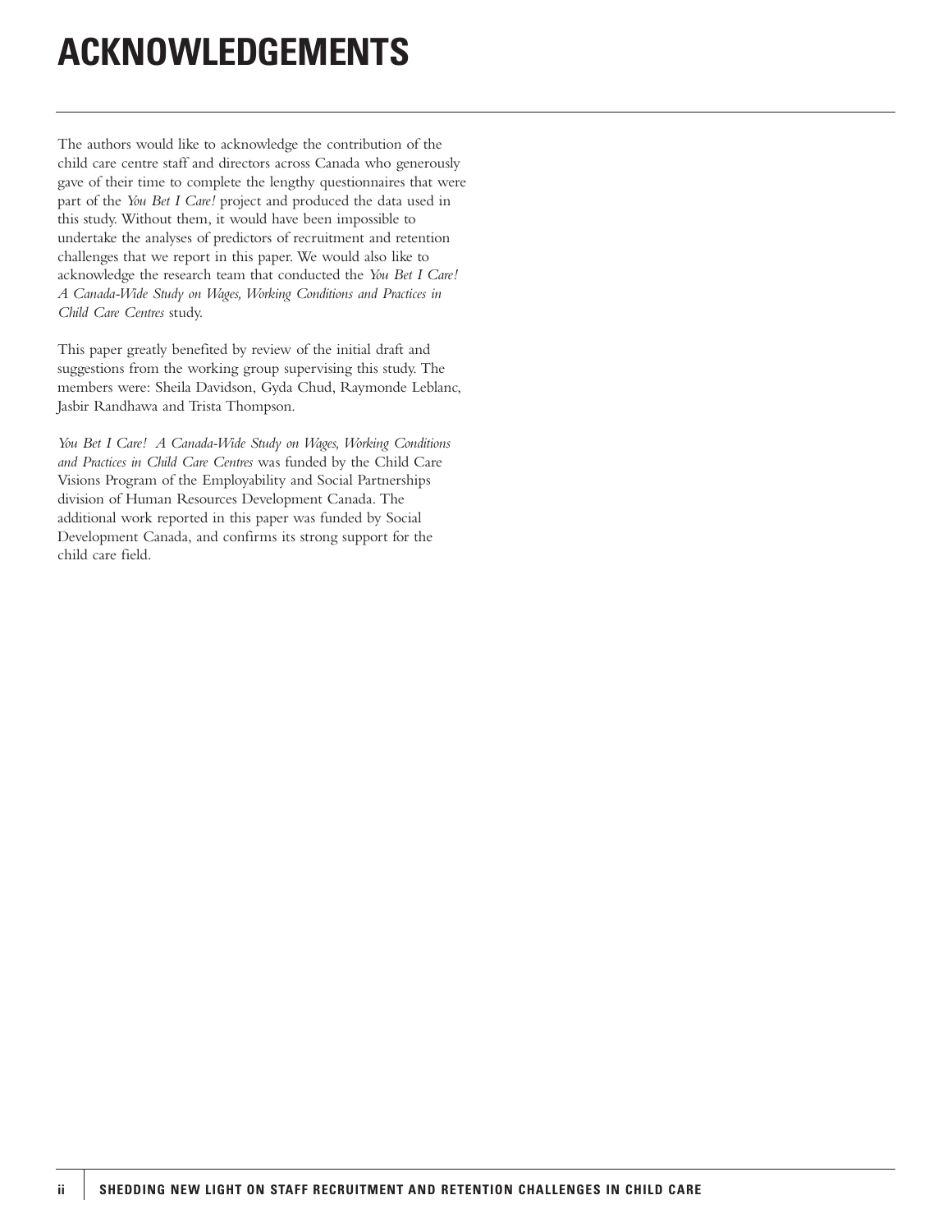# ACKNOWLEDGEMENTS

The authors would like to acknowledge the contribution of the child care centre staff and directors across Canada who generously gave of their time to complete the lengthy questionnaires that were part of the *You Bet I Care!* project and produced the data used in this study. Without them, it would have been impossible to undertake the analyses of predictors of recruitment and retention challenges that we report in this paper. We would also like to acknowledge the research team that conducted the *You Bet I Care! A Canada-Wide Study on Wages, Working Conditions and Practices in Child Care Centres* study.

This paper greatly benefited by review of the initial draft and suggestions from the working group supervising this study. The members were: Sheila Davidson, Gyda Chud, Raymonde Leblanc, Jasbir Randhawa and Trista Thompson.

*You Bet I Care! A Canada-Wide Study on Wages, Working Conditions and Practices in Child Care Centres* was funded by the Child Care Visions Program of the Employability and Social Partnerships division of Human Resources Development Canada. The additional work reported in this paper was funded by Social Development Canada, and confirms its strong support for the child care field.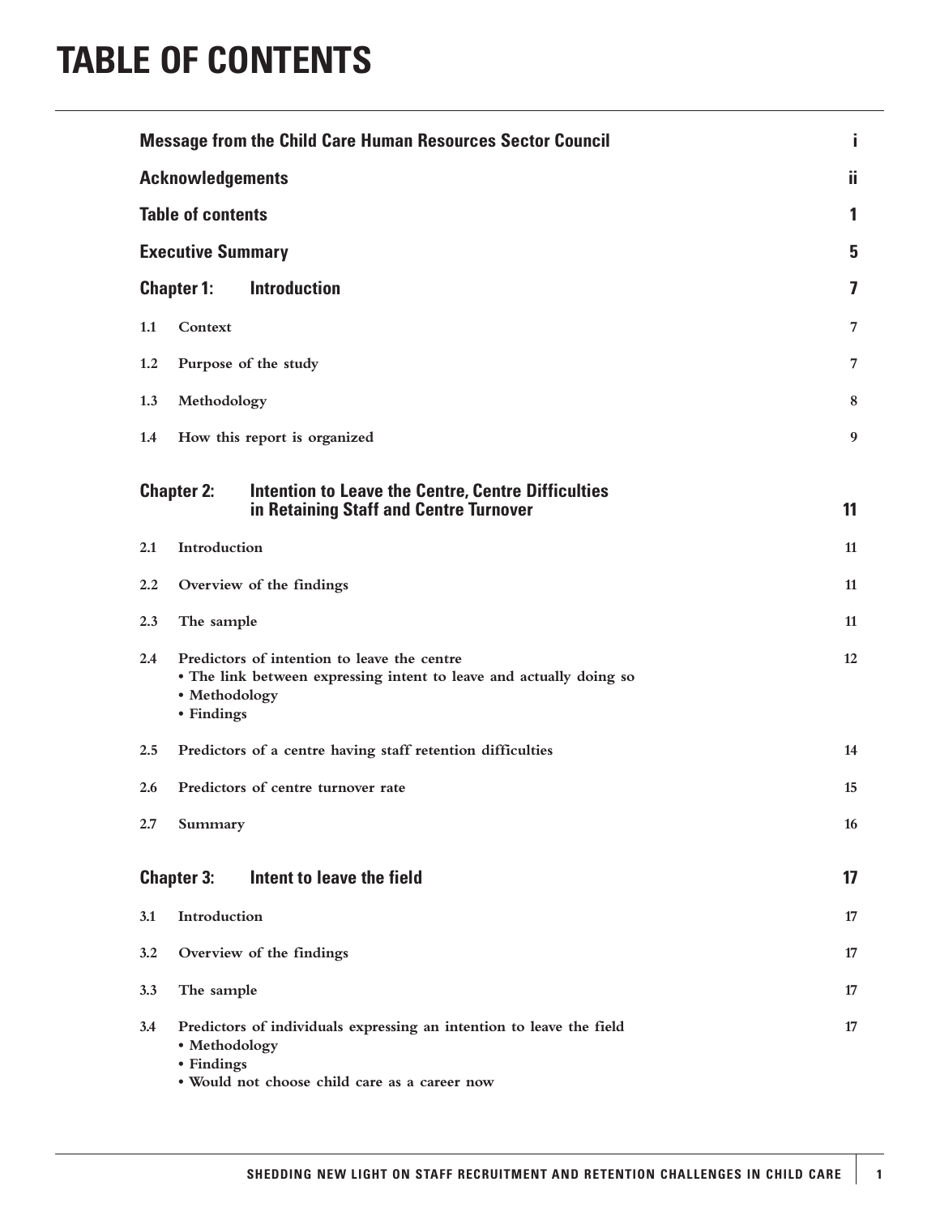# TABLE OF CONTENTS

| | | |
|---|---|---|
| **Message from the Child Care Human Resources Sector Council** | | **i** |
| **Acknowledgements** | | **ii** |
| **Table of contents** | | **1** |
| **Executive Summary** | | **5** |
| **Chapter 1:** | **Introduction** | **7** |
| 1.1 | Context | 7 |
| 1.2 | Purpose of the study | 7 |
| 1.3 | Methodology | 8 |
| 1.4 | How this report is organized | 9 |
| **Chapter 2:** | **Intention to Leave the Centre, Centre Difficulties in Retaining Staff and Centre Turnover** | **11** |
| 2.1 | Introduction | 11 |
| 2.2 | Overview of the findings | 11 |
| 2.3 | The sample | 11 |
| 2.4 | Predictors of intention to leave the centre<br>• The link between expressing intent to leave and actually doing so<br>• Methodology<br>• Findings | 12 |
| 2.5 | Predictors of a centre having staff retention difficulties | 14 |
| 2.6 | Predictors of centre turnover rate | 15 |
| 2.7 | Summary | 16 |
| **Chapter 3:** | **Intent to leave the field** | **17** |
| 3.1 | Introduction | 17 |
| 3.2 | Overview of the findings | 17 |
| 3.3 | The sample | 17 |
| 3.4 | Predictors of individuals expressing an intention to leave the field<br>• Methodology<br>• Findings<br>• Would not choose child care as a career now | 17 |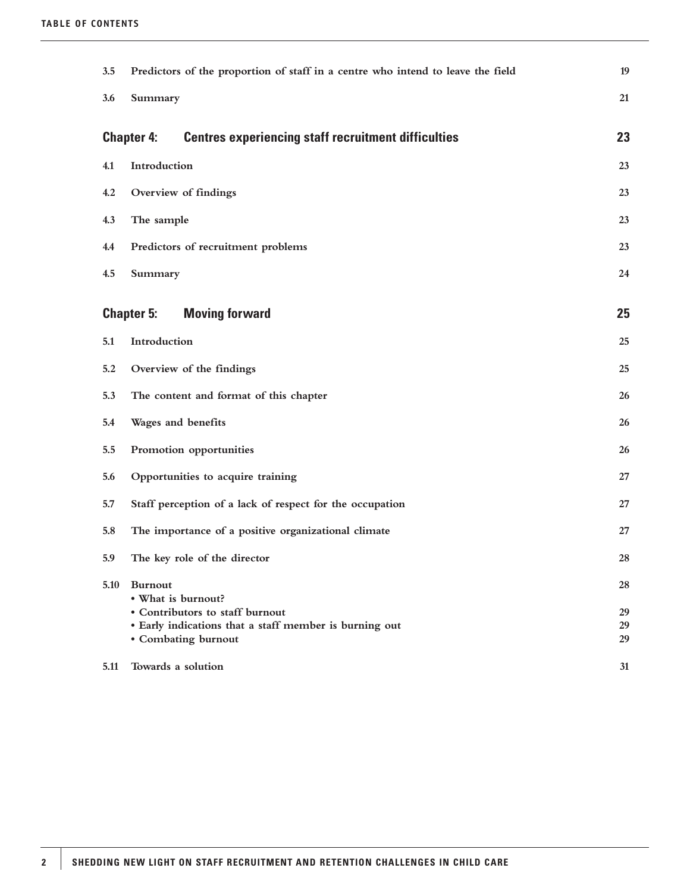| | | |
|---|---|---|
| 3.5 | Predictors of the proportion of staff in a centre who intend to leave the field | 19 |
| 3.6 | Summary | 21 |
| **Chapter 4:** | **Centres experiencing staff recruitment difficulties** | **23** |
| 4.1 | Introduction | 23 |
| 4.2 | Overview of findings | 23 |
| 4.3 | The sample | 23 |
| 4.4 | Predictors of recruitment problems | 23 |
| 4.5 | Summary | 24 |
| **Chapter 5:** | **Moving forward** | **25** |
| 5.1 | Introduction | 25 |
| 5.2 | Overview of the findings | 25 |
| 5.3 | The content and format of this chapter | 26 |
| 5.4 | Wages and benefits | 26 |
| 5.5 | Promotion opportunities | 26 |
| 5.6 | Opportunities to acquire training | 27 |
| 5.7 | Staff perception of a lack of respect for the occupation | 27 |
| 5.8 | The importance of a positive organizational climate | 27 |
| 5.9 | The key role of the director | 28 |
| 5.10 | Burnout | 28 |
| | • What is burnout? | |
| | • Contributors to staff burnout | 29 |
| | • Early indications that a staff member is burning out | 29 |
| | • Combating burnout | 29 |
| 5.11 | Towards a solution | 31 |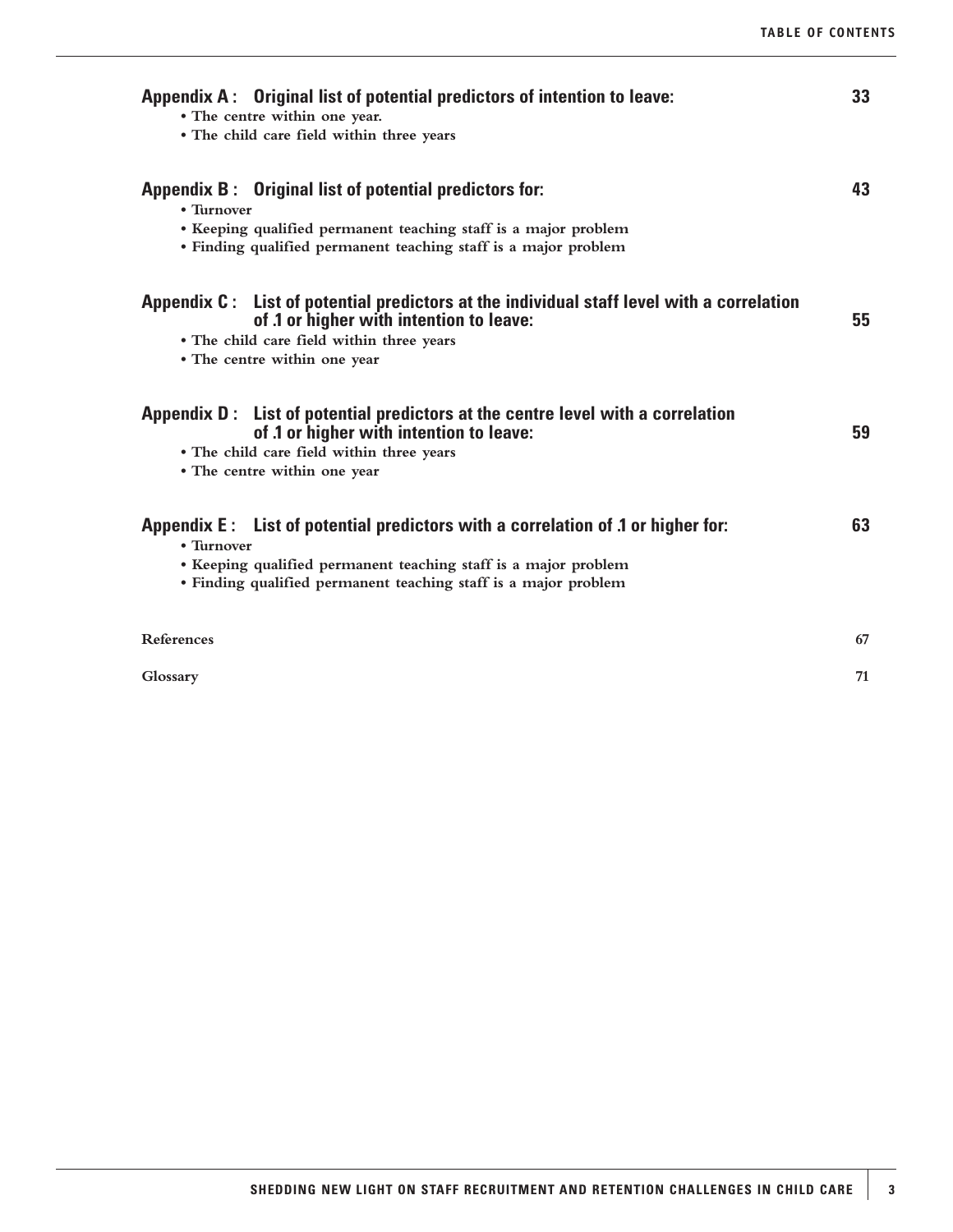**Appendix A : Original list of potential predictors of intention to leave:** **33**

- The centre within one year.
- The child care field within three years

**Appendix B : Original list of potential predictors for:** **43**

- Turnover
- Keeping qualified permanent teaching staff is a major problem
- Finding qualified permanent teaching staff is a major problem

**Appendix C : List of potential predictors at the individual staff level with a correlation of .1 or higher with intention to leave:** **55**

- The child care field within three years
- The centre within one year

**Appendix D : List of potential predictors at the centre level with a correlation of .1 or higher with intention to leave:** **59**

- The child care field within three years
- The centre within one year

**Appendix E : List of potential predictors with a correlation of .1 or higher for:** **63**

- Turnover
- Keeping qualified permanent teaching staff is a major problem
- Finding qualified permanent teaching staff is a major problem

References 67

Glossary 71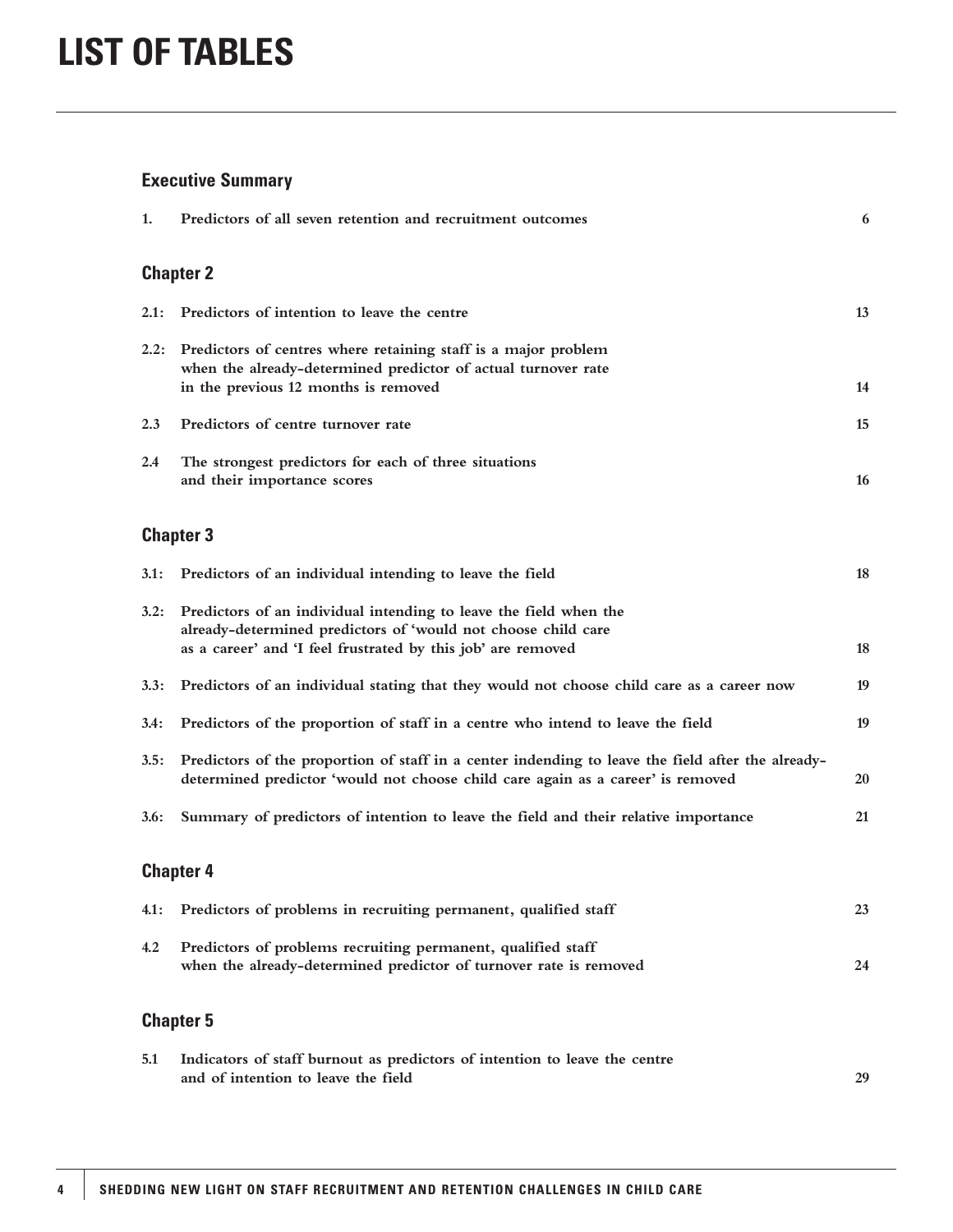# LIST OF TABLES

## Executive Summary

| | | |
|---|---|---|
| 1. | Predictors of all seven retention and recruitment outcomes | 6 |

## Chapter 2

| | | |
|---|---|---|
| 2.1: | Predictors of intention to leave the centre | 13 |
| 2.2: | Predictors of centres where retaining staff is a major problem when the already-determined predictor of actual turnover rate in the previous 12 months is removed | 14 |
| 2.3 | Predictors of centre turnover rate | 15 |
| 2.4 | The strongest predictors for each of three situations and their importance scores | 16 |

## Chapter 3

| | | |
|---|---|---|
| 3.1: | Predictors of an individual intending to leave the field | 18 |
| 3.2: | Predictors of an individual intending to leave the field when the already-determined predictors of 'would not choose child care as a career' and 'I feel frustrated by this job' are removed | 18 |
| 3.3: | Predictors of an individual stating that they would not choose child care as a career now | 19 |
| 3.4: | Predictors of the proportion of staff in a centre who intend to leave the field | 19 |
| 3.5: | Predictors of the proportion of staff in a center indending to leave the field after the already-determined predictor 'would not choose child care again as a career' is removed | 20 |
| 3.6: | Summary of predictors of intention to leave the field and their relative importance | 21 |

## Chapter 4

| | | |
|---|---|---|
| 4.1: | Predictors of problems in recruiting permanent, qualified staff | 23 |
| 4.2 | Predictors of problems recruiting permanent, qualified staff when the already-determined predictor of turnover rate is removed | 24 |

## Chapter 5

| | | |
|---|---|---|
| 5.1 | Indicators of staff burnout as predictors of intention to leave the centre and of intention to leave the field | 29 |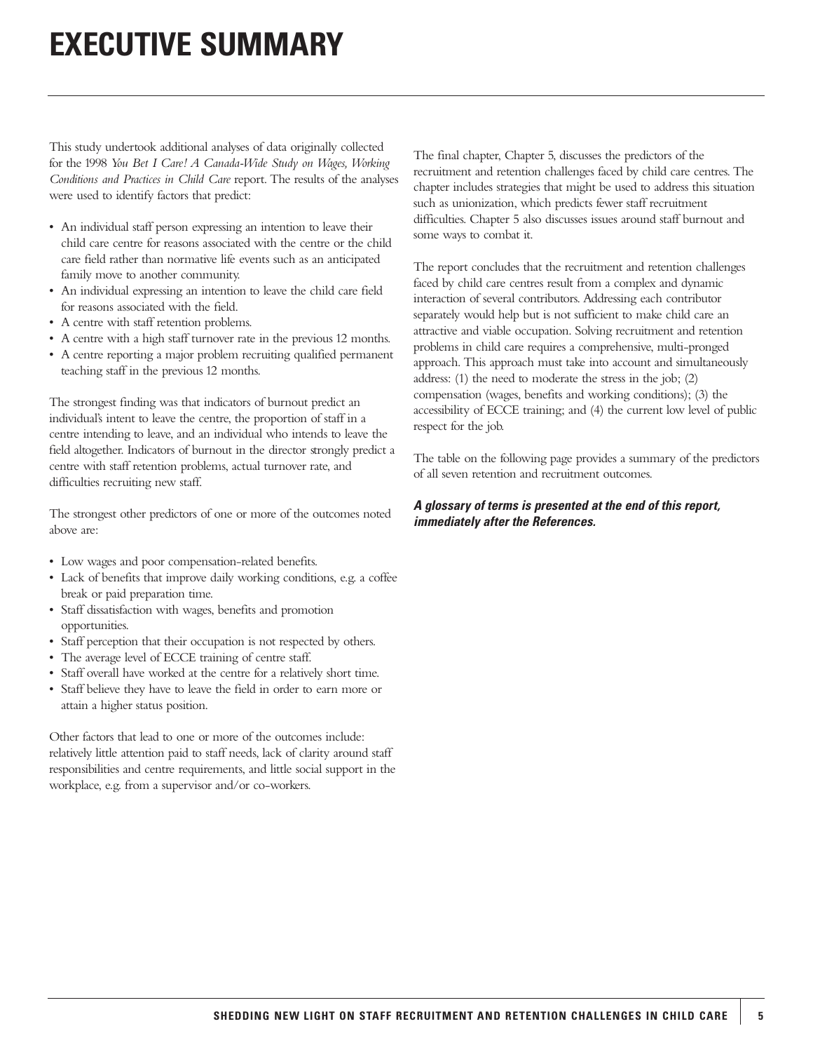# EXECUTIVE SUMMARY

This study undertook additional analyses of data originally collected for the 1998 *You Bet I Care! A Canada-Wide Study on Wages, Working Conditions and Practices in Child Care* report. The results of the analyses were used to identify factors that predict:

- An individual staff person expressing an intention to leave their child care centre for reasons associated with the centre or the child care field rather than normative life events such as an anticipated family move to another community.
- An individual expressing an intention to leave the child care field for reasons associated with the field.
- A centre with staff retention problems.
- A centre with a high staff turnover rate in the previous 12 months.
- A centre reporting a major problem recruiting qualified permanent teaching staff in the previous 12 months.

The strongest finding was that indicators of burnout predict an individual's intent to leave the centre, the proportion of staff in a centre intending to leave, and an individual who intends to leave the field altogether. Indicators of burnout in the director strongly predict a centre with staff retention problems, actual turnover rate, and difficulties recruiting new staff.

The strongest other predictors of one or more of the outcomes noted above are:

- Low wages and poor compensation-related benefits.
- Lack of benefits that improve daily working conditions, e.g. a coffee break or paid preparation time.
- Staff dissatisfaction with wages, benefits and promotion opportunities.
- Staff perception that their occupation is not respected by others.
- The average level of ECCE training of centre staff.
- Staff overall have worked at the centre for a relatively short time.
- Staff believe they have to leave the field in order to earn more or attain a higher status position.

Other factors that lead to one or more of the outcomes include: relatively little attention paid to staff needs, lack of clarity around staff responsibilities and centre requirements, and little social support in the workplace, e.g. from a supervisor and/or co-workers.

The final chapter, Chapter 5, discusses the predictors of the recruitment and retention challenges faced by child care centres. The chapter includes strategies that might be used to address this situation such as unionization, which predicts fewer staff recruitment difficulties. Chapter 5 also discusses issues around staff burnout and some ways to combat it.

The report concludes that the recruitment and retention challenges faced by child care centres result from a complex and dynamic interaction of several contributors. Addressing each contributor separately would help but is not sufficient to make child care an attractive and viable occupation. Solving recruitment and retention problems in child care requires a comprehensive, multi-pronged approach. This approach must take into account and simultaneously address: (1) the need to moderate the stress in the job; (2) compensation (wages, benefits and working conditions); (3) the accessibility of ECCE training; and (4) the current low level of public respect for the job.

The table on the following page provides a summary of the predictors of all seven retention and recruitment outcomes.

***A glossary of terms is presented at the end of this report, immediately after the References.***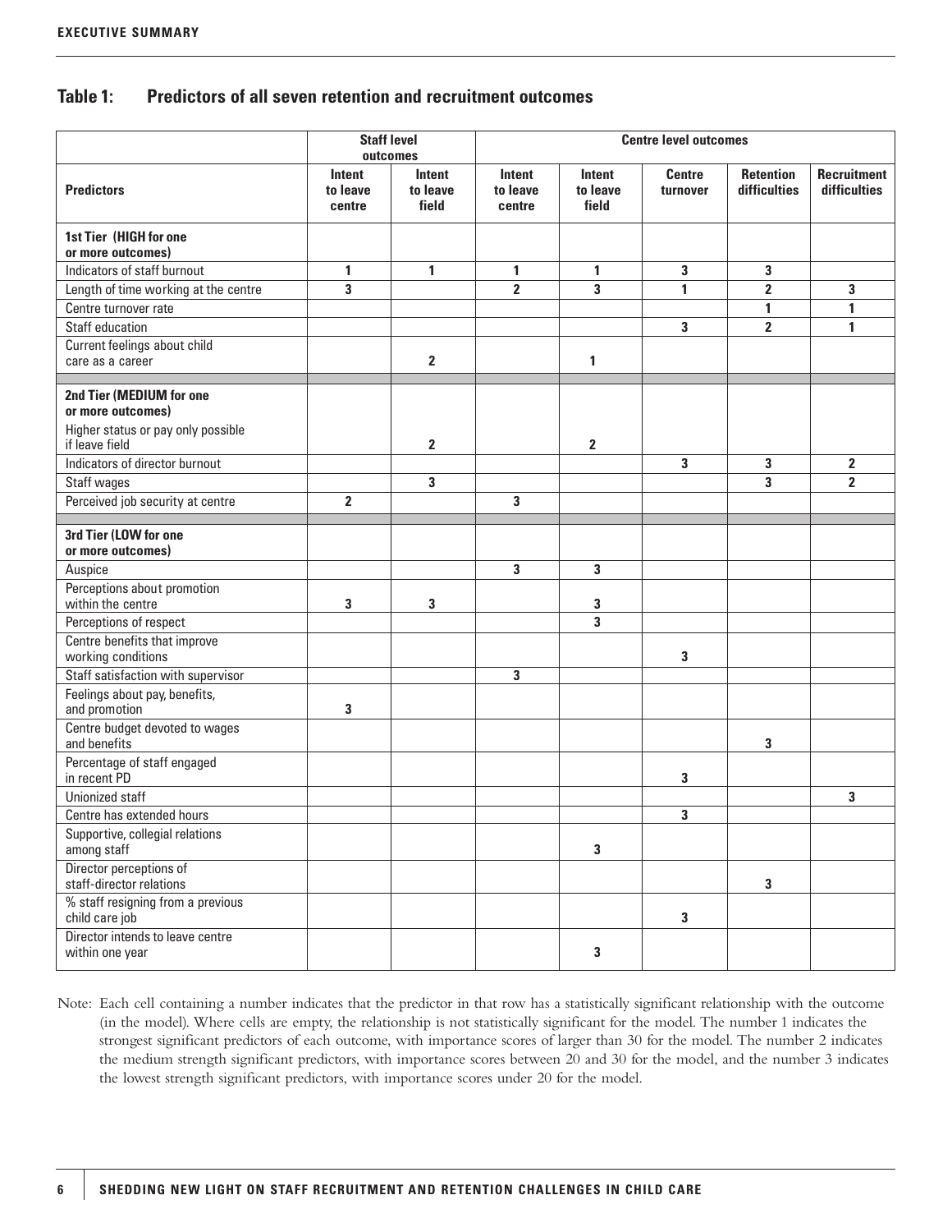## Table 1: Predictors of all seven retention and recruitment outcomes

| | Staff level outcomes | | Centre level outcomes | | | | |
|---|---|---|---|---|---|---|---|
| **Predictors** | **Intent to leave centre** | **Intent to leave field** | **Intent to leave centre** | **Intent to leave field** | **Centre turnover** | **Retention difficulties** | **Recruitment difficulties** |
| **1st Tier (HIGH for one or more outcomes)** | | | | | | | |
| Indicators of staff burnout | 1 | 1 | 1 | 1 | 3 | 3 | |
| Length of time working at the centre | 3 | | 2 | 3 | 1 | 2 | 3 |
| Centre turnover rate | | | | | | 1 | 1 |
| Staff education | | | | | 3 | 2 | 1 |
| Current feelings about child care as a career | | 2 | | 1 | | | |
| **2nd Tier (MEDIUM for one or more outcomes)** | | | | | | | |
| Higher status or pay only possible if leave field | | 2 | | 2 | | | |
| Indicators of director burnout | | | | | 3 | 3 | 2 |
| Staff wages | | 3 | | | | 3 | 2 |
| Perceived job security at centre | 2 | | 3 | | | | |
| **3rd Tier (LOW for one or more outcomes)** | | | | | | | |
| Auspice | | | 3 | 3 | | | |
| Perceptions about promotion within the centre | 3 | 3 | | 3 | | | |
| Perceptions of respect | | | | 3 | | | |
| Centre benefits that improve working conditions | | | | | 3 | | |
| Staff satisfaction with supervisor | | | 3 | | | | |
| Feelings about pay, benefits, and promotion | 3 | | | | | | |
| Centre budget devoted to wages and benefits | | | | | | 3 | |
| Percentage of staff engaged in recent PD | | | | | 3 | | |
| Unionized staff | | | | | | | 3 |
| Centre has extended hours | | | | | 3 | | |
| Supportive, collegial relations among staff | | | | 3 | | | |
| Director perceptions of staff-director relations | | | | | | 3 | |
| % staff resigning from a previous child care job | | | | | 3 | | |
| Director intends to leave centre within one year | | | | 3 | | | |

Note: Each cell containing a number indicates that the predictor in that row has a statistically significant relationship with the outcome (in the model). Where cells are empty, the relationship is not statistically significant for the model. The number 1 indicates the strongest significant predictors of each outcome, with importance scores of larger than 30 for the model. The number 2 indicates the medium strength significant predictors, with importance scores between 20 and 30 for the model, and the number 3 indicates the lowest strength significant predictors, with importance scores under 20 for the model.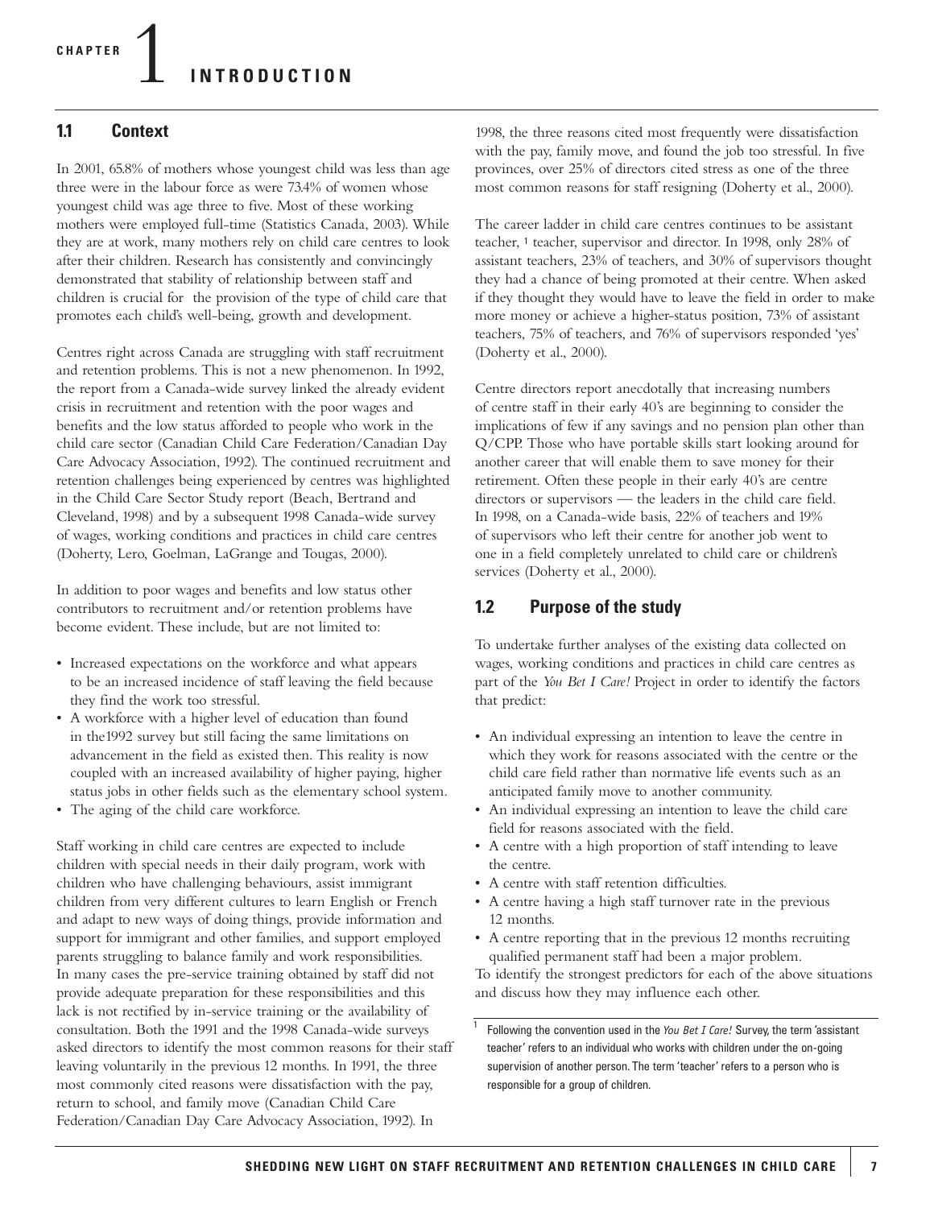# CHAPTER 1 INTRODUCTION

## 1.1 Context

In 2001, 65.8% of mothers whose youngest child was less than age three were in the labour force as were 73.4% of women whose youngest child was age three to five. Most of these working mothers were employed full-time (Statistics Canada, 2003). While they are at work, many mothers rely on child care centres to look after their children. Research has consistently and convincingly demonstrated that stability of relationship between staff and children is crucial for the provision of the type of child care that promotes each child's well-being, growth and development.

Centres right across Canada are struggling with staff recruitment and retention problems. This is not a new phenomenon. In 1992, the report from a Canada-wide survey linked the already evident crisis in recruitment and retention with the poor wages and benefits and the low status afforded to people who work in the child care sector (Canadian Child Care Federation/Canadian Day Care Advocacy Association, 1992). The continued recruitment and retention challenges being experienced by centres was highlighted in the Child Care Sector Study report (Beach, Bertrand and Cleveland, 1998) and by a subsequent 1998 Canada-wide survey of wages, working conditions and practices in child care centres (Doherty, Lero, Goelman, LaGrange and Tougas, 2000).

In addition to poor wages and benefits and low status other contributors to recruitment and/or retention problems have become evident. These include, but are not limited to:

- Increased expectations on the workforce and what appears to be an increased incidence of staff leaving the field because they find the work too stressful.
- A workforce with a higher level of education than found in the1992 survey but still facing the same limitations on advancement in the field as existed then. This reality is now coupled with an increased availability of higher paying, higher status jobs in other fields such as the elementary school system.
- The aging of the child care workforce.

Staff working in child care centres are expected to include children with special needs in their daily program, work with children who have challenging behaviours, assist immigrant children from very different cultures to learn English or French and adapt to new ways of doing things, provide information and support for immigrant and other families, and support employed parents struggling to balance family and work responsibilities. In many cases the pre-service training obtained by staff did not provide adequate preparation for these responsibilities and this lack is not rectified by in-service training or the availability of consultation. Both the 1991 and the 1998 Canada-wide surveys asked directors to identify the most common reasons for their staff leaving voluntarily in the previous 12 months. In 1991, the three most commonly cited reasons were dissatisfaction with the pay, return to school, and family move (Canadian Child Care Federation/Canadian Day Care Advocacy Association, 1992). In 1998, the three reasons cited most frequently were dissatisfaction with the pay, family move, and found the job too stressful. In five provinces, over 25% of directors cited stress as one of the three most common reasons for staff resigning (Doherty et al., 2000).

The career ladder in child care centres continues to be assistant teacher, [1] teacher, supervisor and director. In 1998, only 28% of assistant teachers, 23% of teachers, and 30% of supervisors thought they had a chance of being promoted at their centre. When asked if they thought they would have to leave the field in order to make more money or achieve a higher-status position, 73% of assistant teachers, 75% of teachers, and 76% of supervisors responded 'yes' (Doherty et al., 2000).

Centre directors report anecdotally that increasing numbers of centre staff in their early 40's are beginning to consider the implications of few if any savings and no pension plan other than Q/CPP. Those who have portable skills start looking around for another career that will enable them to save money for their retirement. Often these people in their early 40's are centre directors or supervisors — the leaders in the child care field. In 1998, on a Canada-wide basis, 22% of teachers and 19% of supervisors who left their centre for another job went to one in a field completely unrelated to child care or children's services (Doherty et al., 2000).

## 1.2 Purpose of the study

To undertake further analyses of the existing data collected on wages, working conditions and practices in child care centres as part of the *You Bet I Care!* Project in order to identify the factors that predict:

- An individual expressing an intention to leave the centre in which they work for reasons associated with the centre or the child care field rather than normative life events such as an anticipated family move to another community.
- An individual expressing an intention to leave the child care field for reasons associated with the field.
- A centre with a high proportion of staff intending to leave the centre.
- A centre with staff retention difficulties.
- A centre having a high staff turnover rate in the previous 12 months.
- A centre reporting that in the previous 12 months recruiting qualified permanent staff had been a major problem.

To identify the strongest predictors for each of the above situations and discuss how they may influence each other.

[1] Following the convention used in the *You Bet I Care!* Survey, the term 'assistant teacher' refers to an individual who works with children under the on-going supervision of another person. The term 'teacher' refers to a person who is responsible for a group of children.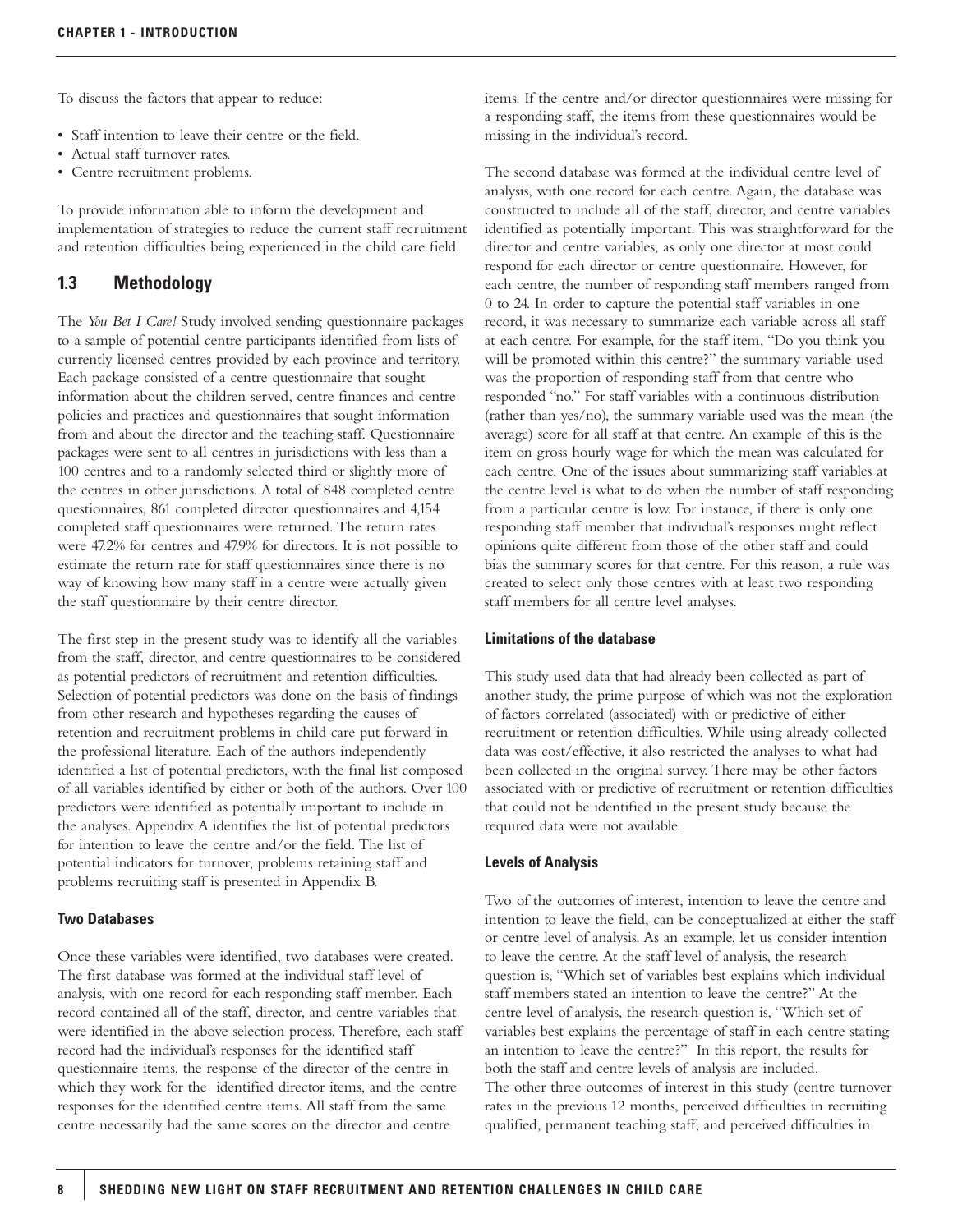To discuss the factors that appear to reduce:

- Staff intention to leave their centre or the field.
- Actual staff turnover rates.
- Centre recruitment problems.

To provide information able to inform the development and implementation of strategies to reduce the current staff recruitment and retention difficulties being experienced in the child care field.

## 1.3 Methodology

The *You Bet I Care!* Study involved sending questionnaire packages to a sample of potential centre participants identified from lists of currently licensed centres provided by each province and territory. Each package consisted of a centre questionnaire that sought information about the children served, centre finances and centre policies and practices and questionnaires that sought information from and about the director and the teaching staff. Questionnaire packages were sent to all centres in jurisdictions with less than a 100 centres and to a randomly selected third or slightly more of the centres in other jurisdictions. A total of 848 completed centre questionnaires, 861 completed director questionnaires and 4,154 completed staff questionnaires were returned. The return rates were 47.2% for centres and 47.9% for directors. It is not possible to estimate the return rate for staff questionnaires since there is no way of knowing how many staff in a centre were actually given the staff questionnaire by their centre director.

The first step in the present study was to identify all the variables from the staff, director, and centre questionnaires to be considered as potential predictors of recruitment and retention difficulties. Selection of potential predictors was done on the basis of findings from other research and hypotheses regarding the causes of retention and recruitment problems in child care put forward in the professional literature. Each of the authors independently identified a list of potential predictors, with the final list composed of all variables identified by either or both of the authors. Over 100 predictors were identified as potentially important to include in the analyses. Appendix A identifies the list of potential predictors for intention to leave the centre and/or the field. The list of potential indicators for turnover, problems retaining staff and problems recruiting staff is presented in Appendix B.

### Two Databases

Once these variables were identified, two databases were created. The first database was formed at the individual staff level of analysis, with one record for each responding staff member. Each record contained all of the staff, director, and centre variables that were identified in the above selection process. Therefore, each staff record had the individual's responses for the identified staff questionnaire items, the response of the director of the centre in which they work for the identified director items, and the centre responses for the identified centre items. All staff from the same centre necessarily had the same scores on the director and centre items. If the centre and/or director questionnaires were missing for a responding staff, the items from these questionnaires would be missing in the individual's record.

The second database was formed at the individual centre level of analysis, with one record for each centre. Again, the database was constructed to include all of the staff, director, and centre variables identified as potentially important. This was straightforward for the director and centre variables, as only one director at most could respond for each director or centre questionnaire. However, for each centre, the number of responding staff members ranged from 0 to 24. In order to capture the potential staff variables in one record, it was necessary to summarize each variable across all staff at each centre. For example, for the staff item, "Do you think you will be promoted within this centre?" the summary variable used was the proportion of responding staff from that centre who responded "no." For staff variables with a continuous distribution (rather than yes/no), the summary variable used was the mean (the average) score for all staff at that centre. An example of this is the item on gross hourly wage for which the mean was calculated for each centre. One of the issues about summarizing staff variables at the centre level is what to do when the number of staff responding from a particular centre is low. For instance, if there is only one responding staff member that individual's responses might reflect opinions quite different from those of the other staff and could bias the summary scores for that centre. For this reason, a rule was created to select only those centres with at least two responding staff members for all centre level analyses.

### Limitations of the database

This study used data that had already been collected as part of another study, the prime purpose of which was not the exploration of factors correlated (associated) with or predictive of either recruitment or retention difficulties. While using already collected data was cost/effective, it also restricted the analyses to what had been collected in the original survey. There may be other factors associated with or predictive of recruitment or retention difficulties that could not be identified in the present study because the required data were not available.

### Levels of Analysis

Two of the outcomes of interest, intention to leave the centre and intention to leave the field, can be conceptualized at either the staff or centre level of analysis. As an example, let us consider intention to leave the centre. At the staff level of analysis, the research question is, "Which set of variables best explains which individual staff members stated an intention to leave the centre?" At the centre level of analysis, the research question is, "Which set of variables best explains the percentage of staff in each centre stating an intention to leave the centre?" In this report, the results for both the staff and centre levels of analysis are included.

The other three outcomes of interest in this study (centre turnover rates in the previous 12 months, perceived difficulties in recruiting qualified, permanent teaching staff, and perceived difficulties in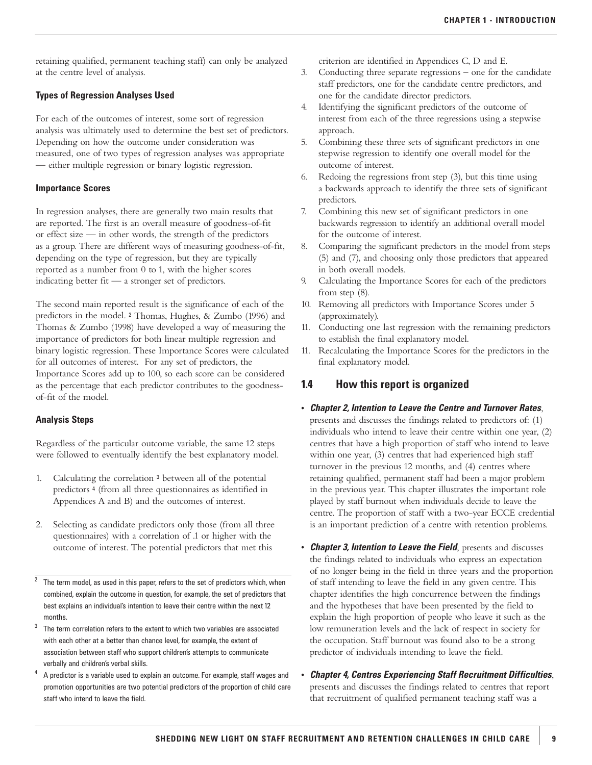retaining qualified, permanent teaching staff) can only be analyzed at the centre level of analysis.

#### Types of Regression Analyses Used

For each of the outcomes of interest, some sort of regression analysis was ultimately used to determine the best set of predictors. Depending on how the outcome under consideration was measured, one of two types of regression analyses was appropriate — either multiple regression or binary logistic regression.

#### Importance Scores

In regression analyses, there are generally two main results that are reported. The first is an overall measure of goodness-of-fit or effect size — in other words, the strength of the predictors as a group. There are different ways of measuring goodness-of-fit, depending on the type of regression, but they are typically reported as a number from 0 to 1, with the higher scores indicating better fit — a stronger set of predictors.

The second main reported result is the significance of each of the predictors in the model. [2] Thomas, Hughes, & Zumbo (1996) and Thomas & Zumbo (1998) have developed a way of measuring the importance of predictors for both linear multiple regression and binary logistic regression. These Importance Scores were calculated for all outcomes of interest. For any set of predictors, the Importance Scores add up to 100, so each score can be considered as the percentage that each predictor contributes to the goodness-of-fit of the model.

#### Analysis Steps

Regardless of the particular outcome variable, the same 12 steps were followed to eventually identify the best explanatory model.

1. Calculating the correlation [3] between all of the potential predictors [4] (from all three questionnaires as identified in Appendices A and B) and the outcomes of interest.
2. Selecting as candidate predictors only those (from all three questionnaires) with a correlation of .1 or higher with the outcome of interest. The potential predictors that met this criterion are identified in Appendices C, D and E.
3. Conducting three separate regressions – one for the candidate staff predictors, one for the candidate centre predictors, and one for the candidate director predictors.
4. Identifying the significant predictors of the outcome of interest from each of the three regressions using a stepwise approach.
5. Combining these three sets of significant predictors in one stepwise regression to identify one overall model for the outcome of interest.
6. Redoing the regressions from step (3), but this time using a backwards approach to identify the three sets of significant predictors.
7. Combining this new set of significant predictors in one backwards regression to identify an additional overall model for the outcome of interest.
8. Comparing the significant predictors in the model from steps (5) and (7), and choosing only those predictors that appeared in both overall models.
9. Calculating the Importance Scores for each of the predictors from step (8).
10. Removing all predictors with Importance Scores under 5 (approximately).
11. Conducting one last regression with the remaining predictors to establish the final explanatory model.
11. Recalculating the Importance Scores for the predictors in the final explanatory model.

## 1.4 How this report is organized

- ***Chapter 2, Intention to Leave the Centre and Turnover Rates***, presents and discusses the findings related to predictors of: (1) individuals who intend to leave their centre within one year, (2) centres that have a high proportion of staff who intend to leave within one year, (3) centres that had experienced high staff turnover in the previous 12 months, and (4) centres where retaining qualified, permanent staff had been a major problem in the previous year. This chapter illustrates the important role played by staff burnout when individuals decide to leave the centre. The proportion of staff with a two-year ECCE credential is an important prediction of a centre with retention problems.
- ***Chapter 3, Intention to Leave the Field***, presents and discusses the findings related to individuals who express an expectation of no longer being in the field in three years and the proportion of staff intending to leave the field in any given centre. This chapter identifies the high concurrence between the findings and the hypotheses that have been presented by the field to explain the high proportion of people who leave it such as the low remuneration levels and the lack of respect in society for the occupation. Staff burnout was found also to be a strong predictor of individuals intending to leave the field.
- ***Chapter 4, Centres Experiencing Staff Recruitment Difficulties***, presents and discusses the findings related to centres that report that recruitment of qualified permanent teaching staff was a

---

[2] The term model, as used in this paper, refers to the set of predictors which, when combined, explain the outcome in question, for example, the set of predictors that best explains an individual's intention to leave their centre within the next 12 months.

[3] The term correlation refers to the extent to which two variables are associated with each other at a better than chance level, for example, the extent of association between staff who support children's attempts to communicate verbally and children's verbal skills.

[4] A predictor is a variable used to explain an outcome. For example, staff wages and promotion opportunities are two potential predictors of the proportion of child care staff who intend to leave the field.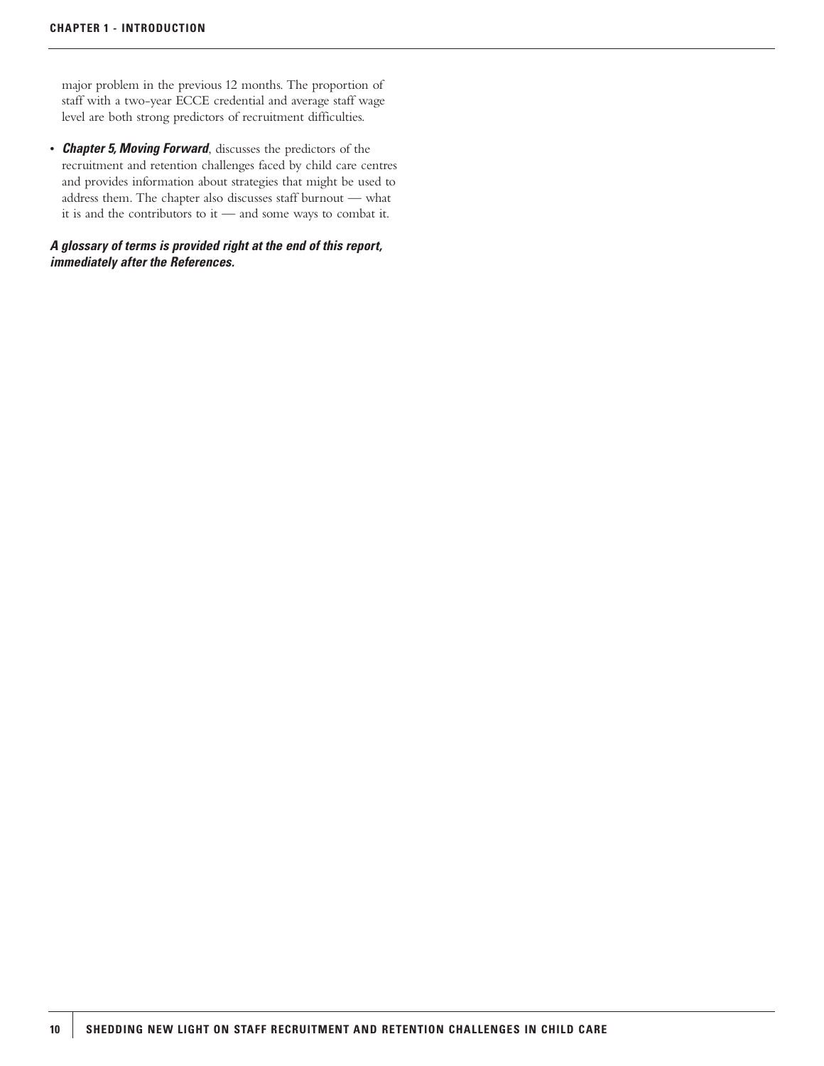major problem in the previous 12 months. The proportion of staff with a two-year ECCE credential and average staff wage level are both strong predictors of recruitment difficulties.

- ***Chapter 5, Moving Forward***, discusses the predictors of the recruitment and retention challenges faced by child care centres and provides information about strategies that might be used to address them. The chapter also discusses staff burnout — what it is and the contributors to it — and some ways to combat it.

***A glossary of terms is provided right at the end of this report, immediately after the References.***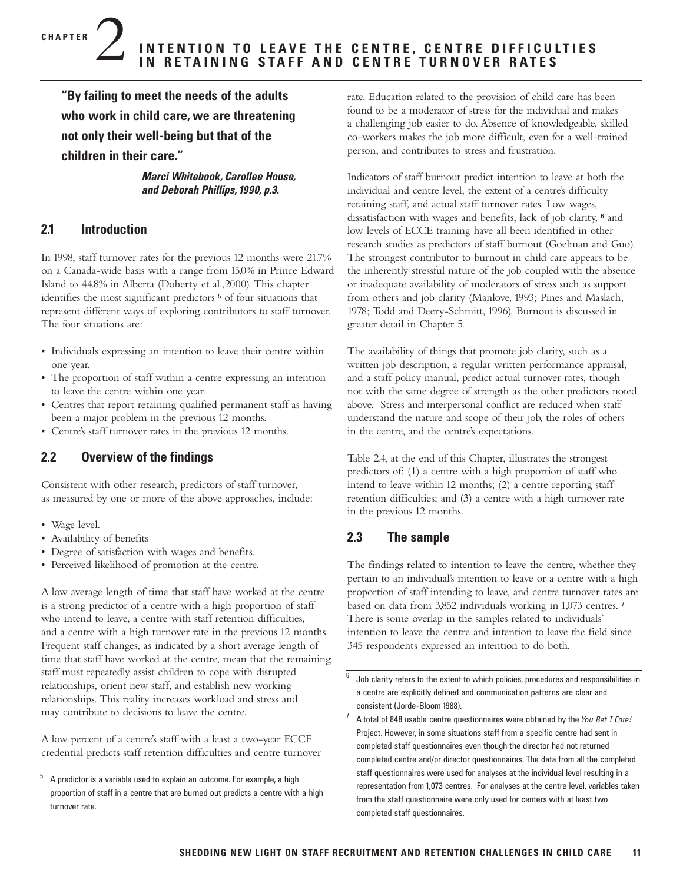# CHAPTER 2 INTENTION TO LEAVE THE CENTRE, CENTRE DIFFICULTIES IN RETAINING STAFF AND CENTRE TURNOVER RATES

**"By failing to meet the needs of the adults who work in child care, we are threatening not only their well-being but that of the children in their care."**

***Marci Whitebook, Carollee House, and Deborah Phillips, 1990, p.3.***

## 2.1 Introduction

In 1998, staff turnover rates for the previous 12 months were 21.7% on a Canada-wide basis with a range from 15.0% in Prince Edward Island to 44.8% in Alberta (Doherty et al.,2000). This chapter identifies the most significant predictors [5] of four situations that represent different ways of exploring contributors to staff turnover. The four situations are:

- Individuals expressing an intention to leave their centre within one year.
- The proportion of staff within a centre expressing an intention to leave the centre within one year.
- Centres that report retaining qualified permanent staff as having been a major problem in the previous 12 months.
- Centre's staff turnover rates in the previous 12 months.

## 2.2 Overview of the findings

Consistent with other research, predictors of staff turnover, as measured by one or more of the above approaches, include:

- Wage level.
- Availability of benefits
- Degree of satisfaction with wages and benefits.
- Perceived likelihood of promotion at the centre.

A low average length of time that staff have worked at the centre is a strong predictor of a centre with a high proportion of staff who intend to leave, a centre with staff retention difficulties, and a centre with a high turnover rate in the previous 12 months. Frequent staff changes, as indicated by a short average length of time that staff have worked at the centre, mean that the remaining staff must repeatedly assist children to cope with disrupted relationships, orient new staff, and establish new working relationships. This reality increases workload and stress and may contribute to decisions to leave the centre.

A low percent of a centre's staff with a least a two-year ECCE credential predicts staff retention difficulties and centre turnover rate. Education related to the provision of child care has been found to be a moderator of stress for the individual and makes a challenging job easier to do. Absence of knowledgeable, skilled co-workers makes the job more difficult, even for a well-trained person, and contributes to stress and frustration.

Indicators of staff burnout predict intention to leave at both the individual and centre level, the extent of a centre's difficulty retaining staff, and actual staff turnover rates. Low wages, dissatisfaction with wages and benefits, lack of job clarity, [6] and low levels of ECCE training have all been identified in other research studies as predictors of staff burnout (Goelman and Guo). The strongest contributor to burnout in child care appears to be the inherently stressful nature of the job coupled with the absence or inadequate availability of moderators of stress such as support from others and job clarity (Manlove, 1993; Pines and Maslach, 1978; Todd and Deery-Schmitt, 1996). Burnout is discussed in greater detail in Chapter 5.

The availability of things that promote job clarity, such as a written job description, a regular written performance appraisal, and a staff policy manual, predict actual turnover rates, though not with the same degree of strength as the other predictors noted above. Stress and interpersonal conflict are reduced when staff understand the nature and scope of their job, the roles of others in the centre, and the centre's expectations.

Table 2.4, at the end of this Chapter, illustrates the strongest predictors of: (1) a centre with a high proportion of staff who intend to leave within 12 months; (2) a centre reporting staff retention difficulties; and (3) a centre with a high turnover rate in the previous 12 months.

## 2.3 The sample

The findings related to intention to leave the centre, whether they pertain to an individual's intention to leave or a centre with a high proportion of staff intending to leave, and centre turnover rates are based on data from 3,852 individuals working in 1,073 centres. [7] There is some overlap in the samples related to individuals' intention to leave the centre and intention to leave the field since 345 respondents expressed an intention to do both.

---

[5] A predictor is a variable used to explain an outcome. For example, a high proportion of staff in a centre that are burned out predicts a centre with a high turnover rate.

[6] Job clarity refers to the extent to which policies, procedures and responsibilities in a centre are explicitly defined and communication patterns are clear and consistent (Jorde-Bloom 1988).

[7] A total of 848 usable centre questionnaires were obtained by the *You Bet I Care!* Project. However, in some situations staff from a specific centre had sent in completed staff questionnaires even though the director had not returned completed centre and/or director questionnaires. The data from all the completed staff questionnaires were used for analyses at the individual level resulting in a representation from 1,073 centres. For analyses at the centre level, variables taken from the staff questionnaire were only used for centers with at least two completed staff questionnaires.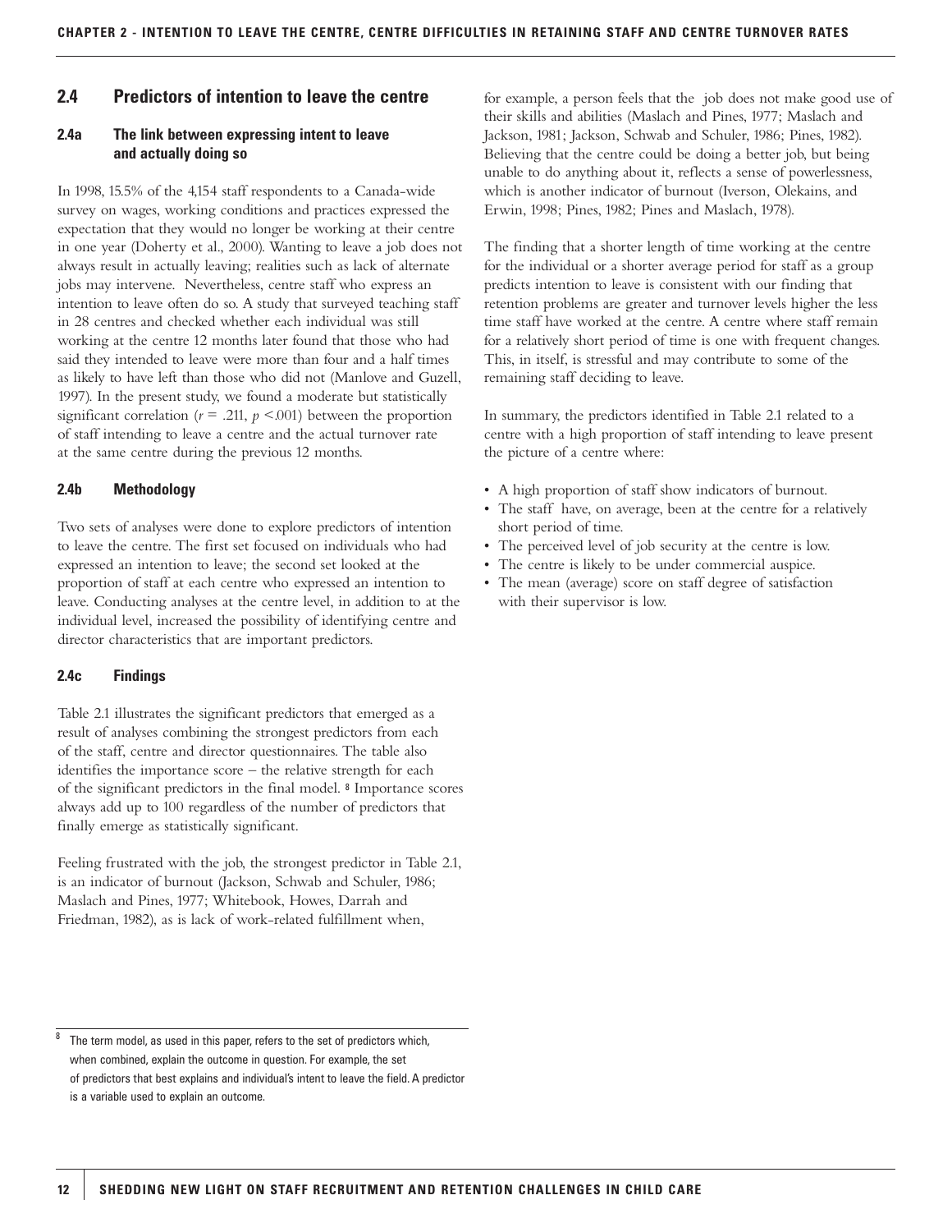## 2.4 Predictors of intention to leave the centre

### 2.4a The link between expressing intent to leave and actually doing so

In 1998, 15.5% of the 4,154 staff respondents to a Canada-wide survey on wages, working conditions and practices expressed the expectation that they would no longer be working at their centre in one year (Doherty et al., 2000). Wanting to leave a job does not always result in actually leaving; realities such as lack of alternate jobs may intervene. Nevertheless, centre staff who express an intention to leave often do so. A study that surveyed teaching staff in 28 centres and checked whether each individual was still working at the centre 12 months later found that those who had said they intended to leave were more than four and a half times as likely to have left than those who did not (Manlove and Guzell, 1997). In the present study, we found a moderate but statistically significant correlation ($r = .211$, $p < .001$) between the proportion of staff intending to leave a centre and the actual turnover rate at the same centre during the previous 12 months.

### 2.4b Methodology

Two sets of analyses were done to explore predictors of intention to leave the centre. The first set focused on individuals who had expressed an intention to leave; the second set looked at the proportion of staff at each centre who expressed an intention to leave. Conducting analyses at the centre level, in addition to at the individual level, increased the possibility of identifying centre and director characteristics that are important predictors.

### 2.4c Findings

Table 2.1 illustrates the significant predictors that emerged as a result of analyses combining the strongest predictors from each of the staff, centre and director questionnaires. The table also identifies the importance score – the relative strength for each of the significant predictors in the final model. [8] Importance scores always add up to 100 regardless of the number of predictors that finally emerge as statistically significant.

Feeling frustrated with the job, the strongest predictor in Table 2.1, is an indicator of burnout (Jackson, Schwab and Schuler, 1986; Maslach and Pines, 1977; Whitebook, Howes, Darrah and Friedman, 1982), as is lack of work-related fulfillment when, for example, a person feels that the job does not make good use of their skills and abilities (Maslach and Pines, 1977; Maslach and Jackson, 1981; Jackson, Schwab and Schuler, 1986; Pines, 1982). Believing that the centre could be doing a better job, but being unable to do anything about it, reflects a sense of powerlessness, which is another indicator of burnout (Iverson, Olekains, and Erwin, 1998; Pines, 1982; Pines and Maslach, 1978).

The finding that a shorter length of time working at the centre for the individual or a shorter average period for staff as a group predicts intention to leave is consistent with our finding that retention problems are greater and turnover levels higher the less time staff have worked at the centre. A centre where staff remain for a relatively short period of time is one with frequent changes. This, in itself, is stressful and may contribute to some of the remaining staff deciding to leave.

In summary, the predictors identified in Table 2.1 related to a centre with a high proportion of staff intending to leave present the picture of a centre where:

- A high proportion of staff show indicators of burnout.
- The staff have, on average, been at the centre for a relatively short period of time.
- The perceived level of job security at the centre is low.
- The centre is likely to be under commercial auspice.
- The mean (average) score on staff degree of satisfaction with their supervisor is low.

---

[8] The term model, as used in this paper, refers to the set of predictors which, when combined, explain the outcome in question. For example, the set of predictors that best explains and individual's intent to leave the field. A predictor is a variable used to explain an outcome.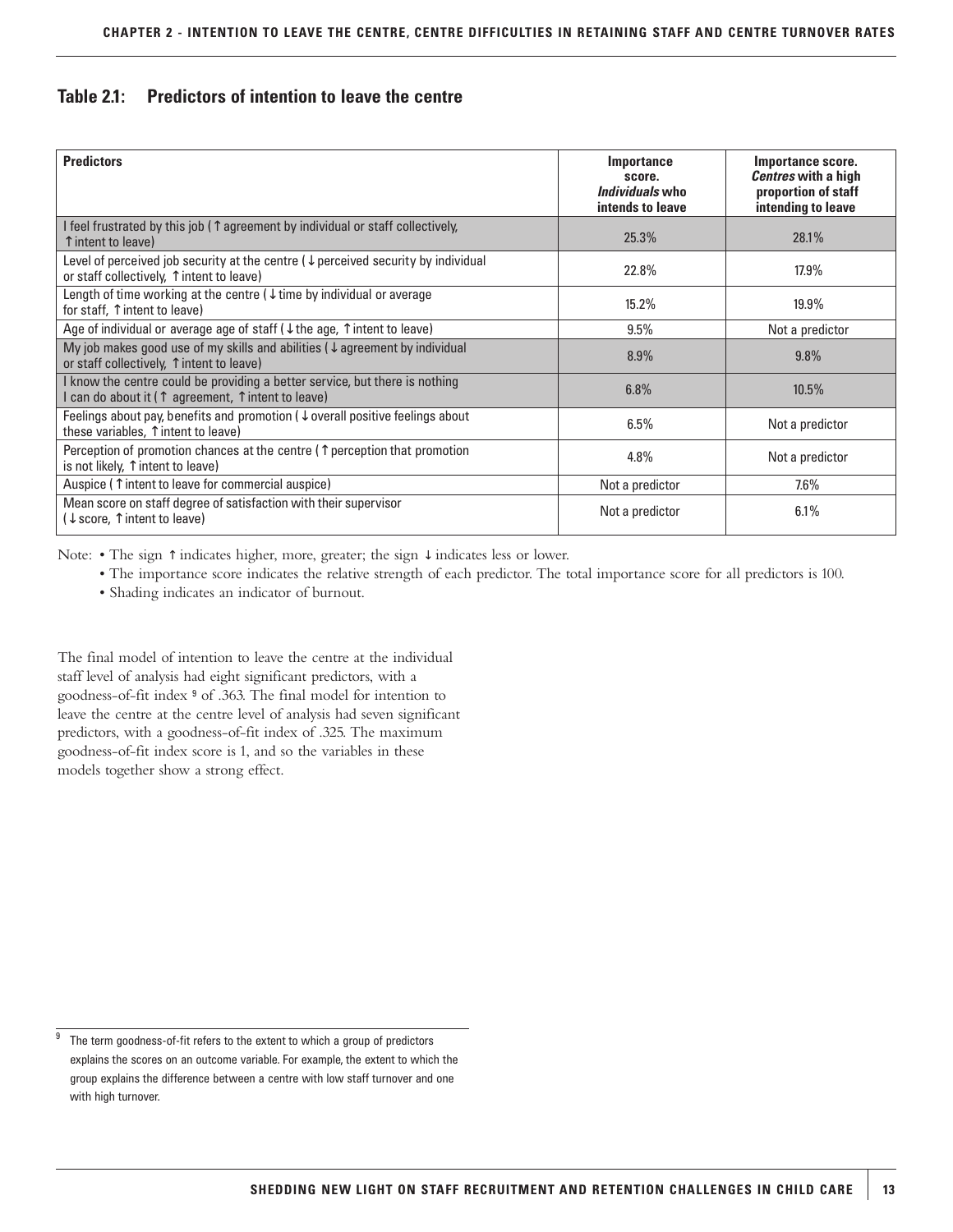### Table 2.1: Predictors of intention to leave the centre

| Predictors | Importance score. *Individuals* who intends to leave | Importance score. *Centres* with a high proportion of staff intending to leave |
|---|---|---|
| I feel frustrated by this job (↑ agreement by individual or staff collectively, ↑ intent to leave) | 25.3% | 28.1% |
| Level of perceived job security at the centre (↓ perceived security by individual or staff collectively, ↑ intent to leave) | 22.8% | 17.9% |
| Length of time working at the centre (↓ time by individual or average for staff, ↑ intent to leave) | 15.2% | 19.9% |
| Age of individual or average age of staff (↓ the age, ↑ intent to leave) | 9.5% | Not a predictor |
| My job makes good use of my skills and abilities (↓ agreement by individual or staff collectively, ↑ intent to leave) | 8.9% | 9.8% |
| I know the centre could be providing a better service, but there is nothing I can do about it (↑ agreement, ↑ intent to leave) | 6.8% | 10.5% |
| Feelings about pay, benefits and promotion (↓ overall positive feelings about these variables, ↑ intent to leave) | 6.5% | Not a predictor |
| Perception of promotion chances at the centre (↑ perception that promotion is not likely, ↑ intent to leave) | 4.8% | Not a predictor |
| Auspice (↑ intent to leave for commercial auspice) | Not a predictor | 7.6% |
| Mean score on staff degree of satisfaction with their supervisor (↓ score, ↑ intent to leave) | Not a predictor | 6.1% |

Note:
- The sign ↑ indicates higher, more, greater; the sign ↓ indicates less or lower.
- The importance score indicates the relative strength of each predictor. The total importance score for all predictors is 100.
- Shading indicates an indicator of burnout.

The final model of intention to leave the centre at the individual staff level of analysis had eight significant predictors, with a goodness-of-fit index [9] of .363. The final model for intention to leave the centre at the centre level of analysis had seven significant predictors, with a goodness-of-fit index of .325. The maximum goodness-of-fit index score is 1, and so the variables in these models together show a strong effect.

[9] The term goodness-of-fit refers to the extent to which a group of predictors explains the scores on an outcome variable. For example, the extent to which the group explains the difference between a centre with low staff turnover and one with high turnover.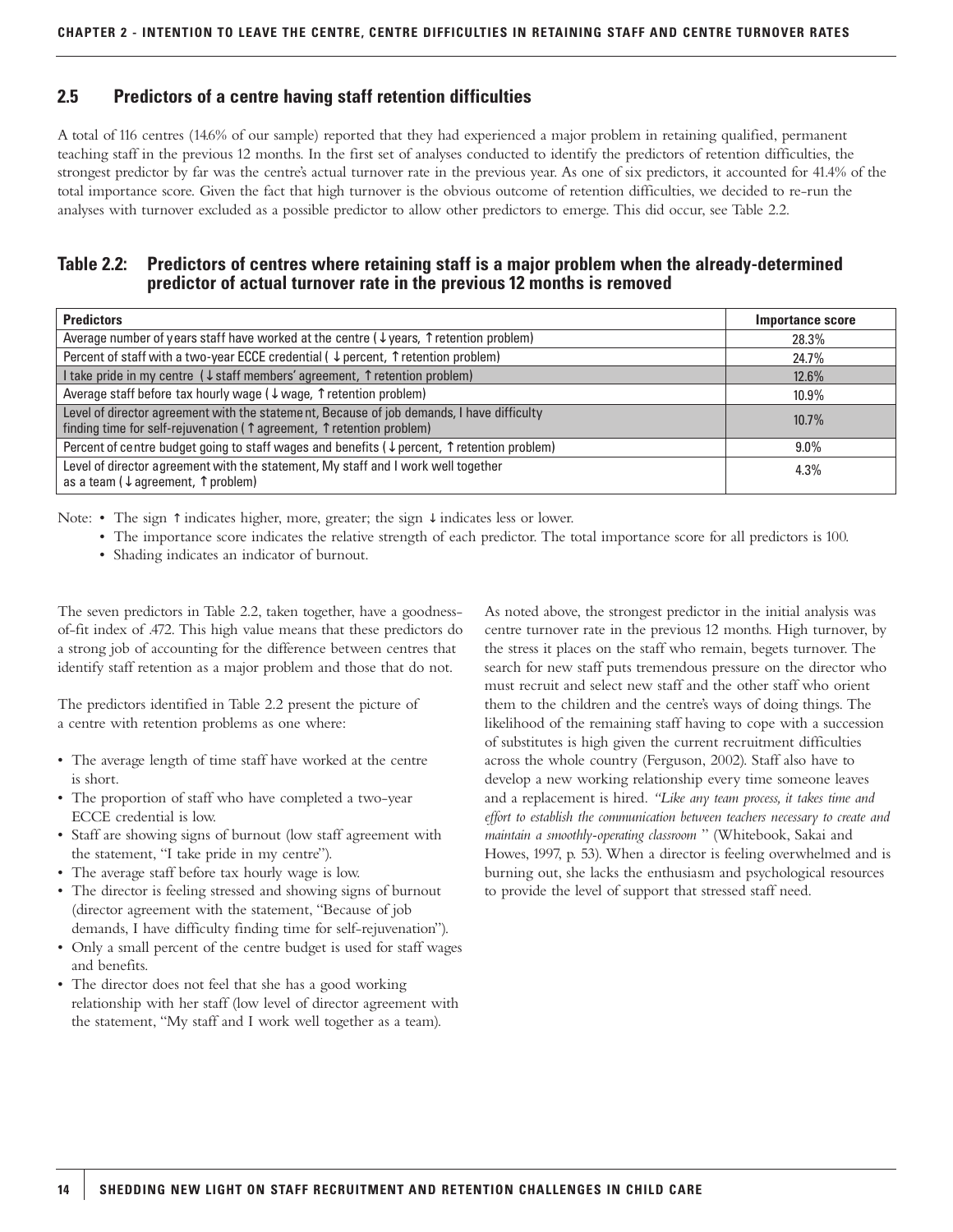## 2.5 Predictors of a centre having staff retention difficulties

A total of 116 centres (14.6% of our sample) reported that they had experienced a major problem in retaining qualified, permanent teaching staff in the previous 12 months. In the first set of analyses conducted to identify the predictors of retention difficulties, the strongest predictor by far was the centre's actual turnover rate in the previous year. As one of six predictors, it accounted for 41.4% of the total importance score. Given the fact that high turnover is the obvious outcome of retention difficulties, we decided to re-run the analyses with turnover excluded as a possible predictor to allow other predictors to emerge. This did occur, see Table 2.2.

### Table 2.2: Predictors of centres where retaining staff is a major problem when the already-determined predictor of actual turnover rate in the previous 12 months is removed

| Predictors | Importance score |
|---|---|
| Average number of years staff have worked at the centre (↓ years, ↑ retention problem) | 28.3% |
| Percent of staff with a two-year ECCE credential ( ↓ percent, ↑ retention problem) | 24.7% |
| I take pride in my centre (↓ staff members' agreement, ↑ retention problem) | 12.6% |
| Average staff before tax hourly wage (↓ wage, ↑ retention problem) | 10.9% |
| Level of director agreement with the statement, Because of job demands, I have difficulty finding time for self-rejuvenation (↑ agreement, ↑ retention problem) | 10.7% |
| Percent of centre budget going to staff wages and benefits (↓ percent, ↑ retention problem) | 9.0% |
| Level of director agreement with the statement, My staff and I work well together as a team (↓ agreement, ↑ problem) | 4.3% |

Note: • The sign ↑ indicates higher, more, greater; the sign ↓ indicates less or lower.
• The importance score indicates the relative strength of each predictor. The total importance score for all predictors is 100.
• Shading indicates an indicator of burnout.

The seven predictors in Table 2.2, taken together, have a goodness-of-fit index of .472. This high value means that these predictors do a strong job of accounting for the difference between centres that identify staff retention as a major problem and those that do not.

The predictors identified in Table 2.2 present the picture of a centre with retention problems as one where:

- The average length of time staff have worked at the centre is short.
- The proportion of staff who have completed a two-year ECCE credential is low.
- Staff are showing signs of burnout (low staff agreement with the statement, "I take pride in my centre").
- The average staff before tax hourly wage is low.
- The director is feeling stressed and showing signs of burnout (director agreement with the statement, "Because of job demands, I have difficulty finding time for self-rejuvenation").
- Only a small percent of the centre budget is used for staff wages and benefits.
- The director does not feel that she has a good working relationship with her staff (low level of director agreement with the statement, "My staff and I work well together as a team).

As noted above, the strongest predictor in the initial analysis was centre turnover rate in the previous 12 months. High turnover, by the stress it places on the staff who remain, begets turnover. The search for new staff puts tremendous pressure on the director who must recruit and select new staff and the other staff who orient them to the children and the centre's ways of doing things. The likelihood of the remaining staff having to cope with a succession of substitutes is high given the current recruitment difficulties across the whole country (Ferguson, 2002). Staff also have to develop a new working relationship every time someone leaves and a replacement is hired. *"Like any team process, it takes time and effort to establish the communication between teachers necessary to create and maintain a smoothly-operating classroom "* (Whitebook, Sakai and Howes, 1997, p. 53). When a director is feeling overwhelmed and is burning out, she lacks the enthusiasm and psychological resources to provide the level of support that stressed staff need.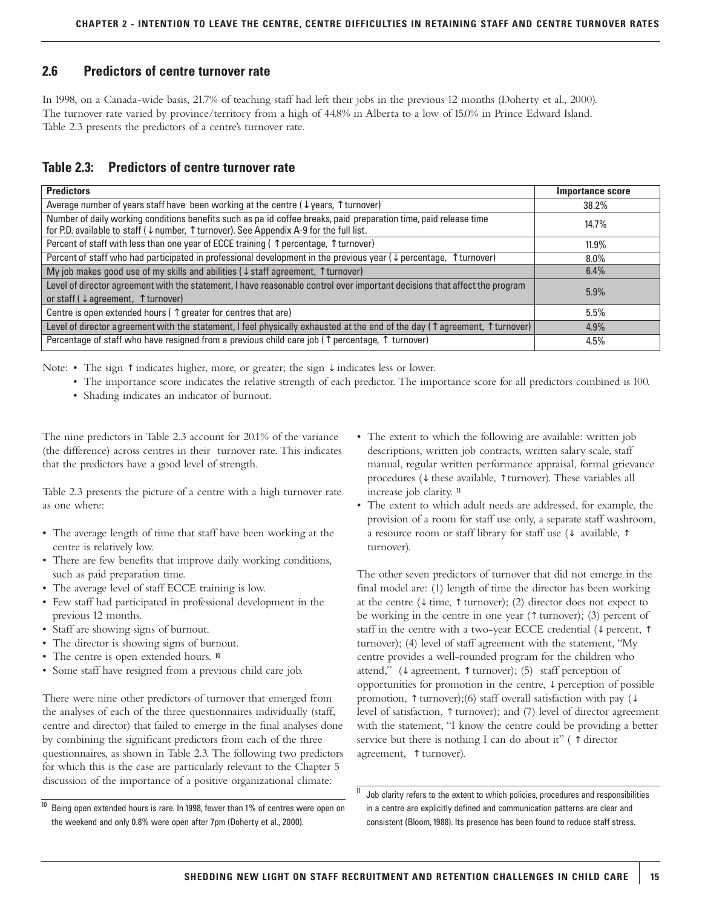## 2.6 Predictors of centre turnover rate

In 1998, on a Canada-wide basis, 21.7% of teaching staff had left their jobs in the previous 12 months (Doherty et al., 2000). The turnover rate varied by province/territory from a high of 44.8% in Alberta to a low of 15.0% in Prince Edward Island. Table 2.3 presents the predictors of a centre's turnover rate.

### Table 2.3: Predictors of centre turnover rate

| Predictors | Importance score |
|---|---|
| Average number of years staff have been working at the centre (↓years, ↑turnover) | 38.2% |
| Number of daily working conditions benefits such as pa id coffee breaks, paid preparation time, paid release time for P.D. available to staff (↓number, ↑turnover). See Appendix A-9 for the full list. | 14.7% |
| Percent of staff with less than one year of ECCE training (↑percentage, ↑turnover) | 11.9% |
| Percent of staff who had participated in professional development in the previous year (↓percentage, ↑turnover) | 8.0% |
| My job makes good use of my skills and abilities (↓staff agreement, ↑turnover) | 6.4% |
| Level of director agreement with the statement, I have reasonable control over important decisions that affect the program or staff (↓agreement, ↑turnover) | 5.9% |
| Centre is open extended hours (↑greater for centres that are) | 5.5% |
| Level of director agreement with the statement, I feel physically exhausted at the end of the day (↑agreement, ↑turnover) | 4.9% |
| Percentage of staff who have resigned from a previous child care job (↑percentage, ↑turnover) | 4.5% |

Note:
- The sign ↑ indicates higher, more, or greater; the sign ↓ indicates less or lower.
- The importance score indicates the relative strength of each predictor. The importance score for all predictors combined is 100.
- Shading indicates an indicator of burnout.

The nine predictors in Table 2.3 account for 20.1% of the variance (the difference) across centres in their turnover rate. This indicates that the predictors have a good level of strength.

Table 2.3 presents the picture of a centre with a high turnover rate as one where:

- The average length of time that staff have been working at the centre is relatively low.
- There are few benefits that improve daily working conditions, such as paid preparation time.
- The average level of staff ECCE training is low.
- Few staff had participated in professional development in the previous 12 months.
- Staff are showing signs of burnout.
- The director is showing signs of burnout.
- The centre is open extended hours.[10]
- Some staff have resigned from a previous child care job.

There were nine other predictors of turnover that emerged from the analyses of each of the three questionnaires individually (staff, centre and director) that failed to emerge in the final analyses done by combining the significant predictors from each of the three questionnaires, as shown in Table 2.3. The following two predictors for which this is the case are particularly relevant to the Chapter 5 discussion of the importance of a positive organizational climate:

- The extent to which the following are available: written job descriptions, written job contracts, written salary scale, staff manual, regular written performance appraisal, formal grievance procedures (↓these available, ↑turnover). These variables all increase job clarity.[11]
- The extent to which adult needs are addressed, for example, the provision of a room for staff use only, a separate staff washroom, a resource room or staff library for staff use (↓ available, ↑ turnover).

The other seven predictors of turnover that did not emerge in the final model are: (1) length of time the director has been working at the centre (↓time, ↑turnover); (2) director does not expect to be working in the centre in one year (↑turnover); (3) percent of staff in the centre with a two-year ECCE credential (↓percent, ↑ turnover); (4) level of staff agreement with the statement, "My centre provides a well-rounded program for the children who attend," (↓agreement, ↑turnover); (5) staff perception of opportunities for promotion in the centre, ↓perception of possible promotion, ↑turnover);(6) staff overall satisfaction with pay (↓ level of satisfaction, ↑turnover); and (7) level of director agreement with the statement, "I know the centre could be providing a better service but there is nothing I can do about it" (↑director agreement, ↑turnover).

[10] Being open extended hours is rare. In 1998, fewer than 1% of centres were open on the weekend and only 0.8% were open after 7pm (Doherty et al., 2000).

[11] Job clarity refers to the extent to which policies, procedures and responsibilities in a centre are explicitly defined and communication patterns are clear and consistent (Bloom, 1988). Its presence has been found to reduce staff stress.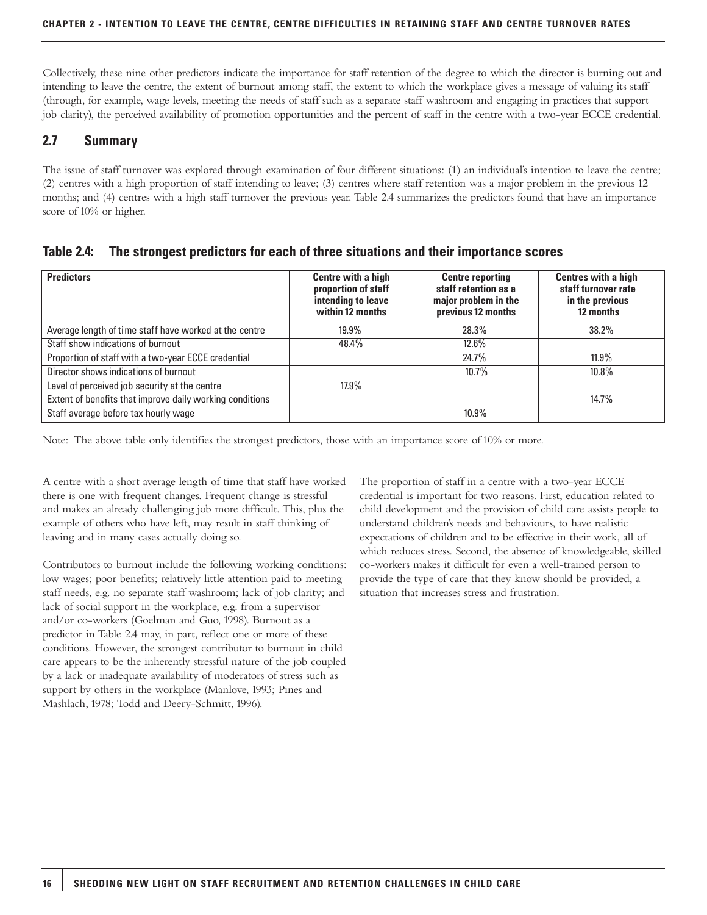Collectively, these nine other predictors indicate the importance for staff retention of the degree to which the director is burning out and intending to leave the centre, the extent of burnout among staff, the extent to which the workplace gives a message of valuing its staff (through, for example, wage levels, meeting the needs of staff such as a separate staff washroom and engaging in practices that support job clarity), the perceived availability of promotion opportunities and the percent of staff in the centre with a two-year ECCE credential.

## 2.7 Summary

The issue of staff turnover was explored through examination of four different situations: (1) an individual's intention to leave the centre; (2) centres with a high proportion of staff intending to leave; (3) centres where staff retention was a major problem in the previous 12 months; and (4) centres with a high staff turnover the previous year. Table 2.4 summarizes the predictors found that have an importance score of 10% or higher.

### Table 2.4: The strongest predictors for each of three situations and their importance scores

| Predictors | Centre with a high proportion of staff intending to leave within 12 months | Centre reporting staff retention as a major problem in the previous 12 months | Centres with a high staff turnover rate in the previous 12 months |
|---|---|---|---|
| Average length of time staff have worked at the centre | 19.9% | 28.3% | 38.2% |
| Staff show indications of burnout | 48.4% | 12.6% | |
| Proportion of staff with a two-year ECCE credential | | 24.7% | 11.9% |
| Director shows indications of burnout | | 10.7% | 10.8% |
| Level of perceived job security at the centre | 17.9% | | |
| Extent of benefits that improve daily working conditions | | | 14.7% |
| Staff average before tax hourly wage | | 10.9% | |

Note: The above table only identifies the strongest predictors, those with an importance score of 10% or more.

A centre with a short average length of time that staff have worked there is one with frequent changes. Frequent change is stressful and makes an already challenging job more difficult. This, plus the example of others who have left, may result in staff thinking of leaving and in many cases actually doing so.

Contributors to burnout include the following working conditions: low wages; poor benefits; relatively little attention paid to meeting staff needs, e.g. no separate staff washroom; lack of job clarity; and lack of social support in the workplace, e.g. from a supervisor and/or co-workers (Goelman and Guo, 1998). Burnout as a predictor in Table 2.4 may, in part, reflect one or more of these conditions. However, the strongest contributor to burnout in child care appears to be the inherently stressful nature of the job coupled by a lack or inadequate availability of moderators of stress such as support by others in the workplace (Manlove, 1993; Pines and Mashlach, 1978; Todd and Deery-Schmitt, 1996).

The proportion of staff in a centre with a two-year ECCE credential is important for two reasons. First, education related to child development and the provision of child care assists people to understand children's needs and behaviours, to have realistic expectations of children and to be effective in their work, all of which reduces stress. Second, the absence of knowledgeable, skilled co-workers makes it difficult for even a well-trained person to provide the type of care that they know should be provided, a situation that increases stress and frustration.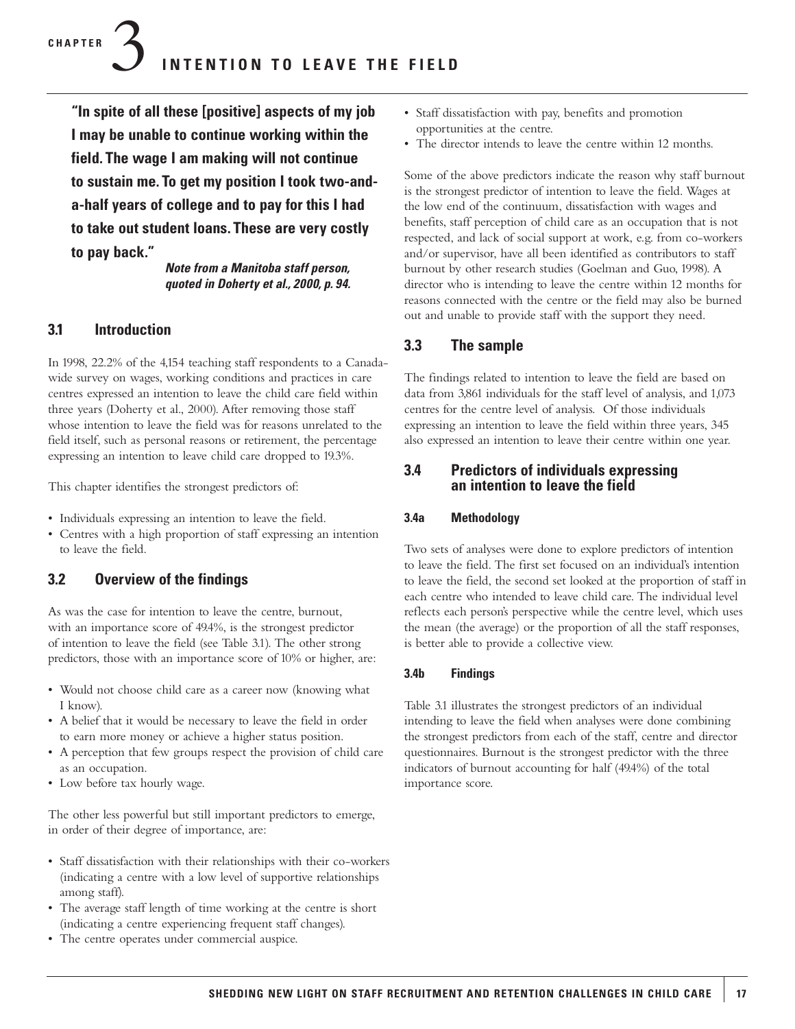# CHAPTER 3 INTENTION TO LEAVE THE FIELD

**"In spite of all these [positive] aspects of my job I may be unable to continue working within the field. The wage I am making will not continue to sustain me. To get my position I took two-and-a-half years of college and to pay for this I had to take out student loans. These are very costly to pay back."**

***Note from a Manitoba staff person, quoted in Doherty et al., 2000, p. 94.***

## 3.1 Introduction

In 1998, 22.2% of the 4,154 teaching staff respondents to a Canada-wide survey on wages, working conditions and practices in care centres expressed an intention to leave the child care field within three years (Doherty et al., 2000). After removing those staff whose intention to leave the field was for reasons unrelated to the field itself, such as personal reasons or retirement, the percentage expressing an intention to leave child care dropped to 19.3%.

This chapter identifies the strongest predictors of:

- Individuals expressing an intention to leave the field.
- Centres with a high proportion of staff expressing an intention to leave the field.

## 3.2 Overview of the findings

As was the case for intention to leave the centre, burnout, with an importance score of 49.4%, is the strongest predictor of intention to leave the field (see Table 3.1). The other strong predictors, those with an importance score of 10% or higher, are:

- Would not choose child care as a career now (knowing what I know).
- A belief that it would be necessary to leave the field in order to earn more money or achieve a higher status position.
- A perception that few groups respect the provision of child care as an occupation.
- Low before tax hourly wage.

The other less powerful but still important predictors to emerge, in order of their degree of importance, are:

- Staff dissatisfaction with their relationships with their co-workers (indicating a centre with a low level of supportive relationships among staff).
- The average staff length of time working at the centre is short (indicating a centre experiencing frequent staff changes).
- The centre operates under commercial auspice.
- Staff dissatisfaction with pay, benefits and promotion opportunities at the centre.
- The director intends to leave the centre within 12 months.

Some of the above predictors indicate the reason why staff burnout is the strongest predictor of intention to leave the field. Wages at the low end of the continuum, dissatisfaction with wages and benefits, staff perception of child care as an occupation that is not respected, and lack of social support at work, e.g. from co-workers and/or supervisor, have all been identified as contributors to staff burnout by other research studies (Goelman and Guo, 1998). A director who is intending to leave the centre within 12 months for reasons connected with the centre or the field may also be burned out and unable to provide staff with the support they need.

## 3.3 The sample

The findings related to intention to leave the field are based on data from 3,861 individuals for the staff level of analysis, and 1,073 centres for the centre level of analysis. Of those individuals expressing an intention to leave the field within three years, 345 also expressed an intention to leave their centre within one year.

## 3.4 Predictors of individuals expressing an intention to leave the field

### 3.4a Methodology

Two sets of analyses were done to explore predictors of intention to leave the field. The first set focused on an individual's intention to leave the field, the second set looked at the proportion of staff in each centre who intended to leave child care. The individual level reflects each person's perspective while the centre level, which uses the mean (the average) or the proportion of all the staff responses, is better able to provide a collective view.

### 3.4b Findings

Table 3.1 illustrates the strongest predictors of an individual intending to leave the field when analyses were done combining the strongest predictors from each of the staff, centre and director questionnaires. Burnout is the strongest predictor with the three indicators of burnout accounting for half (49.4%) of the total importance score.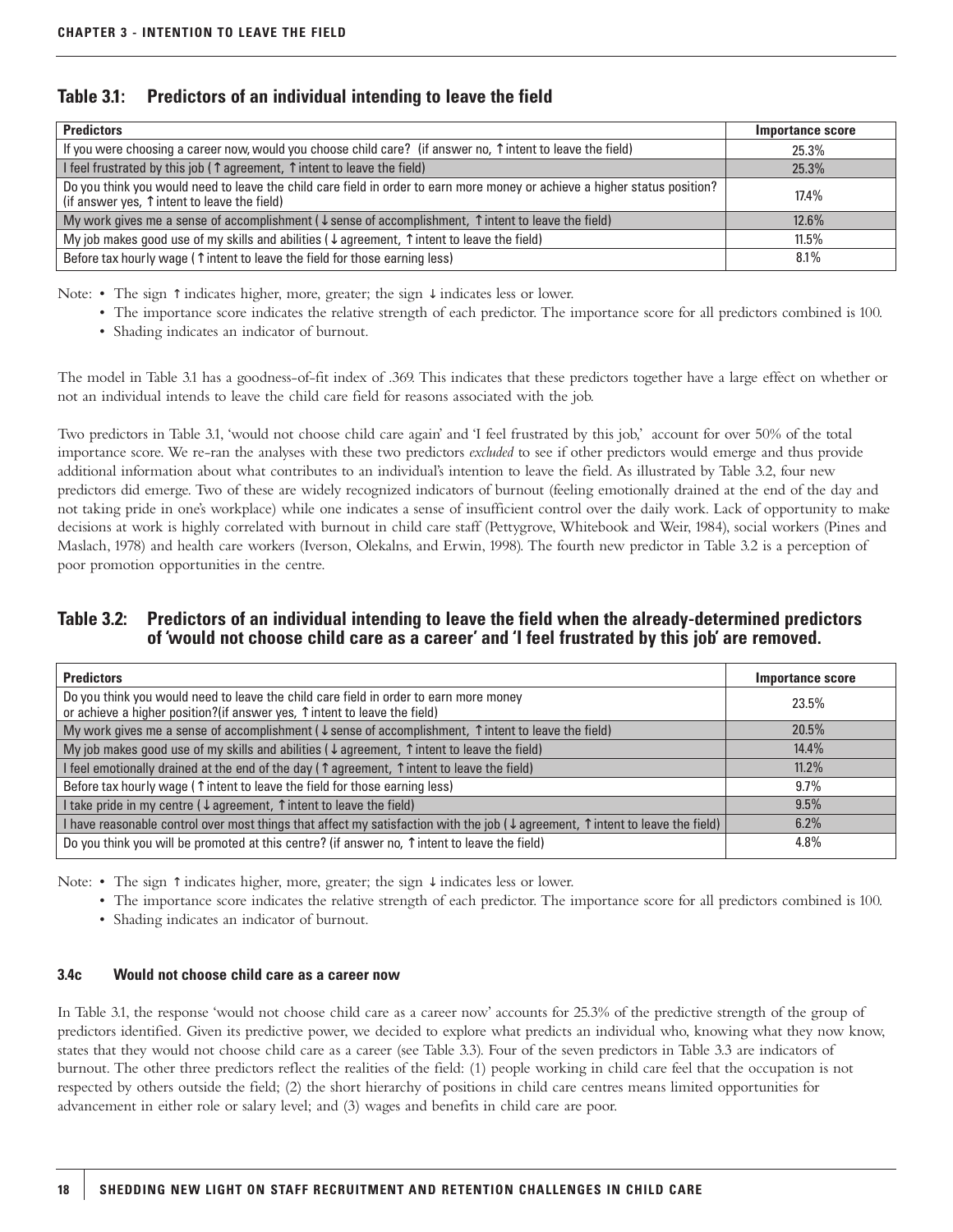## Table 3.1: Predictors of an individual intending to leave the field

| Predictors | Importance score |
|---|---|
| If you were choosing a career now, would you choose child care? (if answer no, ↑ intent to leave the field) | 25.3% |
| I feel frustrated by this job (↑ agreement, ↑ intent to leave the field) | 25.3% |
| Do you think you would need to leave the child care field in order to earn more money or achieve a higher status position? (if answer yes, ↑ intent to leave the field) | 17.4% |
| My work gives me a sense of accomplishment (↓ sense of accomplishment, ↑ intent to leave the field) | 12.6% |
| My job makes good use of my skills and abilities (↓ agreement, ↑ intent to leave the field) | 11.5% |
| Before tax hourly wage (↑ intent to leave the field for those earning less) | 8.1% |

Note:
- The sign ↑ indicates higher, more, greater; the sign ↓ indicates less or lower.
- The importance score indicates the relative strength of each predictor. The importance score for all predictors combined is 100.
- Shading indicates an indicator of burnout.

The model in Table 3.1 has a goodness-of-fit index of .369. This indicates that these predictors together have a large effect on whether or not an individual intends to leave the child care field for reasons associated with the job.

Two predictors in Table 3.1, 'would not choose child care again' and 'I feel frustrated by this job,' account for over 50% of the total importance score. We re-ran the analyses with these two predictors *excluded* to see if other predictors would emerge and thus provide additional information about what contributes to an individual's intention to leave the field. As illustrated by Table 3.2, four new predictors did emerge. Two of these are widely recognized indicators of burnout (feeling emotionally drained at the end of the day and not taking pride in one's workplace) while one indicates a sense of insufficient control over the daily work. Lack of opportunity to make decisions at work is highly correlated with burnout in child care staff (Pettygrove, Whitebook and Weir, 1984), social workers (Pines and Maslach, 1978) and health care workers (Iverson, Olekalns, and Erwin, 1998). The fourth new predictor in Table 3.2 is a perception of poor promotion opportunities in the centre.

## Table 3.2: Predictors of an individual intending to leave the field when the already-determined predictors of 'would not choose child care as a career' and 'I feel frustrated by this job' are removed.

| Predictors | Importance score |
|---|---|
| Do you think you would need to leave the child care field in order to earn more money or achieve a higher position?(if answer yes, ↑ intent to leave the field) | 23.5% |
| My work gives me a sense of accomplishment (↓ sense of accomplishment, ↑ intent to leave the field) | 20.5% |
| My job makes good use of my skills and abilities (↓ agreement, ↑ intent to leave the field) | 14.4% |
| I feel emotionally drained at the end of the day (↑ agreement, ↑ intent to leave the field) | 11.2% |
| Before tax hourly wage (↑ intent to leave the field for those earning less) | 9.7% |
| I take pride in my centre (↓ agreement, ↑ intent to leave the field) | 9.5% |
| I have reasonable control over most things that affect my satisfaction with the job (↓ agreement, ↑ intent to leave the field) | 6.2% |
| Do you think you will be promoted at this centre? (if answer no, ↑ intent to leave the field) | 4.8% |

Note:
- The sign ↑ indicates higher, more, greater; the sign ↓ indicates less or lower.
- The importance score indicates the relative strength of each predictor. The importance score for all predictors combined is 100.
- Shading indicates an indicator of burnout.

### 3.4c Would not choose child care as a career now

In Table 3.1, the response 'would not choose child care as a career now' accounts for 25.3% of the predictive strength of the group of predictors identified. Given its predictive power, we decided to explore what predicts an individual who, knowing what they now know, states that they would not choose child care as a career (see Table 3.3). Four of the seven predictors in Table 3.3 are indicators of burnout. The other three predictors reflect the realities of the field: (1) people working in child care feel that the occupation is not respected by others outside the field; (2) the short hierarchy of positions in child care centres means limited opportunities for advancement in either role or salary level; and (3) wages and benefits in child care are poor.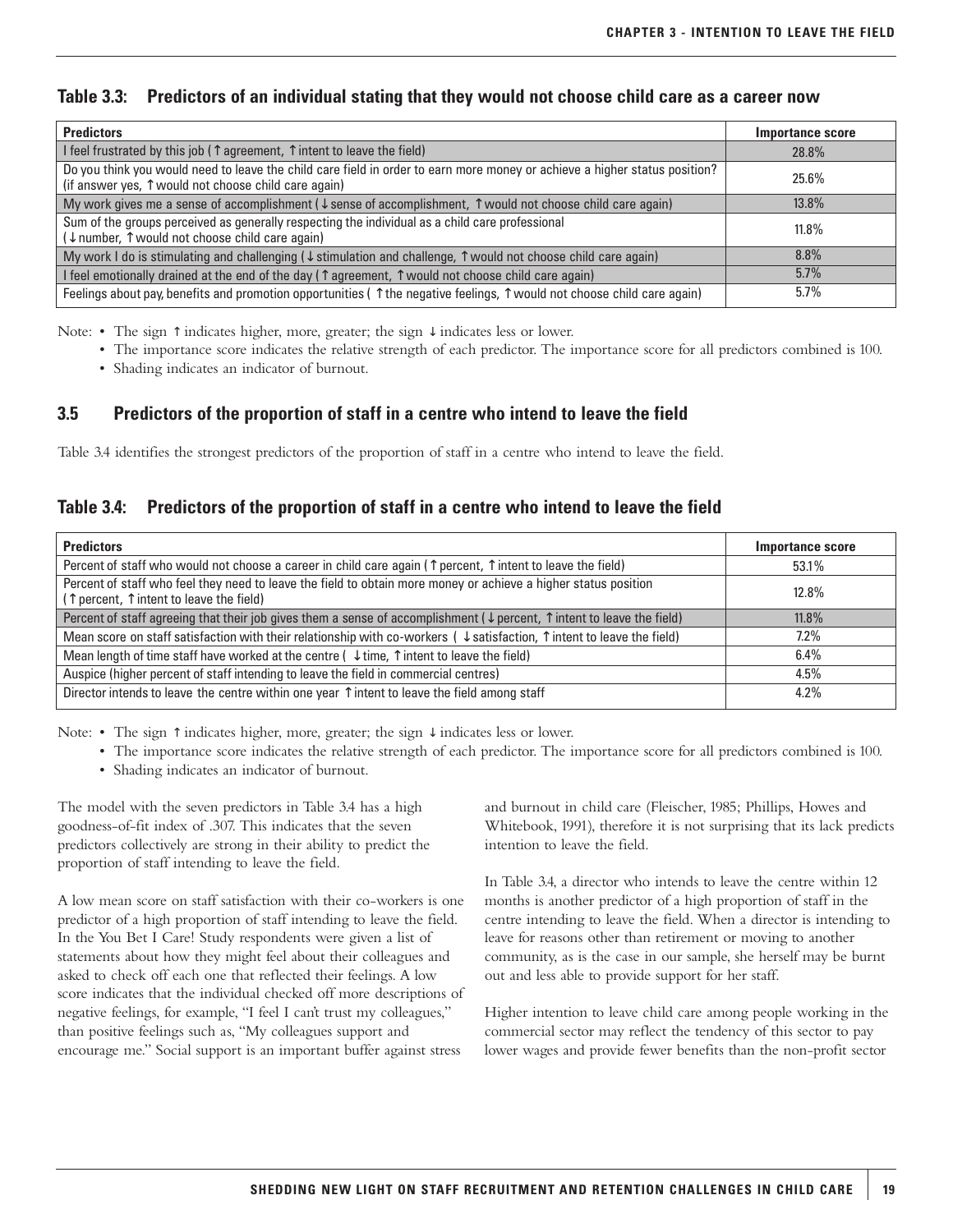### Table 3.3: Predictors of an individual stating that they would not choose child care as a career now

| Predictors | Importance score |
|---|---|
| I feel frustrated by this job (↑ agreement, ↑ intent to leave the field) | 28.8% |
| Do you think you would need to leave the child care field in order to earn more money or achieve a higher status position? (if answer yes, ↑ would not choose child care again) | 25.6% |
| My work gives me a sense of accomplishment (↓ sense of accomplishment, ↑ would not choose child care again) | 13.8% |
| Sum of the groups perceived as generally respecting the individual as a child care professional (↓ number, ↑ would not choose child care again) | 11.8% |
| My work I do is stimulating and challenging (↓ stimulation and challenge, ↑ would not choose child care again) | 8.8% |
| I feel emotionally drained at the end of the day (↑ agreement, ↑ would not choose child care again) | 5.7% |
| Feelings about pay, benefits and promotion opportunities ( ↑ the negative feelings, ↑ would not choose child care again) | 5.7% |

Note: • The sign ↑ indicates higher, more, greater; the sign ↓ indicates less or lower.
• The importance score indicates the relative strength of each predictor. The importance score for all predictors combined is 100.
• Shading indicates an indicator of burnout.

## 3.5 Predictors of the proportion of staff in a centre who intend to leave the field

Table 3.4 identifies the strongest predictors of the proportion of staff in a centre who intend to leave the field.

### Table 3.4: Predictors of the proportion of staff in a centre who intend to leave the field

| Predictors | Importance score |
|---|---|
| Percent of staff who would not choose a career in child care again (↑ percent, ↑ intent to leave the field) | 53.1% |
| Percent of staff who feel they need to leave the field to obtain more money or achieve a higher status position (↑ percent, ↑ intent to leave the field) | 12.8% |
| Percent of staff agreeing that their job gives them a sense of accomplishment (↓ percent, ↑ intent to leave the field) | 11.8% |
| Mean score on staff satisfaction with their relationship with co-workers ( ↓ satisfaction, ↑ intent to leave the field) | 7.2% |
| Mean length of time staff have worked at the centre ( ↓ time, ↑ intent to leave the field) | 6.4% |
| Auspice (higher percent of staff intending to leave the field in commercial centres) | 4.5% |
| Director intends to leave the centre within one year ↑ intent to leave the field among staff | 4.2% |

Note: • The sign ↑ indicates higher, more, greater; the sign ↓ indicates less or lower.
• The importance score indicates the relative strength of each predictor. The importance score for all predictors combined is 100.
• Shading indicates an indicator of burnout.

The model with the seven predictors in Table 3.4 has a high goodness-of-fit index of .307. This indicates that the seven predictors collectively are strong in their ability to predict the proportion of staff intending to leave the field.

A low mean score on staff satisfaction with their co-workers is one predictor of a high proportion of staff intending to leave the field. In the You Bet I Care! Study respondents were given a list of statements about how they might feel about their colleagues and asked to check off each one that reflected their feelings. A low score indicates that the individual checked off more descriptions of negative feelings, for example, "I feel I can't trust my colleagues," than positive feelings such as, "My colleagues support and encourage me." Social support is an important buffer against stress and burnout in child care (Fleischer, 1985; Phillips, Howes and Whitebook, 1991), therefore it is not surprising that its lack predicts intention to leave the field.

In Table 3.4, a director who intends to leave the centre within 12 months is another predictor of a high proportion of staff in the centre intending to leave the field. When a director is intending to leave for reasons other than retirement or moving to another community, as is the case in our sample, she herself may be burnt out and less able to provide support for her staff.

Higher intention to leave child care among people working in the commercial sector may reflect the tendency of this sector to pay lower wages and provide fewer benefits than the non-profit sector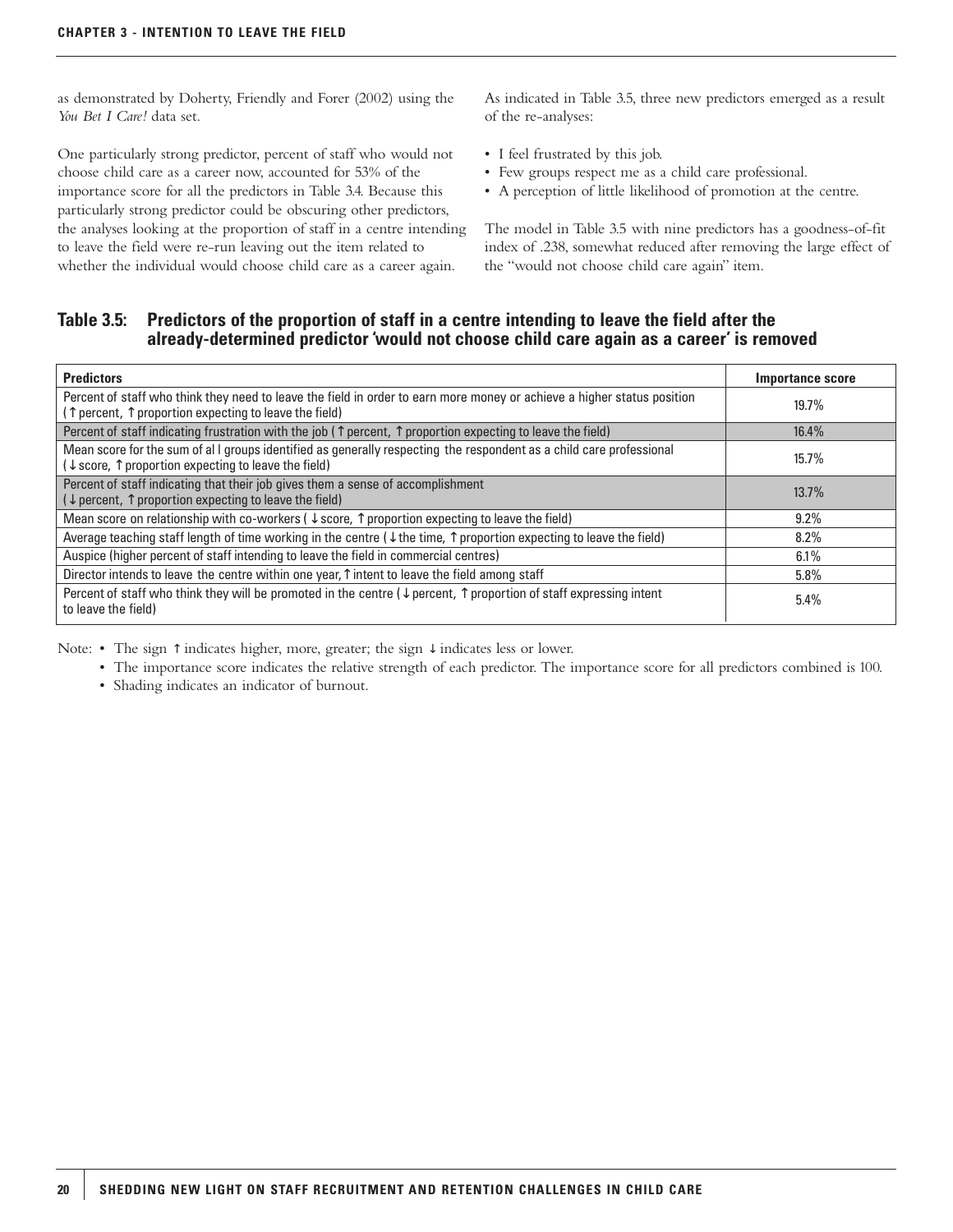as demonstrated by Doherty, Friendly and Forer (2002) using the *You Bet I Care!* data set.

One particularly strong predictor, percent of staff who would not choose child care as a career now, accounted for 53% of the importance score for all the predictors in Table 3.4. Because this particularly strong predictor could be obscuring other predictors, the analyses looking at the proportion of staff in a centre intending to leave the field were re-run leaving out the item related to whether the individual would choose child care as a career again.

As indicated in Table 3.5, three new predictors emerged as a result of the re-analyses:

- I feel frustrated by this job.
- Few groups respect me as a child care professional.
- A perception of little likelihood of promotion at the centre.

The model in Table 3.5 with nine predictors has a goodness-of-fit index of .238, somewhat reduced after removing the large effect of the "would not choose child care again" item.

### Table 3.5: Predictors of the proportion of staff in a centre intending to leave the field after the already-determined predictor 'would not choose child care again as a career' is removed

| Predictors | Importance score |
|---|---|
| Percent of staff who think they need to leave the field in order to earn more money or achieve a higher status position (↑ percent, ↑ proportion expecting to leave the field) | 19.7% |
| Percent of staff indicating frustration with the job (↑ percent, ↑ proportion expecting to leave the field) | 16.4% |
| Mean score for the sum of al l groups identified as generally respecting the respondent as a child care professional (↓ score, ↑ proportion expecting to leave the field) | 15.7% |
| Percent of staff indicating that their job gives them a sense of accomplishment (↓ percent, ↑ proportion expecting to leave the field) | 13.7% |
| Mean score on relationship with co-workers (↓ score, ↑ proportion expecting to leave the field) | 9.2% |
| Average teaching staff length of time working in the centre (↓ the time, ↑ proportion expecting to leave the field) | 8.2% |
| Auspice (higher percent of staff intending to leave the field in commercial centres) | 6.1% |
| Director intends to leave the centre within one year, ↑ intent to leave the field among staff | 5.8% |
| Percent of staff who think they will be promoted in the centre (↓ percent, ↑ proportion of staff expressing intent to leave the field) | 5.4% |

Note:
- The sign ↑ indicates higher, more, greater; the sign ↓ indicates less or lower.
- The importance score indicates the relative strength of each predictor. The importance score for all predictors combined is 100.
- Shading indicates an indicator of burnout.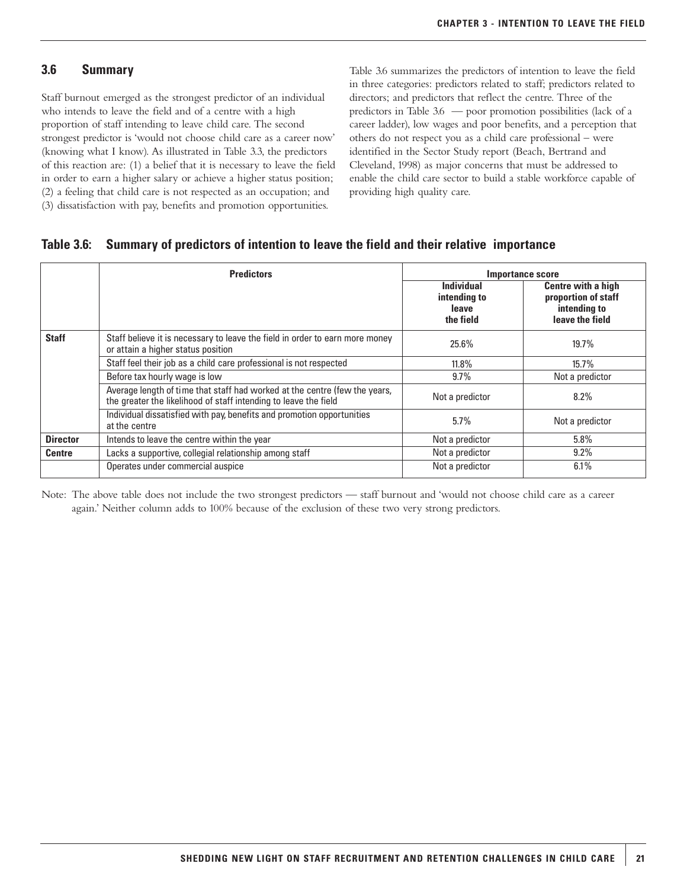## 3.6 Summary

Staff burnout emerged as the strongest predictor of an individual who intends to leave the field and of a centre with a high proportion of staff intending to leave child care. The second strongest predictor is 'would not choose child care as a career now' (knowing what I know). As illustrated in Table 3.3, the predictors of this reaction are: (1) a belief that it is necessary to leave the field in order to earn a higher salary or achieve a higher status position; (2) a feeling that child care is not respected as an occupation; and (3) dissatisfaction with pay, benefits and promotion opportunities.

Table 3.6 summarizes the predictors of intention to leave the field in three categories: predictors related to staff; predictors related to directors; and predictors that reflect the centre. Three of the predictors in Table 3.6 — poor promotion possibilities (lack of a career ladder), low wages and poor benefits, and a perception that others do not respect you as a child care professional – were identified in the Sector Study report (Beach, Bertrand and Cleveland, 1998) as major concerns that must be addressed to enable the child care sector to build a stable workforce capable of providing high quality care.

**Table 3.6: Summary of predictors of intention to leave the field and their relative importance**

| | Predictors | Importance score | |
|---|---|---|---|
| | | **Individual intending to leave the field** | **Centre with a high proportion of staff intending to leave the field** |
| **Staff** | Staff believe it is necessary to leave the field in order to earn more money or attain a higher status position | 25.6% | 19.7% |
| | Staff feel their job as a child care professional is not respected | 11.8% | 15.7% |
| | Before tax hourly wage is low | 9.7% | Not a predictor |
| | Average length of time that staff had worked at the centre (few the years, the greater the likelihood of staff intending to leave the field | Not a predictor | 8.2% |
| | Individual dissatisfied with pay, benefits and promotion opportunities at the centre | 5.7% | Not a predictor |
| **Director** | Intends to leave the centre within the year | Not a predictor | 5.8% |
| **Centre** | Lacks a supportive, collegial relationship among staff | Not a predictor | 9.2% |
| | Operates under commercial auspice | Not a predictor | 6.1% |

Note: The above table does not include the two strongest predictors — staff burnout and 'would not choose child care as a career again.' Neither column adds to 100% because of the exclusion of these two very strong predictors.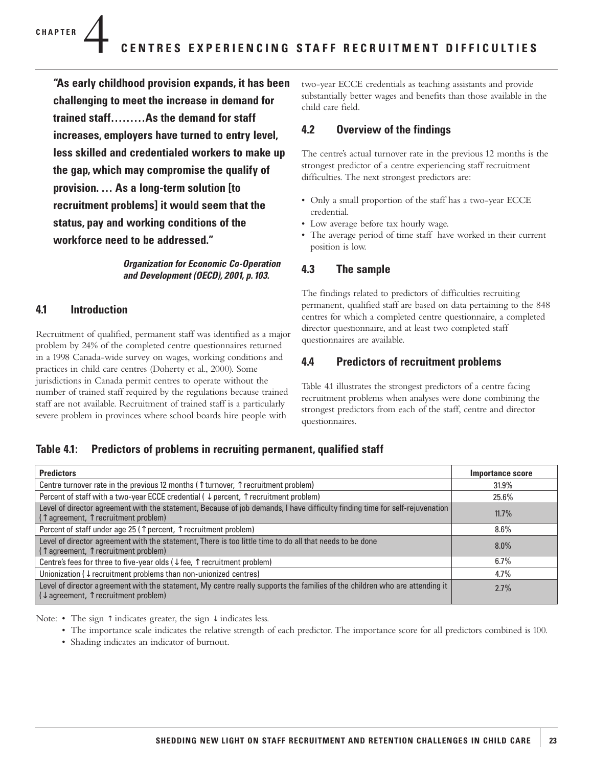# CHAPTER 4 CENTRES EXPERIENCING STAFF RECRUITMENT DIFFICULTIES

**"As early childhood provision expands, it has been challenging to meet the increase in demand for trained staff………As the demand for staff increases, employers have turned to entry level, less skilled and credentialed workers to make up the gap, which may compromise the qualify of provision. … As a long-term solution [to recruitment problems] it would seem that the status, pay and working conditions of the workforce need to be addressed."**

***Organization for Economic Co-Operation and Development (OECD), 2001, p. 103.***

## 4.1 Introduction

Recruitment of qualified, permanent staff was identified as a major problem by 24% of the completed centre questionnaires returned in a 1998 Canada-wide survey on wages, working conditions and practices in child care centres (Doherty et al., 2000). Some jurisdictions in Canada permit centres to operate without the number of trained staff required by the regulations because trained staff are not available. Recruitment of trained staff is a particularly severe problem in provinces where school boards hire people with two-year ECCE credentials as teaching assistants and provide substantially better wages and benefits than those available in the child care field.

## 4.2 Overview of the findings

The centre's actual turnover rate in the previous 12 months is the strongest predictor of a centre experiencing staff recruitment difficulties. The next strongest predictors are:

- Only a small proportion of the staff has a two-year ECCE credential.
- Low average before tax hourly wage.
- The average period of time staff have worked in their current position is low.

## 4.3 The sample

The findings related to predictors of difficulties recruiting permanent, qualified staff are based on data pertaining to the 848 centres for which a completed centre questionnaire, a completed director questionnaire, and at least two completed staff questionnaires are available.

## 4.4 Predictors of recruitment problems

Table 4.1 illustrates the strongest predictors of a centre facing recruitment problems when analyses were done combining the strongest predictors from each of the staff, centre and director questionnaires.

### Table 4.1: Predictors of problems in recruiting permanent, qualified staff

| Predictors | Importance score |
|---|---|
| Centre turnover rate in the previous 12 months (↑turnover, ↑recruitment problem) | 31.9% |
| Percent of staff with a two-year ECCE credential ( ↓percent, ↑recruitment problem) | 25.6% |
| Level of director agreement with the statement, Because of job demands, I have difficulty finding time for self-rejuvenation (↑agreement, ↑recruitment problem) | 11.7% |
| Percent of staff under age 25 (↑percent, ↑recruitment problem) | 8.6% |
| Level of director agreement with the statement, There is too little time to do all that needs to be done (↑agreement, ↑recruitment problem) | 8.0% |
| Centre's fees for three to five-year olds (↓fee, ↑recruitment problem) | 6.7% |
| Unionization (↓recruitment problems than non-unionized centres) | 4.7% |
| Level of director agreement with the statement, My centre really supports the families of the children who are attending it (↓agreement, ↑recruitment problem) | 2.7% |

Note:
- The sign ↑ indicates greater, the sign ↓ indicates less.
- The importance scale indicates the relative strength of each predictor. The importance score for all predictors combined is 100.
- Shading indicates an indicator of burnout.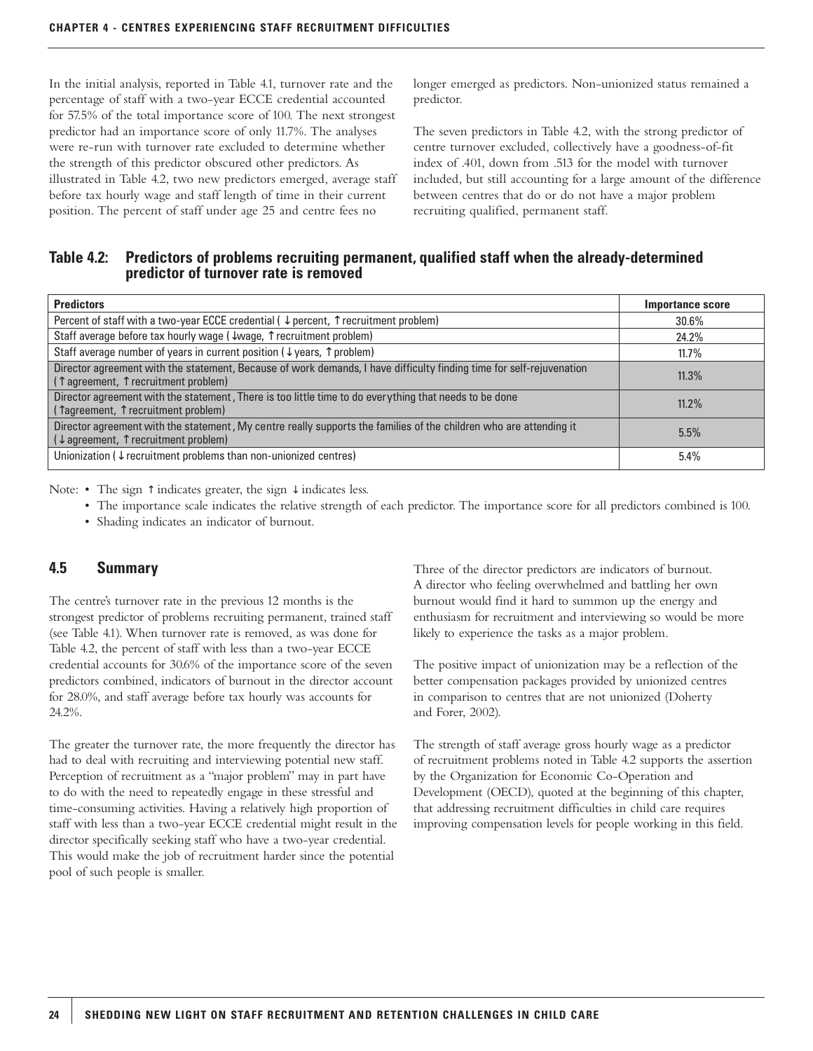In the initial analysis, reported in Table 4.1, turnover rate and the percentage of staff with a two-year ECCE credential accounted for 57.5% of the total importance score of 100. The next strongest predictor had an importance score of only 11.7%. The analyses were re-run with turnover rate excluded to determine whether the strength of this predictor obscured other predictors. As illustrated in Table 4.2, two new predictors emerged, average staff before tax hourly wage and staff length of time in their current position. The percent of staff under age 25 and centre fees no longer emerged as predictors. Non-unionized status remained a predictor.

The seven predictors in Table 4.2, with the strong predictor of centre turnover excluded, collectively have a goodness-of-fit index of .401, down from .513 for the model with turnover included, but still accounting for a large amount of the difference between centres that do or do not have a major problem recruiting qualified, permanent staff.

**Table 4.2: Predictors of problems recruiting permanent, qualified staff when the already-determined predictor of turnover rate is removed**

| Predictors | Importance score |
|---|---|
| Percent of staff with a two-year ECCE credential ( ↓ percent, ↑ recruitment problem) | 30.6% |
| Staff average before tax hourly wage ( ↓wage, ↑ recruitment problem) | 24.2% |
| Staff average number of years in current position ( ↓ years, ↑ problem) | 11.7% |
| Director agreement with the statement, Because of work demands, I have difficulty finding time for self-rejuvenation ( ↑ agreement, ↑ recruitment problem) | 11.3% |
| Director agreement with the statement , There is too little time to do everything that needs to be done ( ↑agreement, ↑ recruitment problem) | 11.2% |
| Director agreement with the statement , My centre really supports the families of the children who are attending it ( ↓ agreement, ↑ recruitment problem) | 5.5% |
| Unionization ( ↓ recruitment problems than non-unionized centres) | 5.4% |

Note: • The sign ↑ indicates greater, the sign ↓ indicates less.
- The importance scale indicates the relative strength of each predictor. The importance score for all predictors combined is 100.
- Shading indicates an indicator of burnout.

## 4.5 Summary

The centre's turnover rate in the previous 12 months is the strongest predictor of problems recruiting permanent, trained staff (see Table 4.1). When turnover rate is removed, as was done for Table 4.2, the percent of staff with less than a two-year ECCE credential accounts for 30.6% of the importance score of the seven predictors combined, indicators of burnout in the director account for 28.0%, and staff average before tax hourly was accounts for 24.2%.

The greater the turnover rate, the more frequently the director has had to deal with recruiting and interviewing potential new staff. Perception of recruitment as a "major problem" may in part have to do with the need to repeatedly engage in these stressful and time-consuming activities. Having a relatively high proportion of staff with less than a two-year ECCE credential might result in the director specifically seeking staff who have a two-year credential. This would make the job of recruitment harder since the potential pool of such people is smaller.

Three of the director predictors are indicators of burnout. A director who feeling overwhelmed and battling her own burnout would find it hard to summon up the energy and enthusiasm for recruitment and interviewing so would be more likely to experience the tasks as a major problem.

The positive impact of unionization may be a reflection of the better compensation packages provided by unionized centres in comparison to centres that are not unionized (Doherty and Forer, 2002).

The strength of staff average gross hourly wage as a predictor of recruitment problems noted in Table 4.2 supports the assertion by the Organization for Economic Co-Operation and Development (OECD), quoted at the beginning of this chapter, that addressing recruitment difficulties in child care requires improving compensation levels for people working in this field.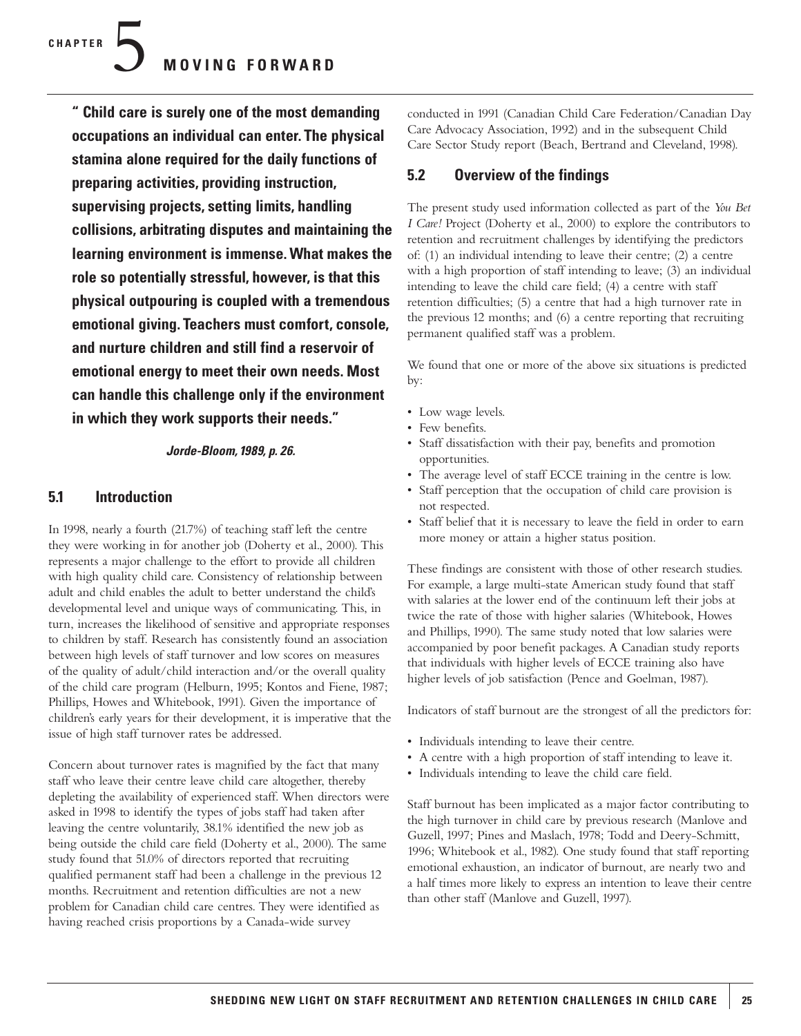# CHAPTER 5 MOVING FORWARD

**" Child care is surely one of the most demanding occupations an individual can enter. The physical stamina alone required for the daily functions of preparing activities, providing instruction, supervising projects, setting limits, handling collisions, arbitrating disputes and maintaining the learning environment is immense. What makes the role so potentially stressful, however, is that this physical outpouring is coupled with a tremendous emotional giving. Teachers must comfort, console, and nurture children and still find a reservoir of emotional energy to meet their own needs. Most can handle this challenge only if the environment in which they work supports their needs."**

***Jorde-Bloom, 1989, p. 26.***

## 5.1 Introduction

In 1998, nearly a fourth (21.7%) of teaching staff left the centre they were working in for another job (Doherty et al., 2000). This represents a major challenge to the effort to provide all children with high quality child care. Consistency of relationship between adult and child enables the adult to better understand the child's developmental level and unique ways of communicating. This, in turn, increases the likelihood of sensitive and appropriate responses to children by staff. Research has consistently found an association between high levels of staff turnover and low scores on measures of the quality of adult/child interaction and/or the overall quality of the child care program (Helburn, 1995; Kontos and Fiene, 1987; Phillips, Howes and Whitebook, 1991). Given the importance of children's early years for their development, it is imperative that the issue of high staff turnover rates be addressed.

Concern about turnover rates is magnified by the fact that many staff who leave their centre leave child care altogether, thereby depleting the availability of experienced staff. When directors were asked in 1998 to identify the types of jobs staff had taken after leaving the centre voluntarily, 38.1% identified the new job as being outside the child care field (Doherty et al., 2000). The same study found that 51.0% of directors reported that recruiting qualified permanent staff had been a challenge in the previous 12 months. Recruitment and retention difficulties are not a new problem for Canadian child care centres. They were identified as having reached crisis proportions by a Canada-wide survey conducted in 1991 (Canadian Child Care Federation/Canadian Day Care Advocacy Association, 1992) and in the subsequent Child Care Sector Study report (Beach, Bertrand and Cleveland, 1998).

## 5.2 Overview of the findings

The present study used information collected as part of the *You Bet I Care!* Project (Doherty et al., 2000) to explore the contributors to retention and recruitment challenges by identifying the predictors of: (1) an individual intending to leave their centre; (2) a centre with a high proportion of staff intending to leave; (3) an individual intending to leave the child care field; (4) a centre with staff retention difficulties; (5) a centre that had a high turnover rate in the previous 12 months; and (6) a centre reporting that recruiting permanent qualified staff was a problem.

We found that one or more of the above six situations is predicted by:

- Low wage levels.
- Few benefits.
- Staff dissatisfaction with their pay, benefits and promotion opportunities.
- The average level of staff ECCE training in the centre is low.
- Staff perception that the occupation of child care provision is not respected.
- Staff belief that it is necessary to leave the field in order to earn more money or attain a higher status position.

These findings are consistent with those of other research studies. For example, a large multi-state American study found that staff with salaries at the lower end of the continuum left their jobs at twice the rate of those with higher salaries (Whitebook, Howes and Phillips, 1990). The same study noted that low salaries were accompanied by poor benefit packages. A Canadian study reports that individuals with higher levels of ECCE training also have higher levels of job satisfaction (Pence and Goelman, 1987).

Indicators of staff burnout are the strongest of all the predictors for:

- Individuals intending to leave their centre.
- A centre with a high proportion of staff intending to leave it.
- Individuals intending to leave the child care field.

Staff burnout has been implicated as a major factor contributing to the high turnover in child care by previous research (Manlove and Guzell, 1997; Pines and Maslach, 1978; Todd and Deery-Schmitt, 1996; Whitebook et al., 1982). One study found that staff reporting emotional exhaustion, an indicator of burnout, are nearly two and a half times more likely to express an intention to leave their centre than other staff (Manlove and Guzell, 1997).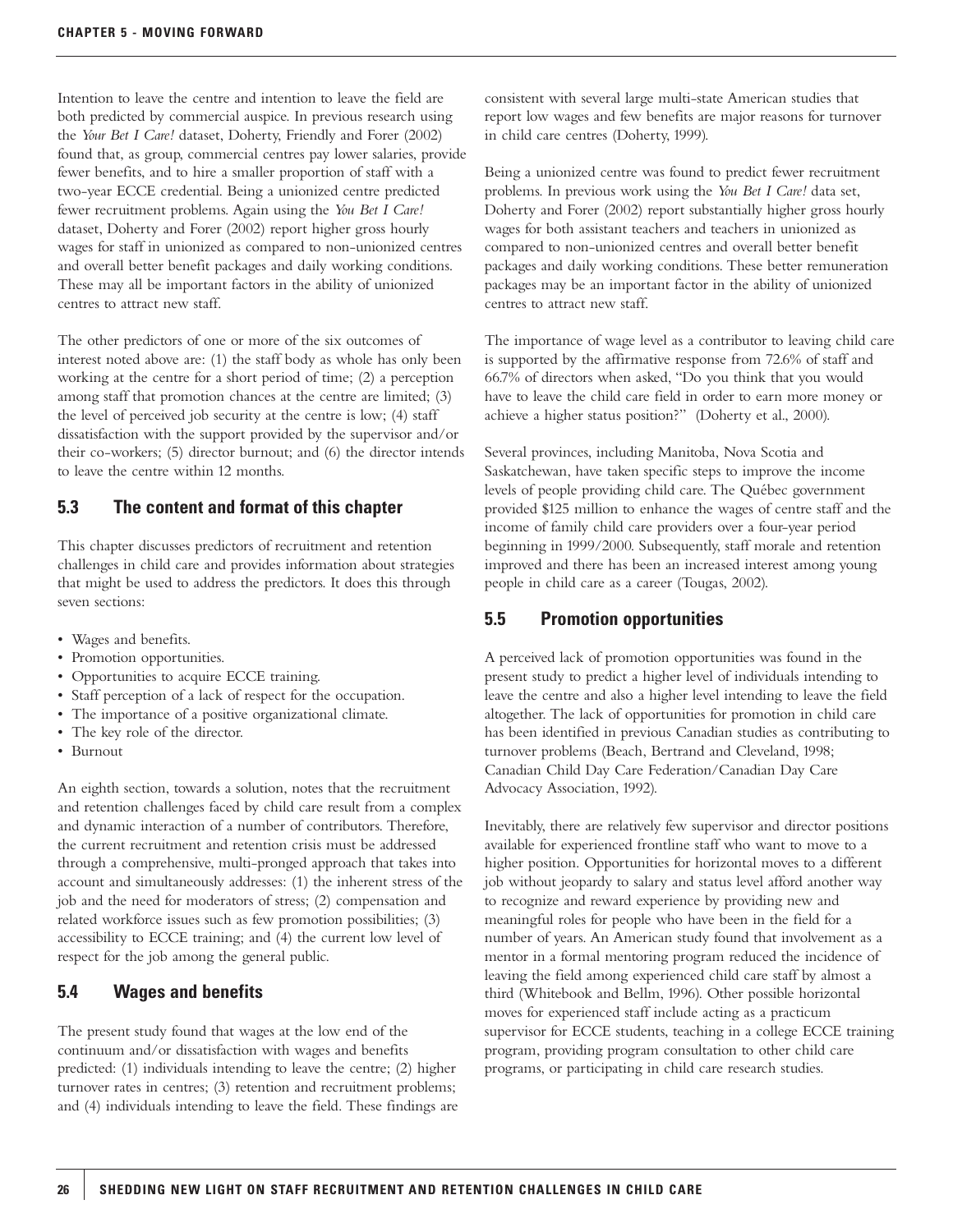Intention to leave the centre and intention to leave the field are both predicted by commercial auspice. In previous research using the *Your Bet I Care!* dataset, Doherty, Friendly and Forer (2002) found that, as group, commercial centres pay lower salaries, provide fewer benefits, and to hire a smaller proportion of staff with a two-year ECCE credential. Being a unionized centre predicted fewer recruitment problems. Again using the *You Bet I Care!* dataset, Doherty and Forer (2002) report higher gross hourly wages for staff in unionized as compared to non-unionized centres and overall better benefit packages and daily working conditions. These may all be important factors in the ability of unionized centres to attract new staff.

The other predictors of one or more of the six outcomes of interest noted above are: (1) the staff body as whole has only been working at the centre for a short period of time; (2) a perception among staff that promotion chances at the centre are limited; (3) the level of perceived job security at the centre is low; (4) staff dissatisfaction with the support provided by the supervisor and/or their co-workers; (5) director burnout; and (6) the director intends to leave the centre within 12 months.

## 5.3 The content and format of this chapter

This chapter discusses predictors of recruitment and retention challenges in child care and provides information about strategies that might be used to address the predictors. It does this through seven sections:

- Wages and benefits.
- Promotion opportunities.
- Opportunities to acquire ECCE training.
- Staff perception of a lack of respect for the occupation.
- The importance of a positive organizational climate.
- The key role of the director.
- Burnout

An eighth section, towards a solution, notes that the recruitment and retention challenges faced by child care result from a complex and dynamic interaction of a number of contributors. Therefore, the current recruitment and retention crisis must be addressed through a comprehensive, multi-pronged approach that takes into account and simultaneously addresses: (1) the inherent stress of the job and the need for moderators of stress; (2) compensation and related workforce issues such as few promotion possibilities; (3) accessibility to ECCE training; and (4) the current low level of respect for the job among the general public.

## 5.4 Wages and benefits

The present study found that wages at the low end of the continuum and/or dissatisfaction with wages and benefits predicted: (1) individuals intending to leave the centre; (2) higher turnover rates in centres; (3) retention and recruitment problems; and (4) individuals intending to leave the field. These findings are consistent with several large multi-state American studies that report low wages and few benefits are major reasons for turnover in child care centres (Doherty, 1999).

Being a unionized centre was found to predict fewer recruitment problems. In previous work using the *You Bet I Care!* data set, Doherty and Forer (2002) report substantially higher gross hourly wages for both assistant teachers and teachers in unionized as compared to non-unionized centres and overall better benefit packages and daily working conditions. These better remuneration packages may be an important factor in the ability of unionized centres to attract new staff.

The importance of wage level as a contributor to leaving child care is supported by the affirmative response from 72.6% of staff and 66.7% of directors when asked, "Do you think that you would have to leave the child care field in order to earn more money or achieve a higher status position?" (Doherty et al., 2000).

Several provinces, including Manitoba, Nova Scotia and Saskatchewan, have taken specific steps to improve the income levels of people providing child care. The Québec government provided $125 million to enhance the wages of centre staff and the income of family child care providers over a four-year period beginning in 1999/2000. Subsequently, staff morale and retention improved and there has been an increased interest among young people in child care as a career (Tougas, 2002).

## 5.5 Promotion opportunities

A perceived lack of promotion opportunities was found in the present study to predict a higher level of individuals intending to leave the centre and also a higher level intending to leave the field altogether. The lack of opportunities for promotion in child care has been identified in previous Canadian studies as contributing to turnover problems (Beach, Bertrand and Cleveland, 1998; Canadian Child Day Care Federation/Canadian Day Care Advocacy Association, 1992).

Inevitably, there are relatively few supervisor and director positions available for experienced frontline staff who want to move to a higher position. Opportunities for horizontal moves to a different job without jeopardy to salary and status level afford another way to recognize and reward experience by providing new and meaningful roles for people who have been in the field for a number of years. An American study found that involvement as a mentor in a formal mentoring program reduced the incidence of leaving the field among experienced child care staff by almost a third (Whitebook and Bellm, 1996). Other possible horizontal moves for experienced staff include acting as a practicum supervisor for ECCE students, teaching in a college ECCE training program, providing program consultation to other child care programs, or participating in child care research studies.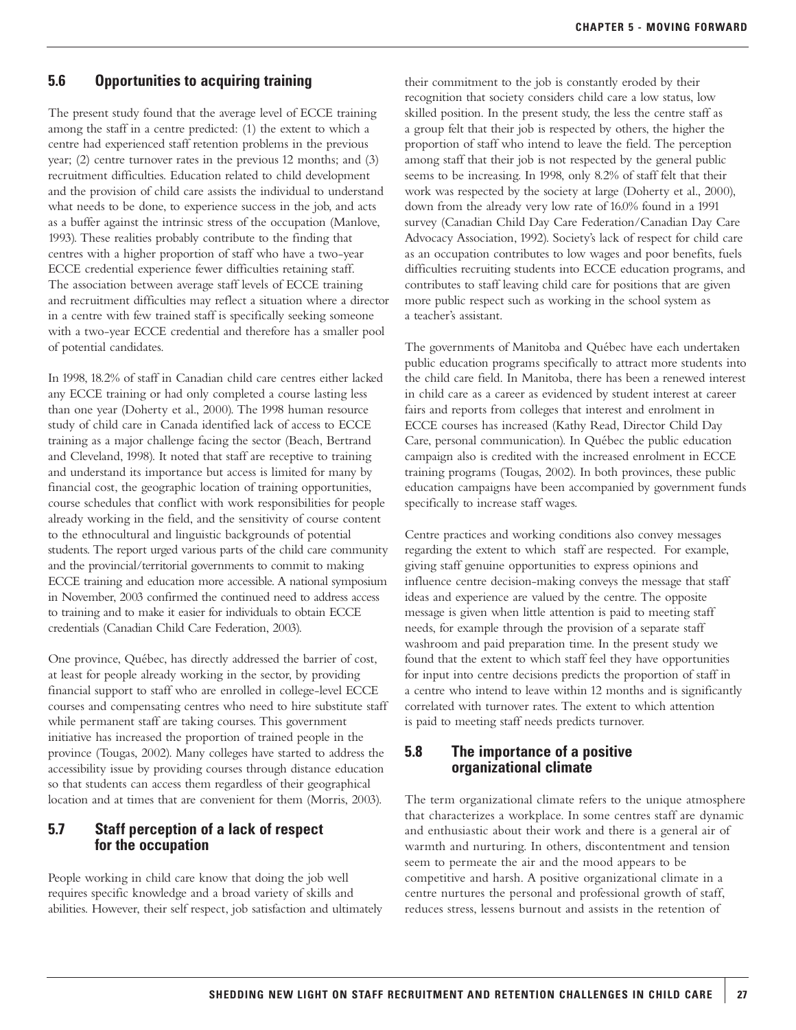## 5.6 Opportunities to acquiring training

The present study found that the average level of ECCE training among the staff in a centre predicted: (1) the extent to which a centre had experienced staff retention problems in the previous year; (2) centre turnover rates in the previous 12 months; and (3) recruitment difficulties. Education related to child development and the provision of child care assists the individual to understand what needs to be done, to experience success in the job, and acts as a buffer against the intrinsic stress of the occupation (Manlove, 1993). These realities probably contribute to the finding that centres with a higher proportion of staff who have a two-year ECCE credential experience fewer difficulties retaining staff. The association between average staff levels of ECCE training and recruitment difficulties may reflect a situation where a director in a centre with few trained staff is specifically seeking someone with a two-year ECCE credential and therefore has a smaller pool of potential candidates.

In 1998, 18.2% of staff in Canadian child care centres either lacked any ECCE training or had only completed a course lasting less than one year (Doherty et al., 2000). The 1998 human resource study of child care in Canada identified lack of access to ECCE training as a major challenge facing the sector (Beach, Bertrand and Cleveland, 1998). It noted that staff are receptive to training and understand its importance but access is limited for many by financial cost, the geographic location of training opportunities, course schedules that conflict with work responsibilities for people already working in the field, and the sensitivity of course content to the ethnocultural and linguistic backgrounds of potential students. The report urged various parts of the child care community and the provincial/territorial governments to commit to making ECCE training and education more accessible. A national symposium in November, 2003 confirmed the continued need to address access to training and to make it easier for individuals to obtain ECCE credentials (Canadian Child Care Federation, 2003).

One province, Québec, has directly addressed the barrier of cost, at least for people already working in the sector, by providing financial support to staff who are enrolled in college-level ECCE courses and compensating centres who need to hire substitute staff while permanent staff are taking courses. This government initiative has increased the proportion of trained people in the province (Tougas, 2002). Many colleges have started to address the accessibility issue by providing courses through distance education so that students can access them regardless of their geographical location and at times that are convenient for them (Morris, 2003).

## 5.7 Staff perception of a lack of respect for the occupation

People working in child care know that doing the job well requires specific knowledge and a broad variety of skills and abilities. However, their self respect, job satisfaction and ultimately their commitment to the job is constantly eroded by their recognition that society considers child care a low status, low skilled position. In the present study, the less the centre staff as a group felt that their job is respected by others, the higher the proportion of staff who intend to leave the field. The perception among staff that their job is not respected by the general public seems to be increasing. In 1998, only 8.2% of staff felt that their work was respected by the society at large (Doherty et al., 2000), down from the already very low rate of 16.0% found in a 1991 survey (Canadian Child Day Care Federation/Canadian Day Care Advocacy Association, 1992). Society's lack of respect for child care as an occupation contributes to low wages and poor benefits, fuels difficulties recruiting students into ECCE education programs, and contributes to staff leaving child care for positions that are given more public respect such as working in the school system as a teacher's assistant.

The governments of Manitoba and Québec have each undertaken public education programs specifically to attract more students into the child care field. In Manitoba, there has been a renewed interest in child care as a career as evidenced by student interest at career fairs and reports from colleges that interest and enrolment in ECCE courses has increased (Kathy Read, Director Child Day Care, personal communication). In Québec the public education campaign also is credited with the increased enrolment in ECCE training programs (Tougas, 2002). In both provinces, these public education campaigns have been accompanied by government funds specifically to increase staff wages.

Centre practices and working conditions also convey messages regarding the extent to which staff are respected. For example, giving staff genuine opportunities to express opinions and influence centre decision-making conveys the message that staff ideas and experience are valued by the centre. The opposite message is given when little attention is paid to meeting staff needs, for example through the provision of a separate staff washroom and paid preparation time. In the present study we found that the extent to which staff feel they have opportunities for input into centre decisions predicts the proportion of staff in a centre who intend to leave within 12 months and is significantly correlated with turnover rates. The extent to which attention is paid to meeting staff needs predicts turnover.

## 5.8 The importance of a positive organizational climate

The term organizational climate refers to the unique atmosphere that characterizes a workplace. In some centres staff are dynamic and enthusiastic about their work and there is a general air of warmth and nurturing. In others, discontentment and tension seem to permeate the air and the mood appears to be competitive and harsh. A positive organizational climate in a centre nurtures the personal and professional growth of staff, reduces stress, lessens burnout and assists in the retention of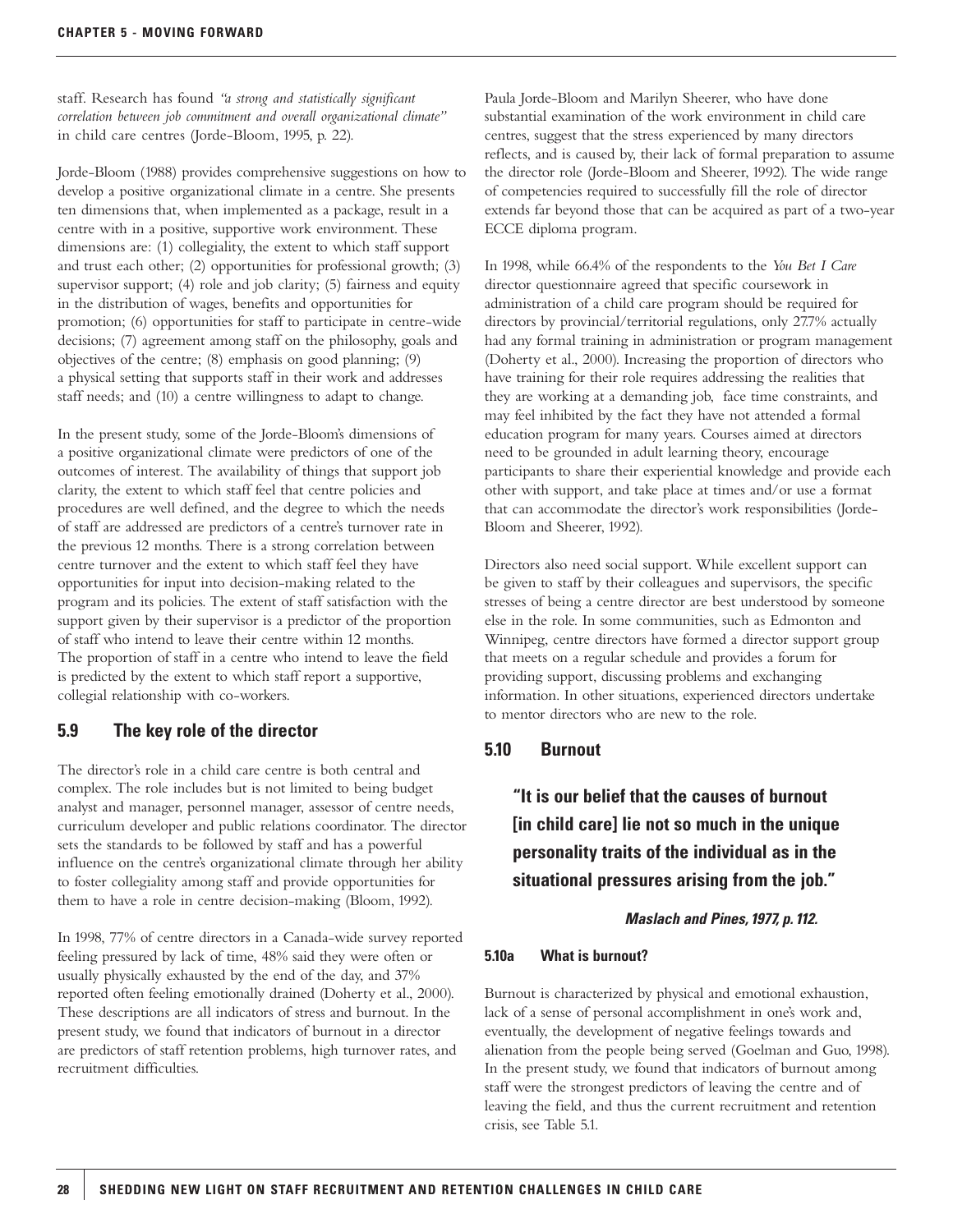staff. Research has found *"a strong and statistically significant correlation between job commitment and overall organizational climate"* in child care centres (Jorde-Bloom, 1995, p. 22).

Jorde-Bloom (1988) provides comprehensive suggestions on how to develop a positive organizational climate in a centre. She presents ten dimensions that, when implemented as a package, result in a centre with in a positive, supportive work environment. These dimensions are: (1) collegiality, the extent to which staff support and trust each other; (2) opportunities for professional growth; (3) supervisor support; (4) role and job clarity; (5) fairness and equity in the distribution of wages, benefits and opportunities for promotion; (6) opportunities for staff to participate in centre-wide decisions; (7) agreement among staff on the philosophy, goals and objectives of the centre; (8) emphasis on good planning; (9) a physical setting that supports staff in their work and addresses staff needs; and (10) a centre willingness to adapt to change.

In the present study, some of the Jorde-Bloom's dimensions of a positive organizational climate were predictors of one of the outcomes of interest. The availability of things that support job clarity, the extent to which staff feel that centre policies and procedures are well defined, and the degree to which the needs of staff are addressed are predictors of a centre's turnover rate in the previous 12 months. There is a strong correlation between centre turnover and the extent to which staff feel they have opportunities for input into decision-making related to the program and its policies. The extent of staff satisfaction with the support given by their supervisor is a predictor of the proportion of staff who intend to leave their centre within 12 months. The proportion of staff in a centre who intend to leave the field is predicted by the extent to which staff report a supportive, collegial relationship with co-workers.

## 5.9 The key role of the director

The director's role in a child care centre is both central and complex. The role includes but is not limited to being budget analyst and manager, personnel manager, assessor of centre needs, curriculum developer and public relations coordinator. The director sets the standards to be followed by staff and has a powerful influence on the centre's organizational climate through her ability to foster collegiality among staff and provide opportunities for them to have a role in centre decision-making (Bloom, 1992).

In 1998, 77% of centre directors in a Canada-wide survey reported feeling pressured by lack of time, 48% said they were often or usually physically exhausted by the end of the day, and 37% reported often feeling emotionally drained (Doherty et al., 2000). These descriptions are all indicators of stress and burnout. In the present study, we found that indicators of burnout in a director are predictors of staff retention problems, high turnover rates, and recruitment difficulties.

Paula Jorde-Bloom and Marilyn Sheerer, who have done substantial examination of the work environment in child care centres, suggest that the stress experienced by many directors reflects, and is caused by, their lack of formal preparation to assume the director role (Jorde-Bloom and Sheerer, 1992). The wide range of competencies required to successfully fill the role of director extends far beyond those that can be acquired as part of a two-year ECCE diploma program.

In 1998, while 66.4% of the respondents to the *You Bet I Care* director questionnaire agreed that specific coursework in administration of a child care program should be required for directors by provincial/territorial regulations, only 27.7% actually had any formal training in administration or program management (Doherty et al., 2000). Increasing the proportion of directors who have training for their role requires addressing the realities that they are working at a demanding job, face time constraints, and may feel inhibited by the fact they have not attended a formal education program for many years. Courses aimed at directors need to be grounded in adult learning theory, encourage participants to share their experiential knowledge and provide each other with support, and take place at times and/or use a format that can accommodate the director's work responsibilities (Jorde-Bloom and Sheerer, 1992).

Directors also need social support. While excellent support can be given to staff by their colleagues and supervisors, the specific stresses of being a centre director are best understood by someone else in the role. In some communities, such as Edmonton and Winnipeg, centre directors have formed a director support group that meets on a regular schedule and provides a forum for providing support, discussing problems and exchanging information. In other situations, experienced directors undertake to mentor directors who are new to the role.

## 5.10 Burnout

**"It is our belief that the causes of burnout [in child care] lie not so much in the unique personality traits of the individual as in the situational pressures arising from the job."**

***Maslach and Pines, 1977, p. 112.***

### 5.10a What is burnout?

Burnout is characterized by physical and emotional exhaustion, lack of a sense of personal accomplishment in one's work and, eventually, the development of negative feelings towards and alienation from the people being served (Goelman and Guo, 1998). In the present study, we found that indicators of burnout among staff were the strongest predictors of leaving the centre and of leaving the field, and thus the current recruitment and retention crisis, see Table 5.1.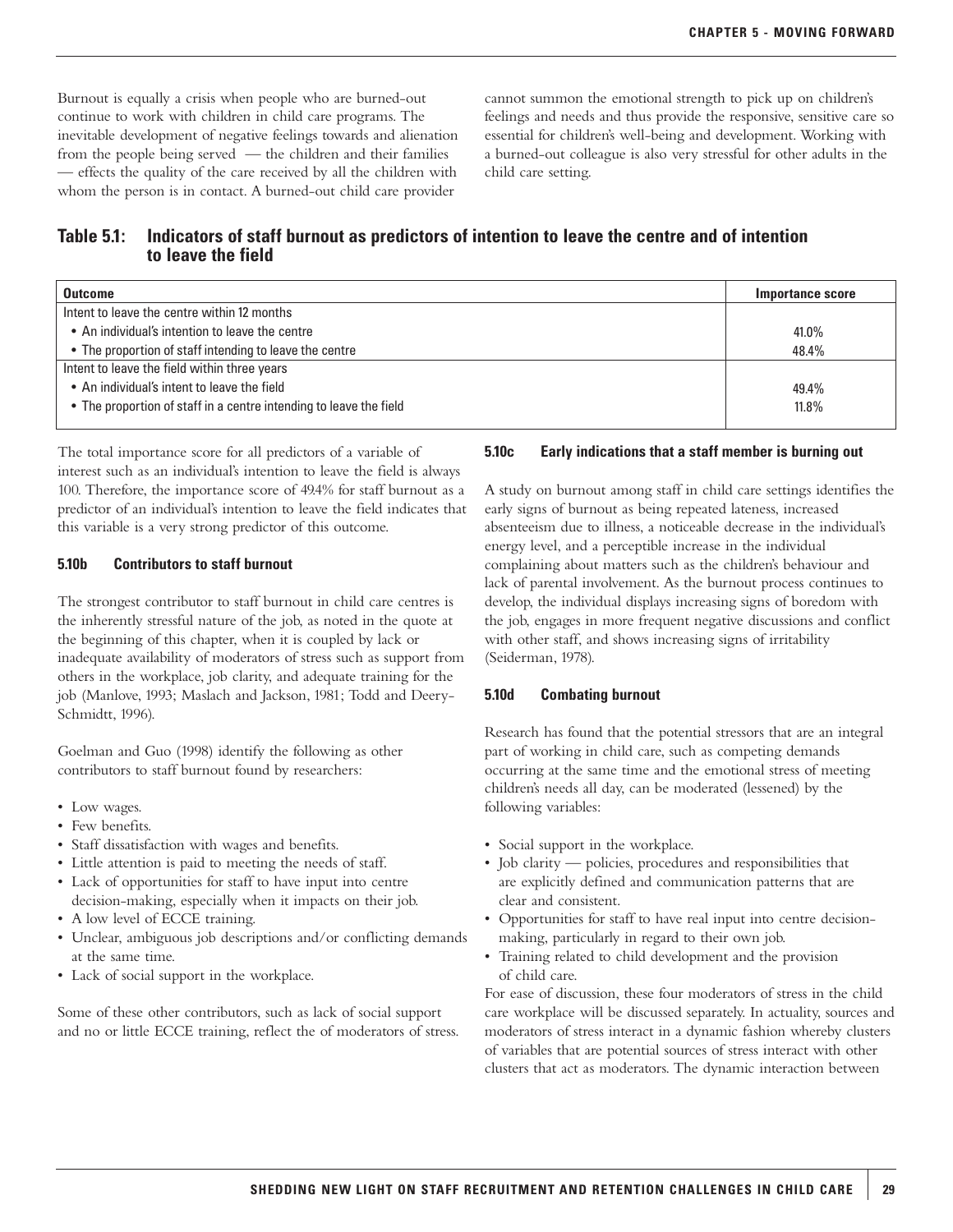Burnout is equally a crisis when people who are burned-out continue to work with children in child care programs. The inevitable development of negative feelings towards and alienation from the people being served — the children and their families — effects the quality of the care received by all the children with whom the person is in contact. A burned-out child care provider cannot summon the emotional strength to pick up on children's feelings and needs and thus provide the responsive, sensitive care so essential for children's well-being and development. Working with a burned-out colleague is also very stressful for other adults in the child care setting.

**Table 5.1: Indicators of staff burnout as predictors of intention to leave the centre and of intention to leave the field**

| Outcome | Importance score |
|---|---|
| Intent to leave the centre within 12 months | |
| • An individual's intention to leave the centre | 41.0% |
| • The proportion of staff intending to leave the centre | 48.4% |
| Intent to leave the field within three years | |
| • An individual's intent to leave the field | 49.4% |
| • The proportion of staff in a centre intending to leave the field | 11.8% |

The total importance score for all predictors of a variable of interest such as an individual's intention to leave the field is always 100. Therefore, the importance score of 49.4% for staff burnout as a predictor of an individual's intention to leave the field indicates that this variable is a very strong predictor of this outcome.

### 5.10b Contributors to staff burnout

The strongest contributor to staff burnout in child care centres is the inherently stressful nature of the job, as noted in the quote at the beginning of this chapter, when it is coupled by lack or inadequate availability of moderators of stress such as support from others in the workplace, job clarity, and adequate training for the job (Manlove, 1993; Maslach and Jackson, 1981; Todd and Deery-Schmidtt, 1996).

Goelman and Guo (1998) identify the following as other contributors to staff burnout found by researchers:

- Low wages.
- Few benefits.
- Staff dissatisfaction with wages and benefits.
- Little attention is paid to meeting the needs of staff.
- Lack of opportunities for staff to have input into centre decision-making, especially when it impacts on their job.
- A low level of ECCE training.
- Unclear, ambiguous job descriptions and/or conflicting demands at the same time.
- Lack of social support in the workplace.

Some of these other contributors, such as lack of social support and no or little ECCE training, reflect the of moderators of stress.

### 5.10c Early indications that a staff member is burning out

A study on burnout among staff in child care settings identifies the early signs of burnout as being repeated lateness, increased absenteeism due to illness, a noticeable decrease in the individual's energy level, and a perceptible increase in the individual complaining about matters such as the children's behaviour and lack of parental involvement. As the burnout process continues to develop, the individual displays increasing signs of boredom with the job, engages in more frequent negative discussions and conflict with other staff, and shows increasing signs of irritability (Seiderman, 1978).

### 5.10d Combating burnout

Research has found that the potential stressors that are an integral part of working in child care, such as competing demands occurring at the same time and the emotional stress of meeting children's needs all day, can be moderated (lessened) by the following variables:

- Social support in the workplace.
- Job clarity — policies, procedures and responsibilities that are explicitly defined and communication patterns that are clear and consistent.
- Opportunities for staff to have real input into centre decision-making, particularly in regard to their own job.
- Training related to child development and the provision of child care.

For ease of discussion, these four moderators of stress in the child care workplace will be discussed separately. In actuality, sources and moderators of stress interact in a dynamic fashion whereby clusters of variables that are potential sources of stress interact with other clusters that act as moderators. The dynamic interaction between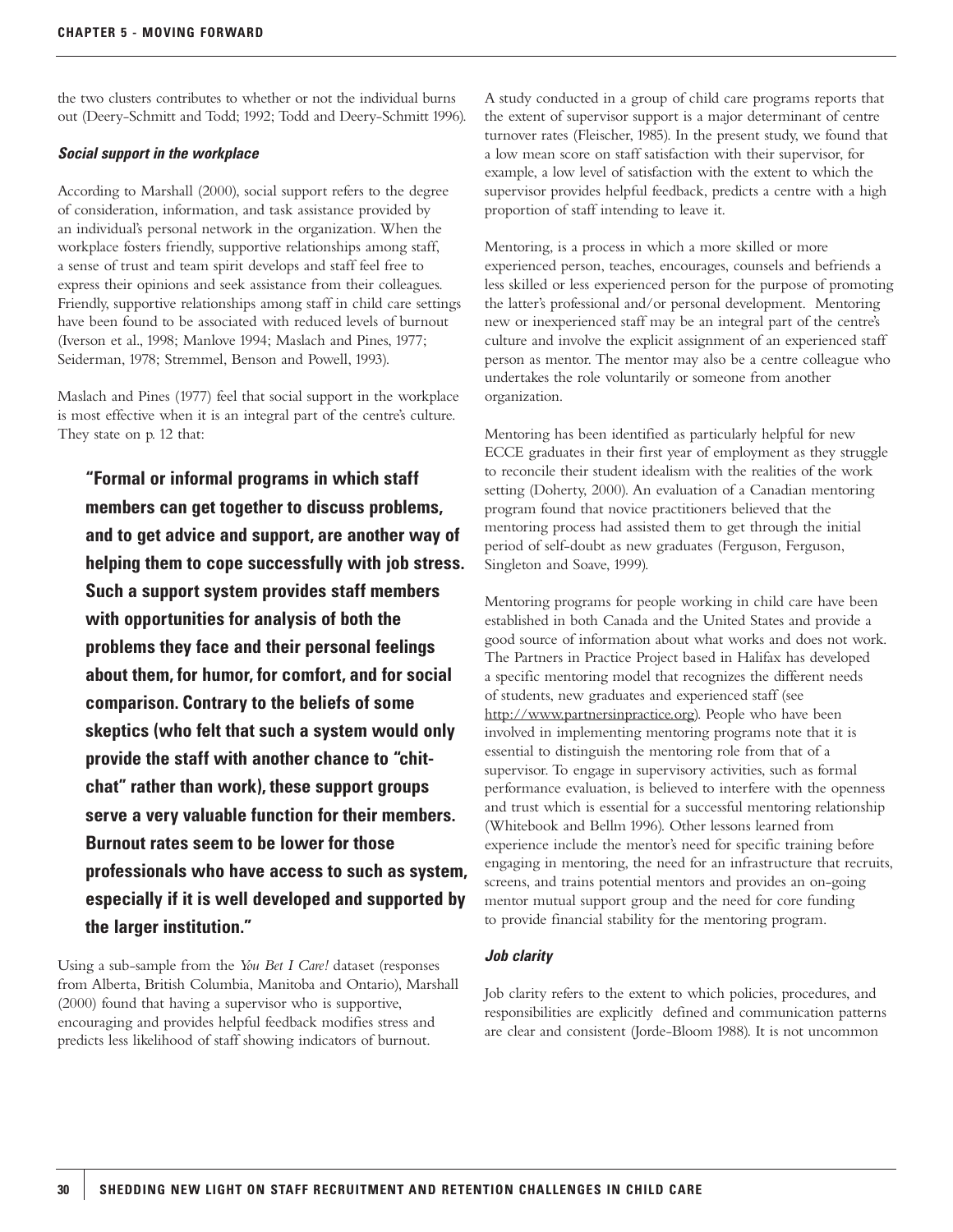the two clusters contributes to whether or not the individual burns out (Deery-Schmitt and Todd; 1992; Todd and Deery-Schmitt 1996).

### *Social support in the workplace*

According to Marshall (2000), social support refers to the degree of consideration, information, and task assistance provided by an individual's personal network in the organization. When the workplace fosters friendly, supportive relationships among staff, a sense of trust and team spirit develops and staff feel free to express their opinions and seek assistance from their colleagues. Friendly, supportive relationships among staff in child care settings have been found to be associated with reduced levels of burnout (Iverson et al., 1998; Manlove 1994; Maslach and Pines, 1977; Seiderman, 1978; Stremmel, Benson and Powell, 1993).

Maslach and Pines (1977) feel that social support in the workplace is most effective when it is an integral part of the centre's culture. They state on p. 12 that:

> **"Formal or informal programs in which staff members can get together to discuss problems, and to get advice and support, are another way of helping them to cope successfully with job stress. Such a support system provides staff members with opportunities for analysis of both the problems they face and their personal feelings about them, for humor, for comfort, and for social comparison. Contrary to the beliefs of some skeptics (who felt that such a system would only provide the staff with another chance to "chit-chat" rather than work), these support groups serve a very valuable function for their members. Burnout rates seem to be lower for those professionals who have access to such as system, especially if it is well developed and supported by the larger institution."**

Using a sub-sample from the *You Bet I Care!* dataset (responses from Alberta, British Columbia, Manitoba and Ontario), Marshall (2000) found that having a supervisor who is supportive, encouraging and provides helpful feedback modifies stress and predicts less likelihood of staff showing indicators of burnout.

A study conducted in a group of child care programs reports that the extent of supervisor support is a major determinant of centre turnover rates (Fleischer, 1985). In the present study, we found that a low mean score on staff satisfaction with their supervisor, for example, a low level of satisfaction with the extent to which the supervisor provides helpful feedback, predicts a centre with a high proportion of staff intending to leave it.

Mentoring, is a process in which a more skilled or more experienced person, teaches, encourages, counsels and befriends a less skilled or less experienced person for the purpose of promoting the latter's professional and/or personal development. Mentoring new or inexperienced staff may be an integral part of the centre's culture and involve the explicit assignment of an experienced staff person as mentor. The mentor may also be a centre colleague who undertakes the role voluntarily or someone from another organization.

Mentoring has been identified as particularly helpful for new ECCE graduates in their first year of employment as they struggle to reconcile their student idealism with the realities of the work setting (Doherty, 2000). An evaluation of a Canadian mentoring program found that novice practitioners believed that the mentoring process had assisted them to get through the initial period of self-doubt as new graduates (Ferguson, Ferguson, Singleton and Soave, 1999).

Mentoring programs for people working in child care have been established in both Canada and the United States and provide a good source of information about what works and does not work. The Partners in Practice Project based in Halifax has developed a specific mentoring model that recognizes the different needs of students, new graduates and experienced staff (see http://www.partnersinpractice.org). People who have been involved in implementing mentoring programs note that it is essential to distinguish the mentoring role from that of a supervisor. To engage in supervisory activities, such as formal performance evaluation, is believed to interfere with the openness and trust which is essential for a successful mentoring relationship (Whitebook and Bellm 1996). Other lessons learned from experience include the mentor's need for specific training before engaging in mentoring, the need for an infrastructure that recruits, screens, and trains potential mentors and provides an on-going mentor mutual support group and the need for core funding to provide financial stability for the mentoring program.

### *Job clarity*

Job clarity refers to the extent to which policies, procedures, and responsibilities are explicitly defined and communication patterns are clear and consistent (Jorde-Bloom 1988). It is not uncommon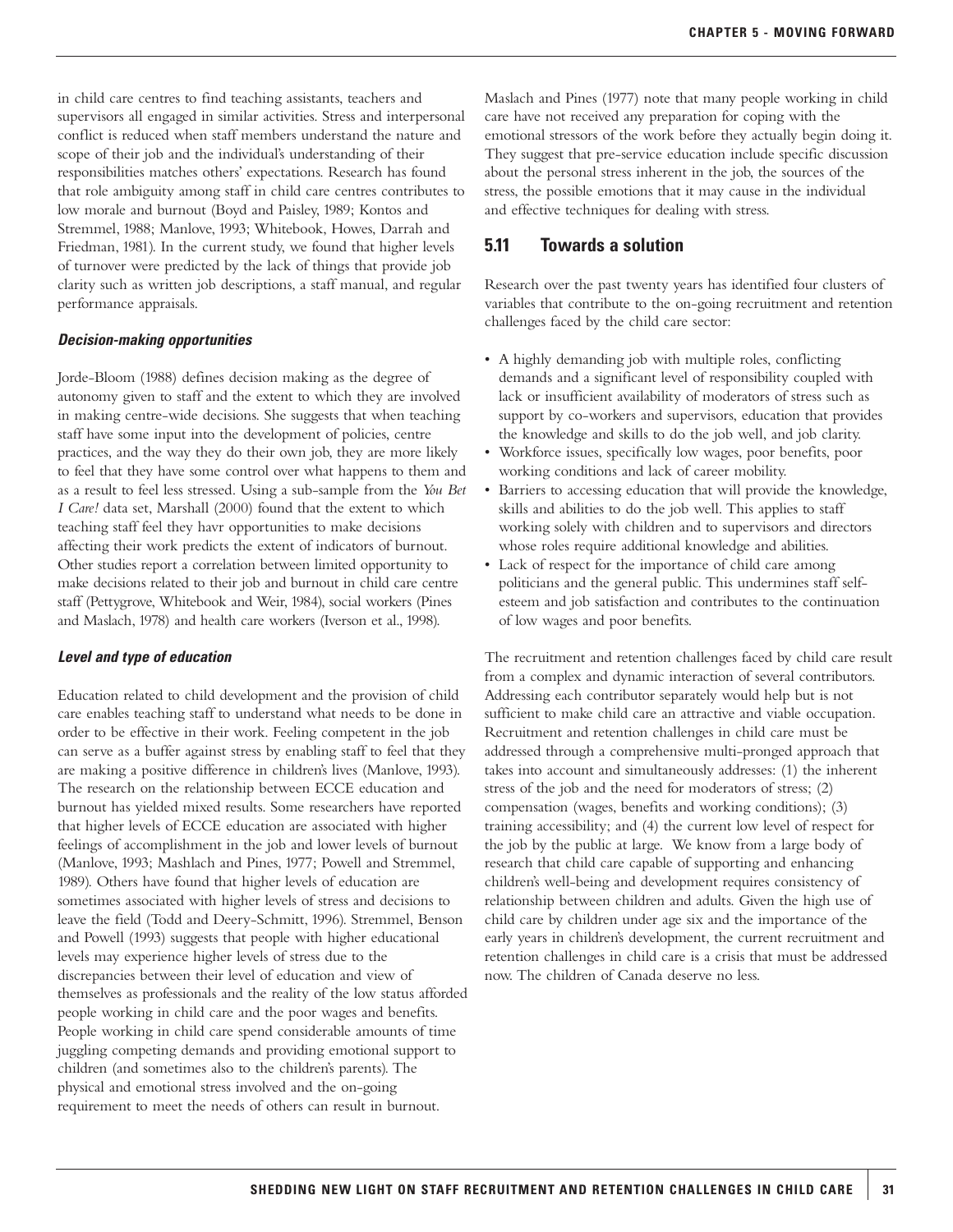in child care centres to find teaching assistants, teachers and supervisors all engaged in similar activities. Stress and interpersonal conflict is reduced when staff members understand the nature and scope of their job and the individual's understanding of their responsibilities matches others' expectations. Research has found that role ambiguity among staff in child care centres contributes to low morale and burnout (Boyd and Paisley, 1989; Kontos and Stremmel, 1988; Manlove, 1993; Whitebook, Howes, Darrah and Friedman, 1981). In the current study, we found that higher levels of turnover were predicted by the lack of things that provide job clarity such as written job descriptions, a staff manual, and regular performance appraisals.

#### *Decision-making opportunities*

Jorde-Bloom (1988) defines decision making as the degree of autonomy given to staff and the extent to which they are involved in making centre-wide decisions. She suggests that when teaching staff have some input into the development of policies, centre practices, and the way they do their own job, they are more likely to feel that they have some control over what happens to them and as a result to feel less stressed. Using a sub-sample from the *You Bet I Care!* data set, Marshall (2000) found that the extent to which teaching staff feel they havr opportunities to make decisions affecting their work predicts the extent of indicators of burnout. Other studies report a correlation between limited opportunity to make decisions related to their job and burnout in child care centre staff (Pettygrove, Whitebook and Weir, 1984), social workers (Pines and Maslach, 1978) and health care workers (Iverson et al., 1998).

#### *Level and type of education*

Education related to child development and the provision of child care enables teaching staff to understand what needs to be done in order to be effective in their work. Feeling competent in the job can serve as a buffer against stress by enabling staff to feel that they are making a positive difference in children's lives (Manlove, 1993). The research on the relationship between ECCE education and burnout has yielded mixed results. Some researchers have reported that higher levels of ECCE education are associated with higher feelings of accomplishment in the job and lower levels of burnout (Manlove, 1993; Mashlach and Pines, 1977; Powell and Stremmel, 1989). Others have found that higher levels of education are sometimes associated with higher levels of stress and decisions to leave the field (Todd and Deery-Schmitt, 1996). Stremmel, Benson and Powell (1993) suggests that people with higher educational levels may experience higher levels of stress due to the discrepancies between their level of education and view of themselves as professionals and the reality of the low status afforded people working in child care and the poor wages and benefits. People working in child care spend considerable amounts of time juggling competing demands and providing emotional support to children (and sometimes also to the children's parents). The physical and emotional stress involved and the on-going requirement to meet the needs of others can result in burnout.

Maslach and Pines (1977) note that many people working in child care have not received any preparation for coping with the emotional stressors of the work before they actually begin doing it. They suggest that pre-service education include specific discussion about the personal stress inherent in the job, the sources of the stress, the possible emotions that it may cause in the individual and effective techniques for dealing with stress.

## 5.11 Towards a solution

Research over the past twenty years has identified four clusters of variables that contribute to the on-going recruitment and retention challenges faced by the child care sector:

- A highly demanding job with multiple roles, conflicting demands and a significant level of responsibility coupled with lack or insufficient availability of moderators of stress such as support by co-workers and supervisors, education that provides the knowledge and skills to do the job well, and job clarity.
- Workforce issues, specifically low wages, poor benefits, poor working conditions and lack of career mobility.
- Barriers to accessing education that will provide the knowledge, skills and abilities to do the job well. This applies to staff working solely with children and to supervisors and directors whose roles require additional knowledge and abilities.
- Lack of respect for the importance of child care among politicians and the general public. This undermines staff self-esteem and job satisfaction and contributes to the continuation of low wages and poor benefits.

The recruitment and retention challenges faced by child care result from a complex and dynamic interaction of several contributors. Addressing each contributor separately would help but is not sufficient to make child care an attractive and viable occupation. Recruitment and retention challenges in child care must be addressed through a comprehensive multi-pronged approach that takes into account and simultaneously addresses: (1) the inherent stress of the job and the need for moderators of stress; (2) compensation (wages, benefits and working conditions); (3) training accessibility; and (4) the current low level of respect for the job by the public at large. We know from a large body of research that child care capable of supporting and enhancing children's well-being and development requires consistency of relationship between children and adults. Given the high use of child care by children under age six and the importance of the early years in children's development, the current recruitment and retention challenges in child care is a crisis that must be addressed now. The children of Canada deserve no less.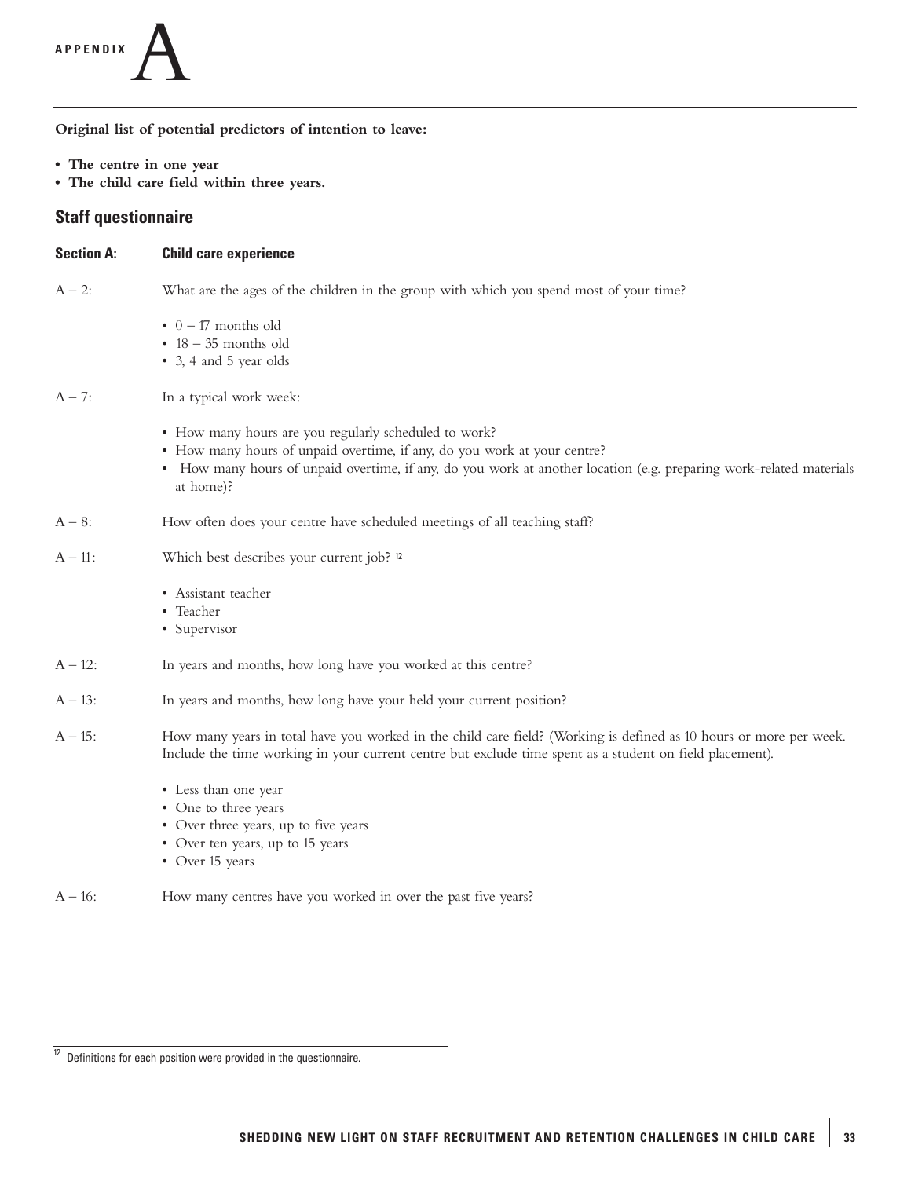# APPENDIX A

**Original list of potential predictors of intention to leave:**

- **The centre in one year**
- **The child care field within three years.**

## Staff questionnaire

### Section A: Child care experience

A – 2: What are the ages of the children in the group with which you spend most of your time?

- 0 – 17 months old
- 18 – 35 months old
- 3, 4 and 5 year olds

A – 7: In a typical work week:

- How many hours are you regularly scheduled to work?
- How many hours of unpaid overtime, if any, do you work at your centre?
- How many hours of unpaid overtime, if any, do you work at another location (e.g. preparing work-related materials at home)?

A – 8: How often does your centre have scheduled meetings of all teaching staff?

A – 11: Which best describes your current job? [12]

- Assistant teacher
- Teacher
- Supervisor

A – 12: In years and months, how long have you worked at this centre?

A – 13: In years and months, how long have your held your current position?

A – 15: How many years in total have you worked in the child care field? (Working is defined as 10 hours or more per week. Include the time working in your current centre but exclude time spent as a student on field placement).

- Less than one year
- One to three years
- Over three years, up to five years
- Over ten years, up to 15 years
- Over 15 years

A – 16: How many centres have you worked in over the past five years?

[12] Definitions for each position were provided in the questionnaire.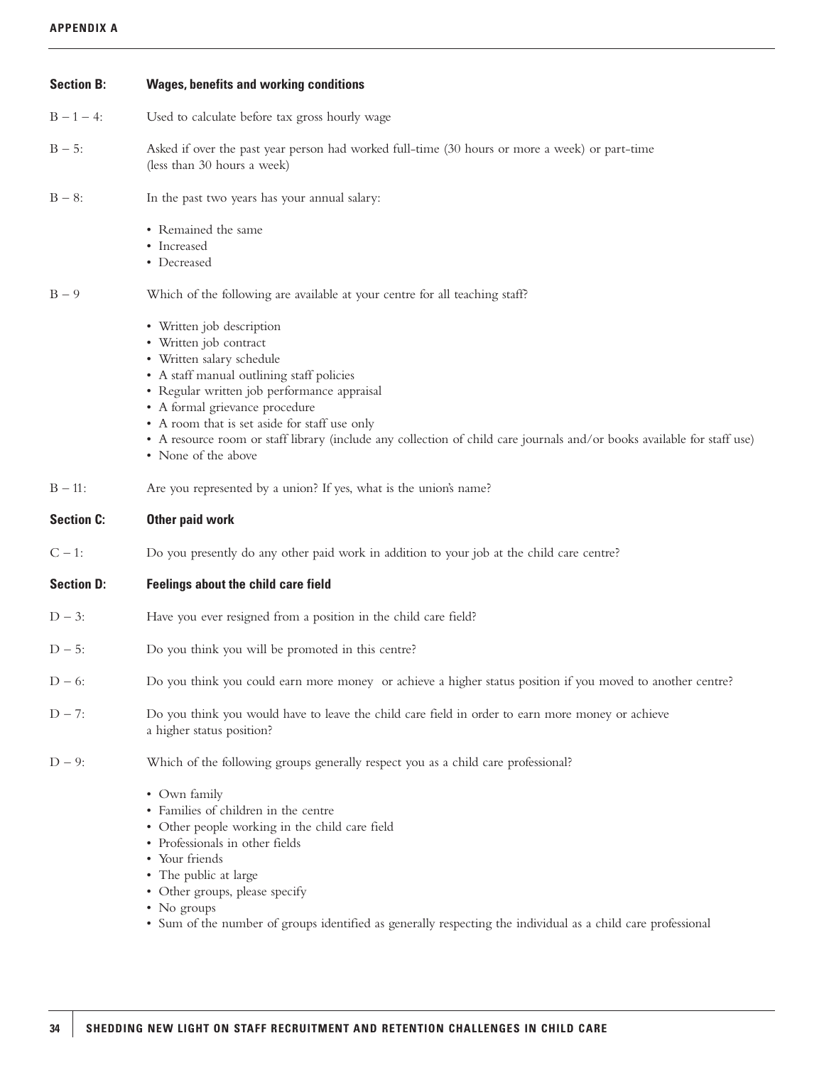**Section B:** **Wages, benefits and working conditions**

B – 1 – 4: Used to calculate before tax gross hourly wage

B – 5: Asked if over the past year person had worked full-time (30 hours or more a week) or part-time (less than 30 hours a week)

B – 8: In the past two years has your annual salary:

- Remained the same
- Increased
- Decreased

B – 9 Which of the following are available at your centre for all teaching staff?

- Written job description
- Written job contract
- Written salary schedule
- A staff manual outlining staff policies
- Regular written job performance appraisal
- A formal grievance procedure
- A room that is set aside for staff use only
- A resource room or staff library (include any collection of child care journals and/or books available for staff use)
- None of the above

B – 11: Are you represented by a union? If yes, what is the union's name?

**Section C:** **Other paid work**

C – 1: Do you presently do any other paid work in addition to your job at the child care centre?

**Section D:** **Feelings about the child care field**

D – 3: Have you ever resigned from a position in the child care field?

D – 5: Do you think you will be promoted in this centre?

D – 6: Do you think you could earn more money or achieve a higher status position if you moved to another centre?

D – 7: Do you think you would have to leave the child care field in order to earn more money or achieve a higher status position?

D – 9: Which of the following groups generally respect you as a child care professional?

- Own family
- Families of children in the centre
- Other people working in the child care field
- Professionals in other fields
- Your friends
- The public at large
- Other groups, please specify
- No groups
- Sum of the number of groups identified as generally respecting the individual as a child care professional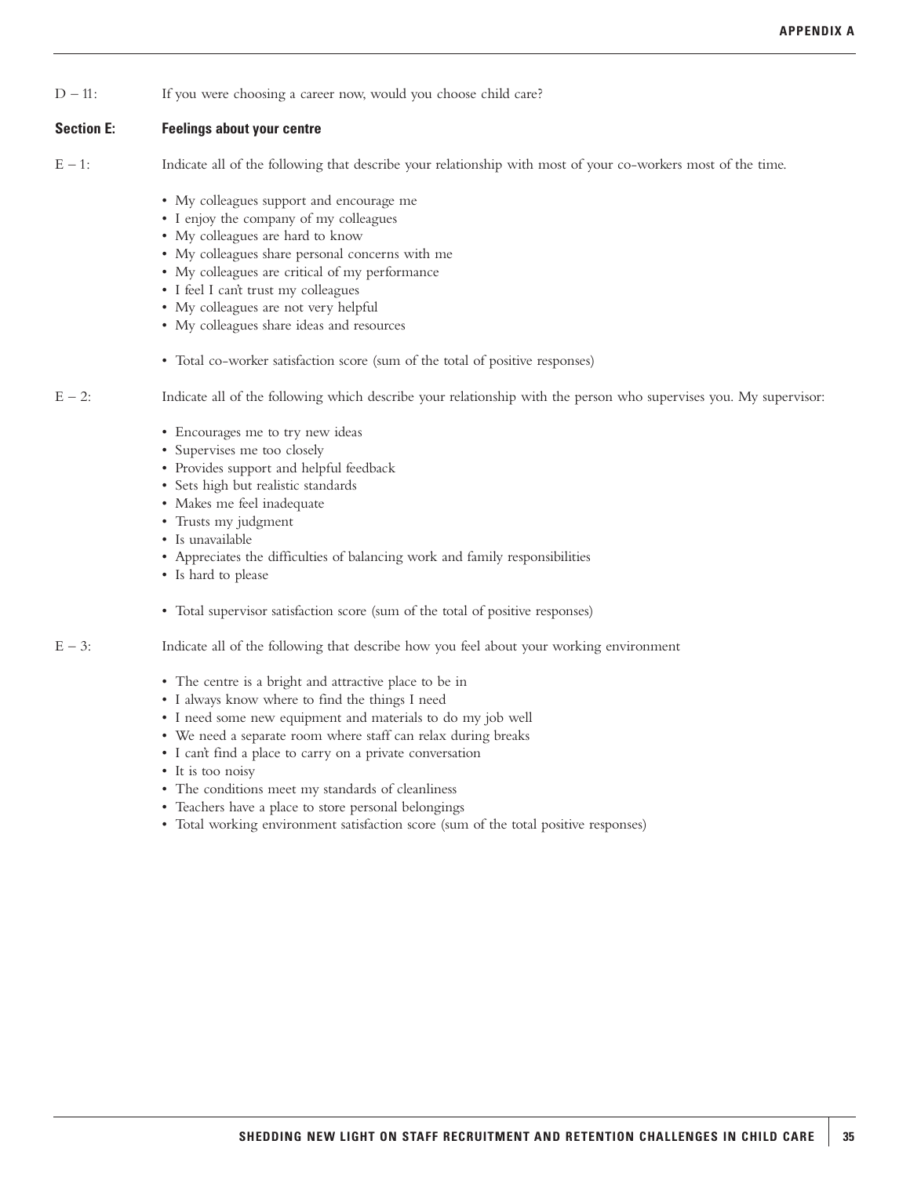D – 11: If you were choosing a career now, would you choose child care?

**Section E: Feelings about your centre**

E – 1: Indicate all of the following that describe your relationship with most of your co-workers most of the time.

- My colleagues support and encourage me
- I enjoy the company of my colleagues
- My colleagues are hard to know
- My colleagues share personal concerns with me
- My colleagues are critical of my performance
- I feel I can't trust my colleagues
- My colleagues are not very helpful
- My colleagues share ideas and resources

- Total co-worker satisfaction score (sum of the total of positive responses)

E – 2: Indicate all of the following which describe your relationship with the person who supervises you. My supervisor:

- Encourages me to try new ideas
- Supervises me too closely
- Provides support and helpful feedback
- Sets high but realistic standards
- Makes me feel inadequate
- Trusts my judgment
- Is unavailable
- Appreciates the difficulties of balancing work and family responsibilities
- Is hard to please

- Total supervisor satisfaction score (sum of the total of positive responses)

E – 3: Indicate all of the following that describe how you feel about your working environment

- The centre is a bright and attractive place to be in
- I always know where to find the things I need
- I need some new equipment and materials to do my job well
- We need a separate room where staff can relax during breaks
- I can't find a place to carry on a private conversation
- It is too noisy
- The conditions meet my standards of cleanliness
- Teachers have a place to store personal belongings
- Total working environment satisfaction score (sum of the total positive responses)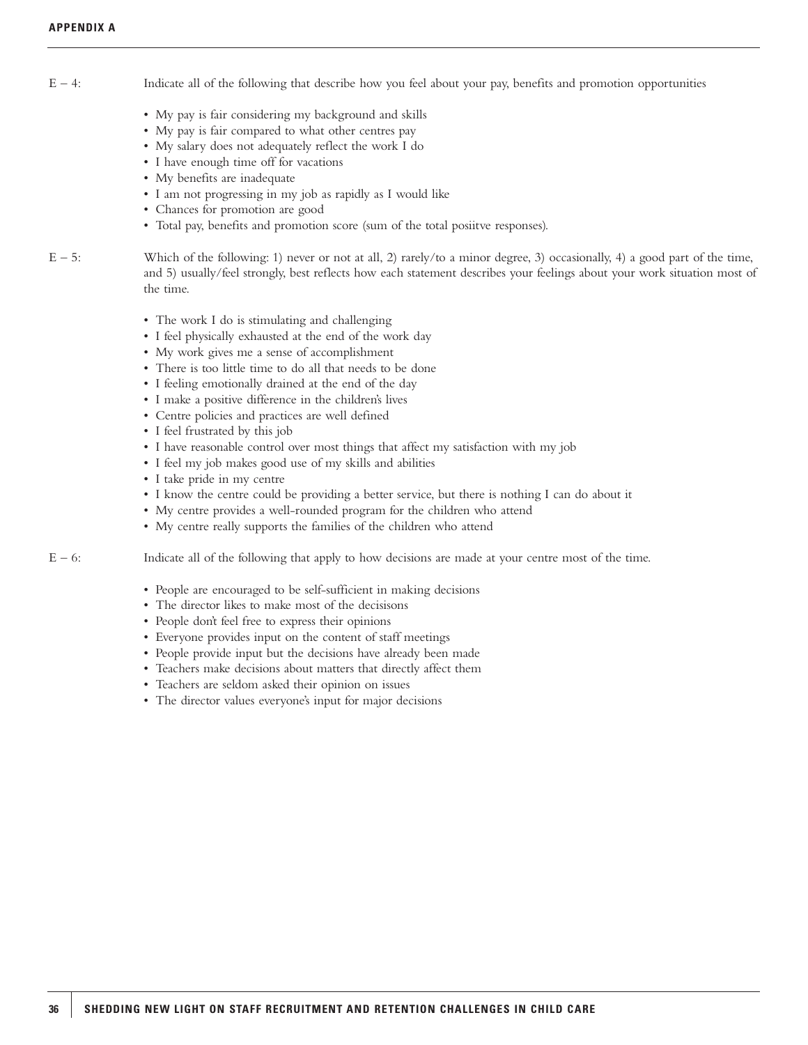E – 4: Indicate all of the following that describe how you feel about your pay, benefits and promotion opportunities

- My pay is fair considering my background and skills
- My pay is fair compared to what other centres pay
- My salary does not adequately reflect the work I do
- I have enough time off for vacations
- My benefits are inadequate
- I am not progressing in my job as rapidly as I would like
- Chances for promotion are good
- Total pay, benefits and promotion score (sum of the total posiitve responses).

E – 5: Which of the following: 1) never or not at all, 2) rarely/to a minor degree, 3) occasionally, 4) a good part of the time, and 5) usually/feel strongly, best reflects how each statement describes your feelings about your work situation most of the time.

- The work I do is stimulating and challenging
- I feel physically exhausted at the end of the work day
- My work gives me a sense of accomplishment
- There is too little time to do all that needs to be done
- I feeling emotionally drained at the end of the day
- I make a positive difference in the children's lives
- Centre policies and practices are well defined
- I feel frustrated by this job
- I have reasonable control over most things that affect my satisfaction with my job
- I feel my job makes good use of my skills and abilities
- I take pride in my centre
- I know the centre could be providing a better service, but there is nothing I can do about it
- My centre provides a well-rounded program for the children who attend
- My centre really supports the families of the children who attend

E – 6: Indicate all of the following that apply to how decisions are made at your centre most of the time.

- People are encouraged to be self-sufficient in making decisions
- The director likes to make most of the decisisons
- People don't feel free to express their opinions
- Everyone provides input on the content of staff meetings
- People provide input but the decisions have already been made
- Teachers make decisions about matters that directly affect them
- Teachers are seldom asked their opinion on issues
- The director values everyone's input for major decisions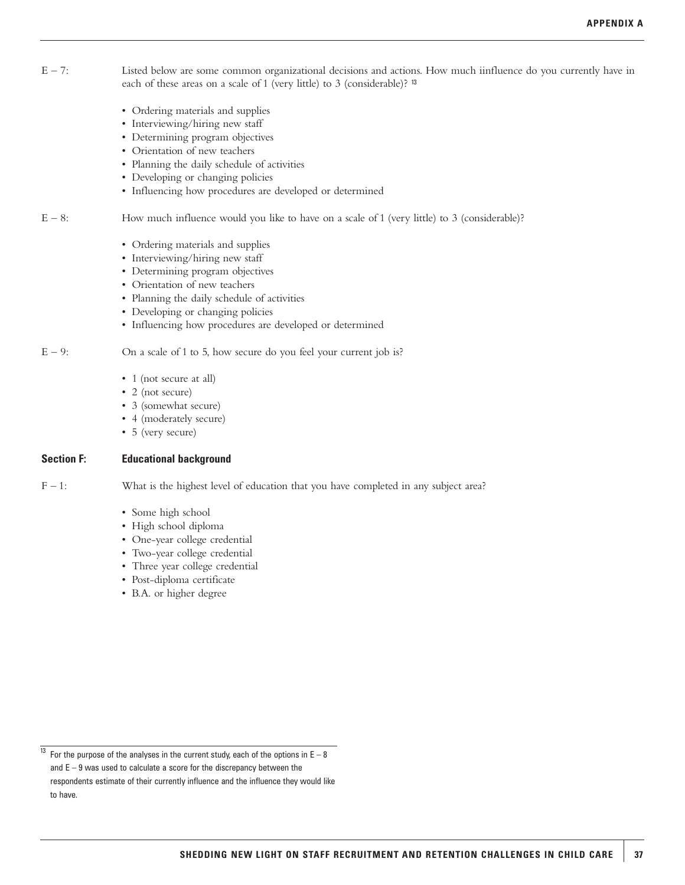E – 7: Listed below are some common organizational decisions and actions. How much iinfluence do you currently have in each of these areas on a scale of 1 (very little) to 3 (considerable)? [13]

- Ordering materials and supplies
- Interviewing/hiring new staff
- Determining program objectives
- Orientation of new teachers
- Planning the daily schedule of activities
- Developing or changing policies
- Influencing how procedures are developed or determined

E – 8: How much influence would you like to have on a scale of 1 (very little) to 3 (considerable)?

- Ordering materials and supplies
- Interviewing/hiring new staff
- Determining program objectives
- Orientation of new teachers
- Planning the daily schedule of activities
- Developing or changing policies
- Influencing how procedures are developed or determined

E – 9: On a scale of 1 to 5, how secure do you feel your current job is?

- 1 (not secure at all)
- 2 (not secure)
- 3 (somewhat secure)
- 4 (moderately secure)
- 5 (very secure)

## Section F: Educational background

F – 1: What is the highest level of education that you have completed in any subject area?

- Some high school
- High school diploma
- One-year college credential
- Two-year college credential
- Three year college credential
- Post-diploma certificate
- B.A. or higher degree

[13] For the purpose of the analyses in the current study, each of the options in E – 8 and E – 9 was used to calculate a score for the discrepancy between the respondents estimate of their currently influence and the influence they would like to have.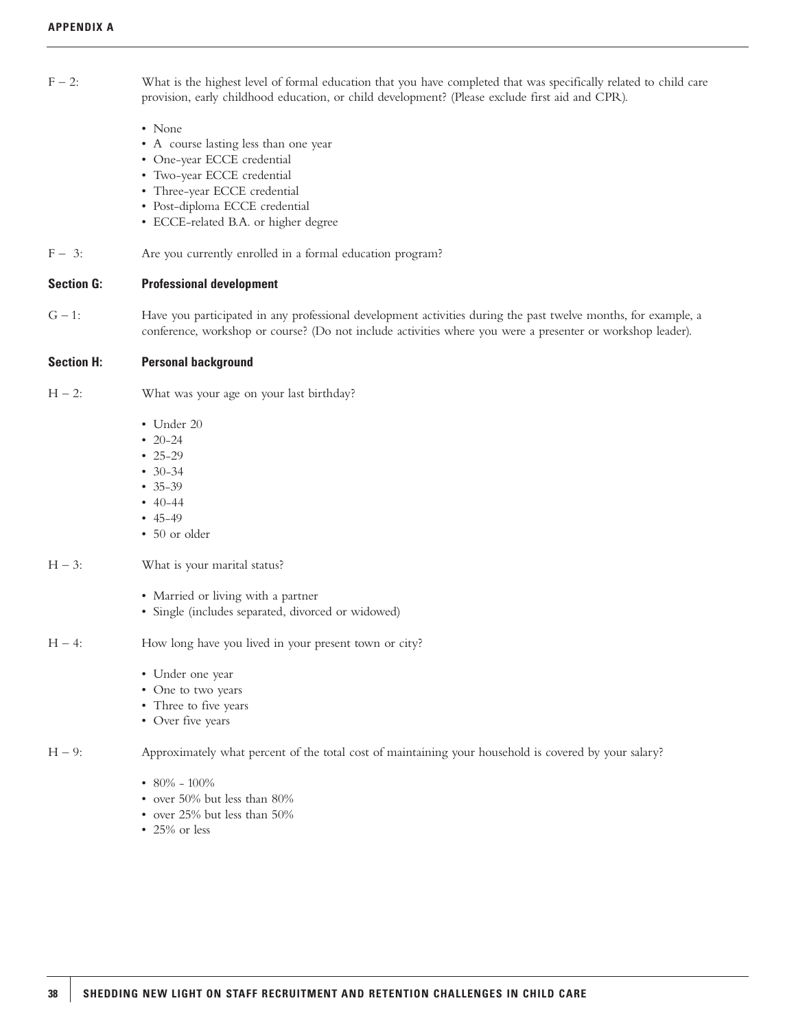F – 2: What is the highest level of formal education that you have completed that was specifically related to child care provision, early childhood education, or child development? (Please exclude first aid and CPR).

- None
- A course lasting less than one year
- One-year ECCE credential
- Two-year ECCE credential
- Three-year ECCE credential
- Post-diploma ECCE credential
- ECCE-related B.A. or higher degree

F – 3: Are you currently enrolled in a formal education program?

**Section G: Professional development**

G – 1: Have you participated in any professional development activities during the past twelve months, for example, a conference, workshop or course? (Do not include activities where you were a presenter or workshop leader).

**Section H: Personal background**

H – 2: What was your age on your last birthday?

- Under 20
- 20-24
- 25-29
- 30-34
- 35-39
- 40-44
- 45-49
- 50 or older

H – 3: What is your marital status?

- Married or living with a partner
- Single (includes separated, divorced or widowed)

H – 4: How long have you lived in your present town or city?

- Under one year
- One to two years
- Three to five years
- Over five years

H – 9: Approximately what percent of the total cost of maintaining your household is covered by your salary?

- 80% - 100%
- over 50% but less than 80%
- over 25% but less than 50%
- 25% or less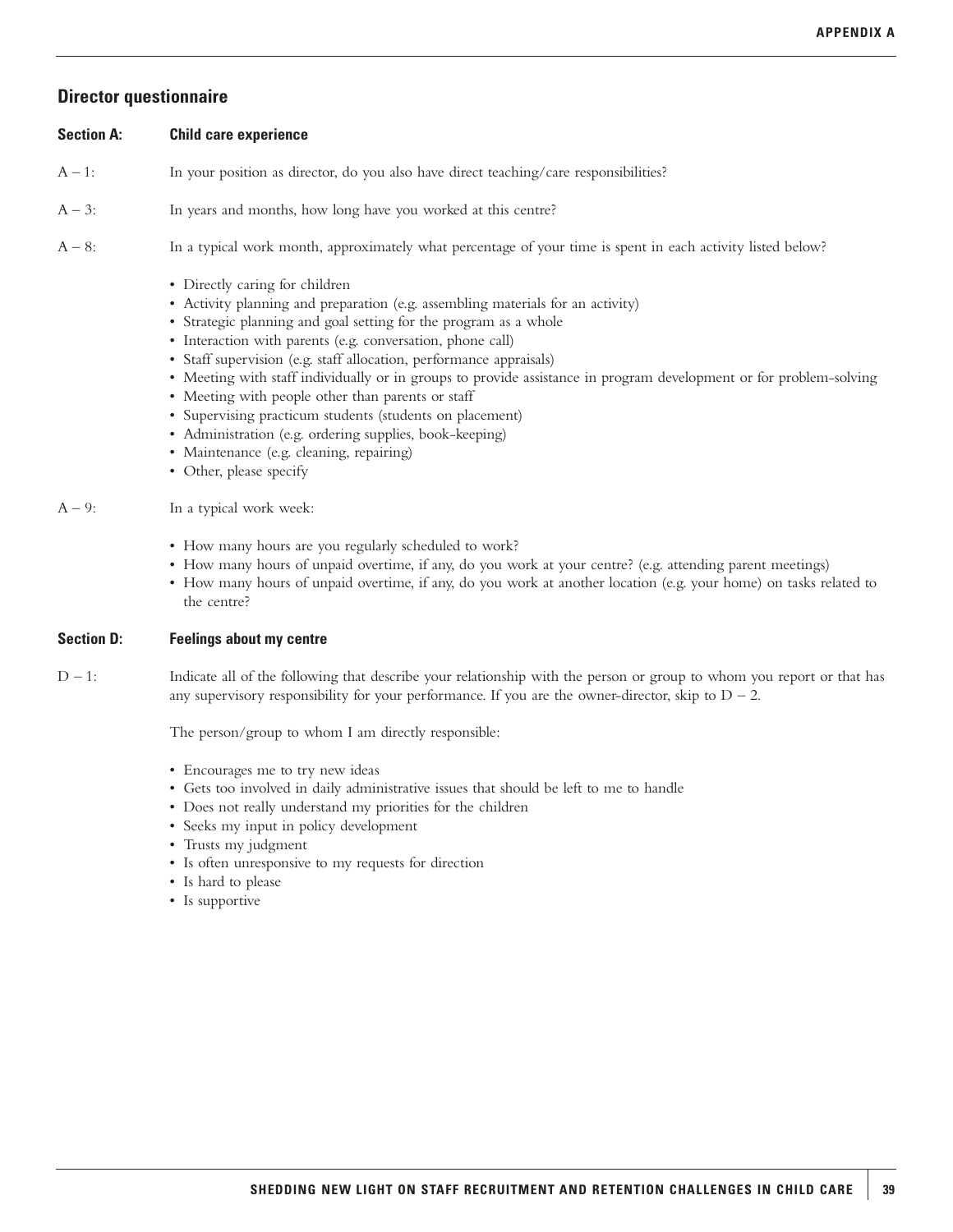## Director questionnaire

### Section A: Child care experience

A – 1: In your position as director, do you also have direct teaching/care responsibilities?

A – 3: In years and months, how long have you worked at this centre?

A – 8: In a typical work month, approximately what percentage of your time is spent in each activity listed below?

- Directly caring for children
- Activity planning and preparation (e.g. assembling materials for an activity)
- Strategic planning and goal setting for the program as a whole
- Interaction with parents (e.g. conversation, phone call)
- Staff supervision (e.g. staff allocation, performance appraisals)
- Meeting with staff individually or in groups to provide assistance in program development or for problem-solving
- Meeting with people other than parents or staff
- Supervising practicum students (students on placement)
- Administration (e.g. ordering supplies, book-keeping)
- Maintenance (e.g. cleaning, repairing)
- Other, please specify

A – 9: In a typical work week:

- How many hours are you regularly scheduled to work?
- How many hours of unpaid overtime, if any, do you work at your centre? (e.g. attending parent meetings)
- How many hours of unpaid overtime, if any, do you work at another location (e.g. your home) on tasks related to the centre?

### Section D: Feelings about my centre

D – 1: Indicate all of the following that describe your relationship with the person or group to whom you report or that has any supervisory responsibility for your performance. If you are the owner-director, skip to D – 2.

The person/group to whom I am directly responsible:

- Encourages me to try new ideas
- Gets too involved in daily administrative issues that should be left to me to handle
- Does not really understand my priorities for the children
- Seeks my input in policy development
- Trusts my judgment
- Is often unresponsive to my requests for direction
- Is hard to please
- Is supportive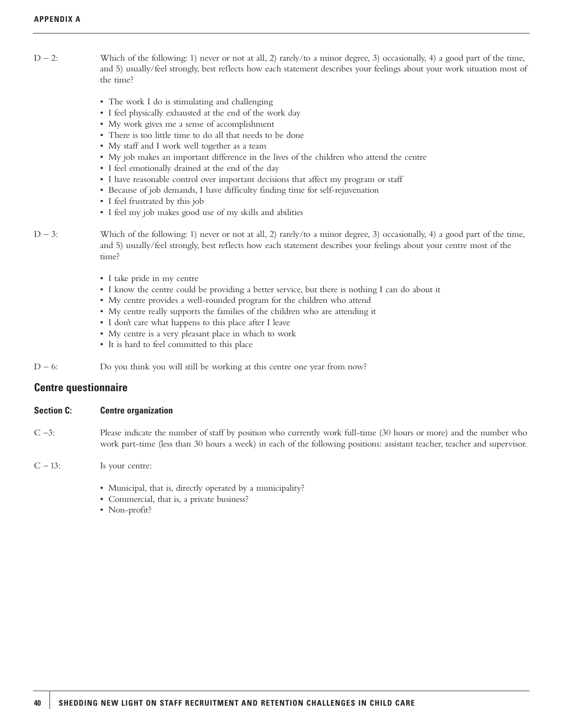D – 2: Which of the following: 1) never or not at all, 2) rarely/to a minor degree, 3) occasionally, 4) a good part of the time, and 5) usually/feel strongly, best reflects how each statement describes your feelings about your work situation most of the time?

- The work I do is stimulating and challenging
- I feel physically exhausted at the end of the work day
- My work gives me a sense of accomplishment
- There is too little time to do all that needs to be done
- My staff and I work well together as a team
- My job makes an important difference in the lives of the children who attend the centre
- I feel emotionally drained at the end of the day
- I have reasonable control over important decisions that affect my program or staff
- Because of job demands, I have difficulty finding time for self-rejuvenation
- I feel frustrated by this job
- I feel my job makes good use of my skills and abilities

D – 3: Which of the following: 1) never or not at all, 2) rarely/to a minor degree, 3) occasionally, 4) a good part of the time, and 5) usually/feel strongly, best reflects how each statement describes your feelings about your centre most of the time?

- I take pride in my centre
- I know the centre could be providing a better service, but there is nothing I can do about it
- My centre provides a well-rounded program for the children who attend
- My centre really supports the families of the children who are attending it
- I don't care what happens to this place after I leave
- My centre is a very pleasant place in which to work
- It is hard to feel committed to this place

D – 6: Do you think you will still be working at this centre one year from now?

## Centre questionnaire

### Section C: Centre organization

C –3: Please indicate the number of staff by position who currently work full-time (30 hours or more) and the number who work part-time (less than 30 hours a week) in each of the following positions: assistant teacher, teacher and supervisor.

C – 13: Is your centre:

- Municipal, that is, directly operated by a municipality?
- Commercial, that is, a private business?
- Non-profit?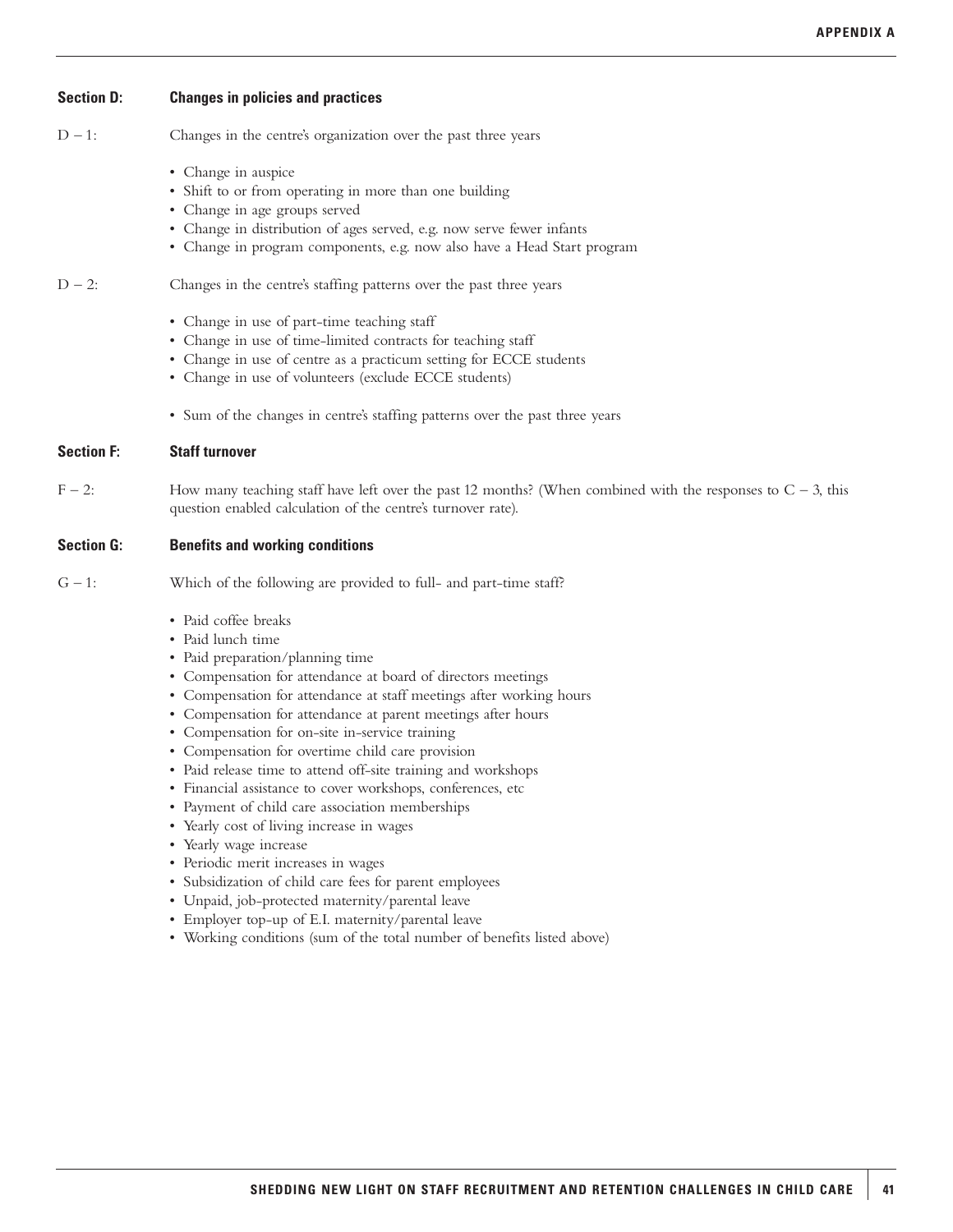**Section D:** **Changes in policies and practices**

D – 1: Changes in the centre's organization over the past three years

- Change in auspice
- Shift to or from operating in more than one building
- Change in age groups served
- Change in distribution of ages served, e.g. now serve fewer infants
- Change in program components, e.g. now also have a Head Start program

D – 2: Changes in the centre's staffing patterns over the past three years

- Change in use of part-time teaching staff
- Change in use of time-limited contracts for teaching staff
- Change in use of centre as a practicum setting for ECCE students
- Change in use of volunteers (exclude ECCE students)

- Sum of the changes in centre's staffing patterns over the past three years

**Section F:** **Staff turnover**

F – 2: How many teaching staff have left over the past 12 months? (When combined with the responses to C – 3, this question enabled calculation of the centre's turnover rate).

**Section G:** **Benefits and working conditions**

G – 1: Which of the following are provided to full- and part-time staff?

- Paid coffee breaks
- Paid lunch time
- Paid preparation/planning time
- Compensation for attendance at board of directors meetings
- Compensation for attendance at staff meetings after working hours
- Compensation for attendance at parent meetings after hours
- Compensation for on-site in-service training
- Compensation for overtime child care provision
- Paid release time to attend off-site training and workshops
- Financial assistance to cover workshops, conferences, etc
- Payment of child care association memberships
- Yearly cost of living increase in wages
- Yearly wage increase
- Periodic merit increases in wages
- Subsidization of child care fees for parent employees
- Unpaid, job-protected maternity/parental leave
- Employer top-up of E.I. maternity/parental leave
- Working conditions (sum of the total number of benefits listed above)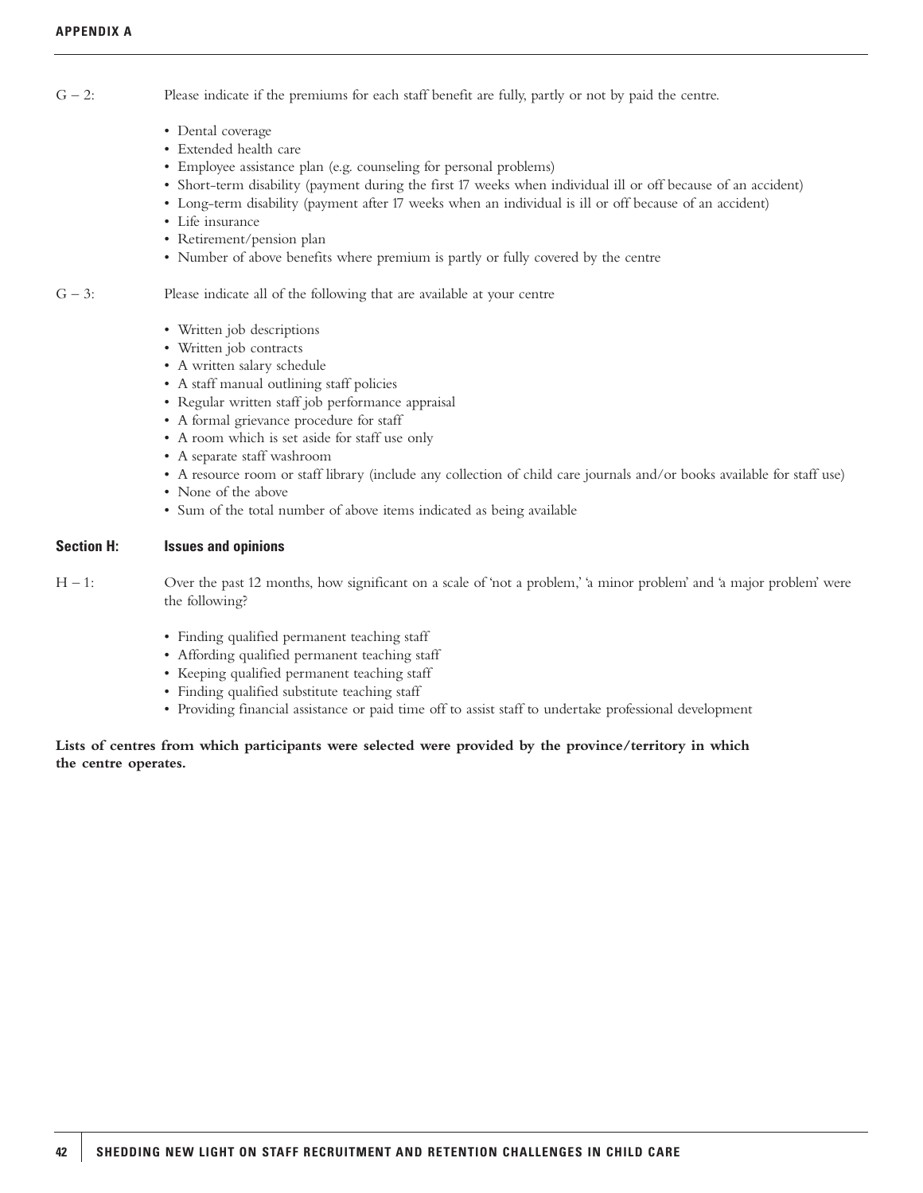G – 2: Please indicate if the premiums for each staff benefit are fully, partly or not by paid the centre.

- Dental coverage
- Extended health care
- Employee assistance plan (e.g. counseling for personal problems)
- Short-term disability (payment during the first 17 weeks when individual ill or off because of an accident)
- Long-term disability (payment after 17 weeks when an individual is ill or off because of an accident)
- Life insurance
- Retirement/pension plan
- Number of above benefits where premium is partly or fully covered by the centre

G – 3: Please indicate all of the following that are available at your centre

- Written job descriptions
- Written job contracts
- A written salary schedule
- A staff manual outlining staff policies
- Regular written staff job performance appraisal
- A formal grievance procedure for staff
- A room which is set aside for staff use only
- A separate staff washroom
- A resource room or staff library (include any collection of child care journals and/or books available for staff use)
- None of the above
- Sum of the total number of above items indicated as being available

### Section H: Issues and opinions

H – 1: Over the past 12 months, how significant on a scale of 'not a problem,' 'a minor problem' and 'a major problem' were the following?

- Finding qualified permanent teaching staff
- Affording qualified permanent teaching staff
- Keeping qualified permanent teaching staff
- Finding qualified substitute teaching staff
- Providing financial assistance or paid time off to assist staff to undertake professional development

**Lists of centres from which participants were selected were provided by the province/territory in which the centre operates.**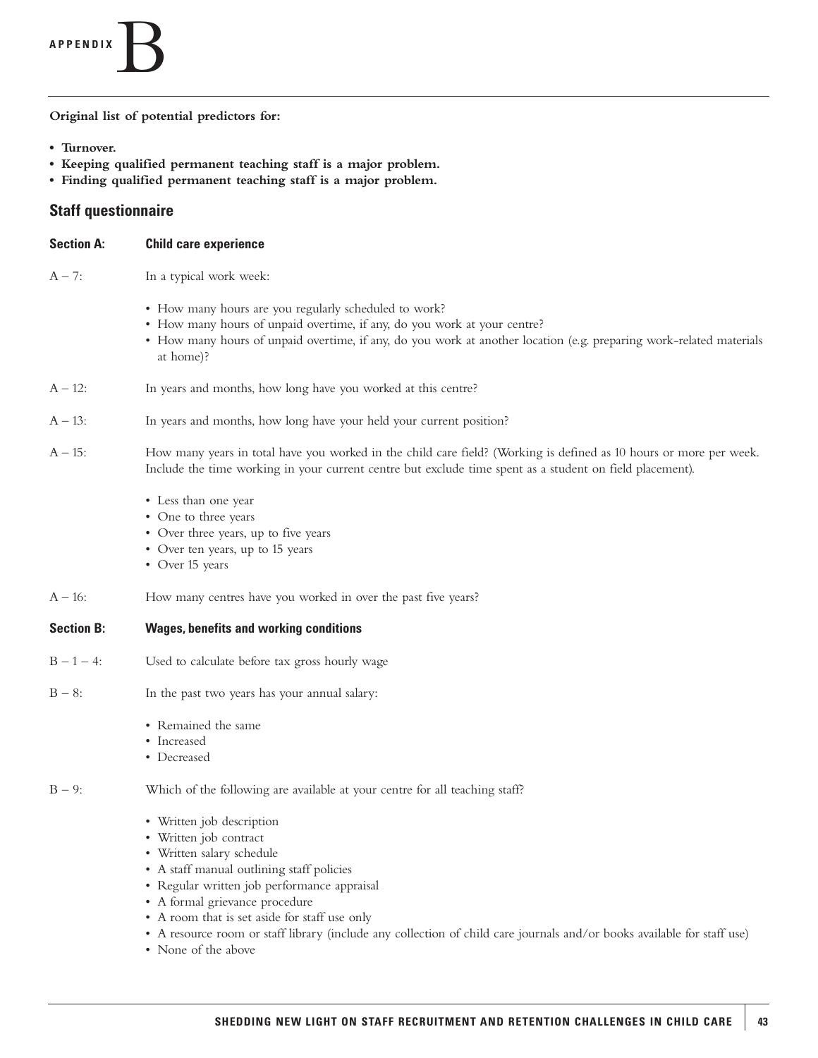# APPENDIX B

**Original list of potential predictors for:**

- **Turnover.**
- **Keeping qualified permanent teaching staff is a major problem.**
- **Finding qualified permanent teaching staff is a major problem.**

## Staff questionnaire

**Section A: Child care experience**

A – 7: In a typical work week:

- How many hours are you regularly scheduled to work?
- How many hours of unpaid overtime, if any, do you work at your centre?
- How many hours of unpaid overtime, if any, do you work at another location (e.g. preparing work-related materials at home)?

A – 12: In years and months, how long have you worked at this centre?

A – 13: In years and months, how long have your held your current position?

A – 15: How many years in total have you worked in the child care field? (Working is defined as 10 hours or more per week. Include the time working in your current centre but exclude time spent as a student on field placement).

- Less than one year
- One to three years
- Over three years, up to five years
- Over ten years, up to 15 years
- Over 15 years

A – 16: How many centres have you worked in over the past five years?

**Section B: Wages, benefits and working conditions**

B – 1 – 4: Used to calculate before tax gross hourly wage

B – 8: In the past two years has your annual salary:

- Remained the same
- Increased
- Decreased

B – 9: Which of the following are available at your centre for all teaching staff?

- Written job description
- Written job contract
- Written salary schedule
- A staff manual outlining staff policies
- Regular written job performance appraisal
- A formal grievance procedure
- A room that is set aside for staff use only
- A resource room or staff library (include any collection of child care journals and/or books available for staff use)
- None of the above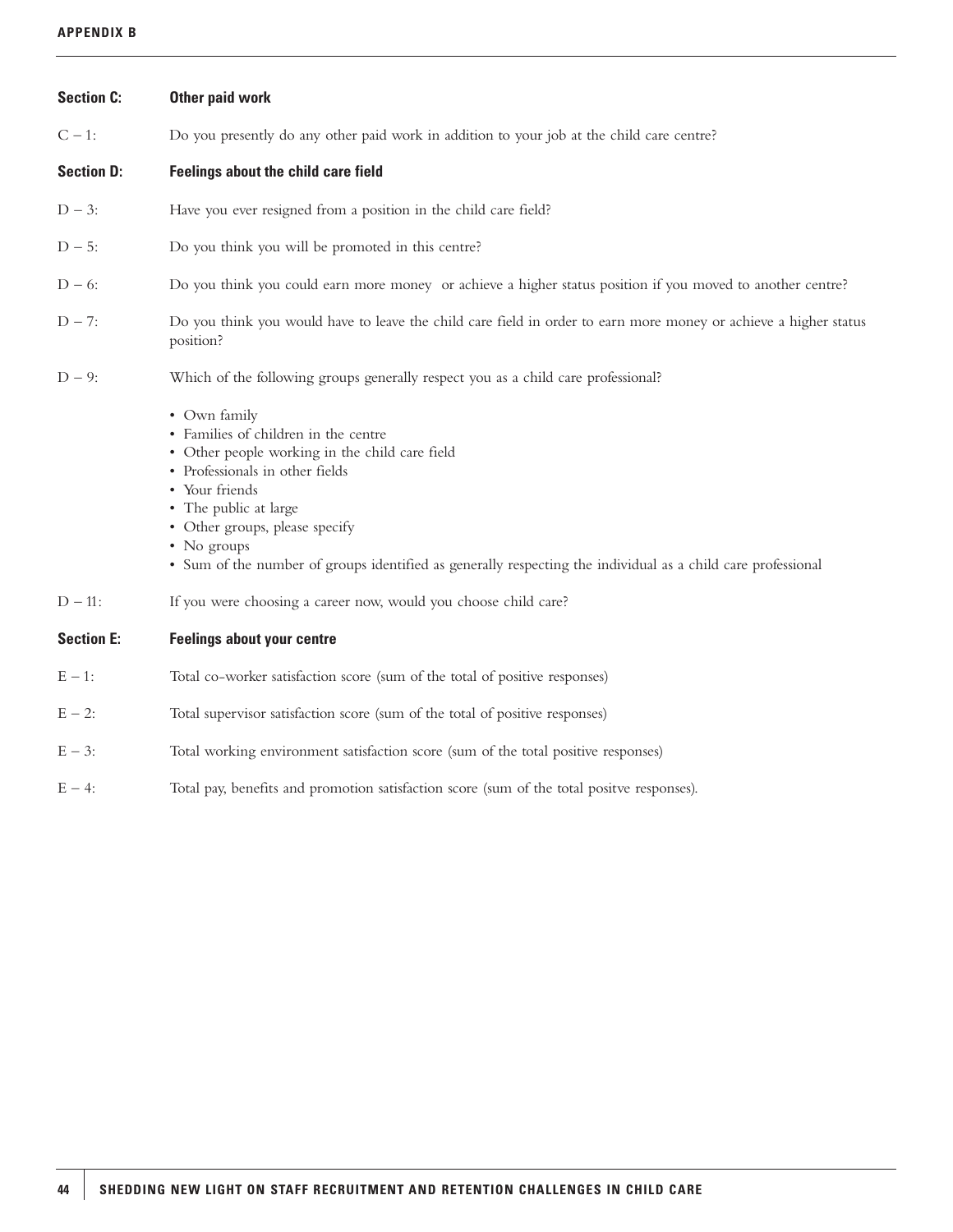**Section C: Other paid work**

C – 1: Do you presently do any other paid work in addition to your job at the child care centre?

**Section D: Feelings about the child care field**

D – 3: Have you ever resigned from a position in the child care field?

D – 5: Do you think you will be promoted in this centre?

D – 6: Do you think you could earn more money or achieve a higher status position if you moved to another centre?

D – 7: Do you think you would have to leave the child care field in order to earn more money or achieve a higher status position?

D – 9: Which of the following groups generally respect you as a child care professional?

- Own family
- Families of children in the centre
- Other people working in the child care field
- Professionals in other fields
- Your friends
- The public at large
- Other groups, please specify
- No groups
- Sum of the number of groups identified as generally respecting the individual as a child care professional

D – 11: If you were choosing a career now, would you choose child care?

**Section E: Feelings about your centre**

E – 1: Total co-worker satisfaction score (sum of the total of positive responses)

E – 2: Total supervisor satisfaction score (sum of the total of positive responses)

E – 3: Total working environment satisfaction score (sum of the total positive responses)

E – 4: Total pay, benefits and promotion satisfaction score (sum of the total positve responses).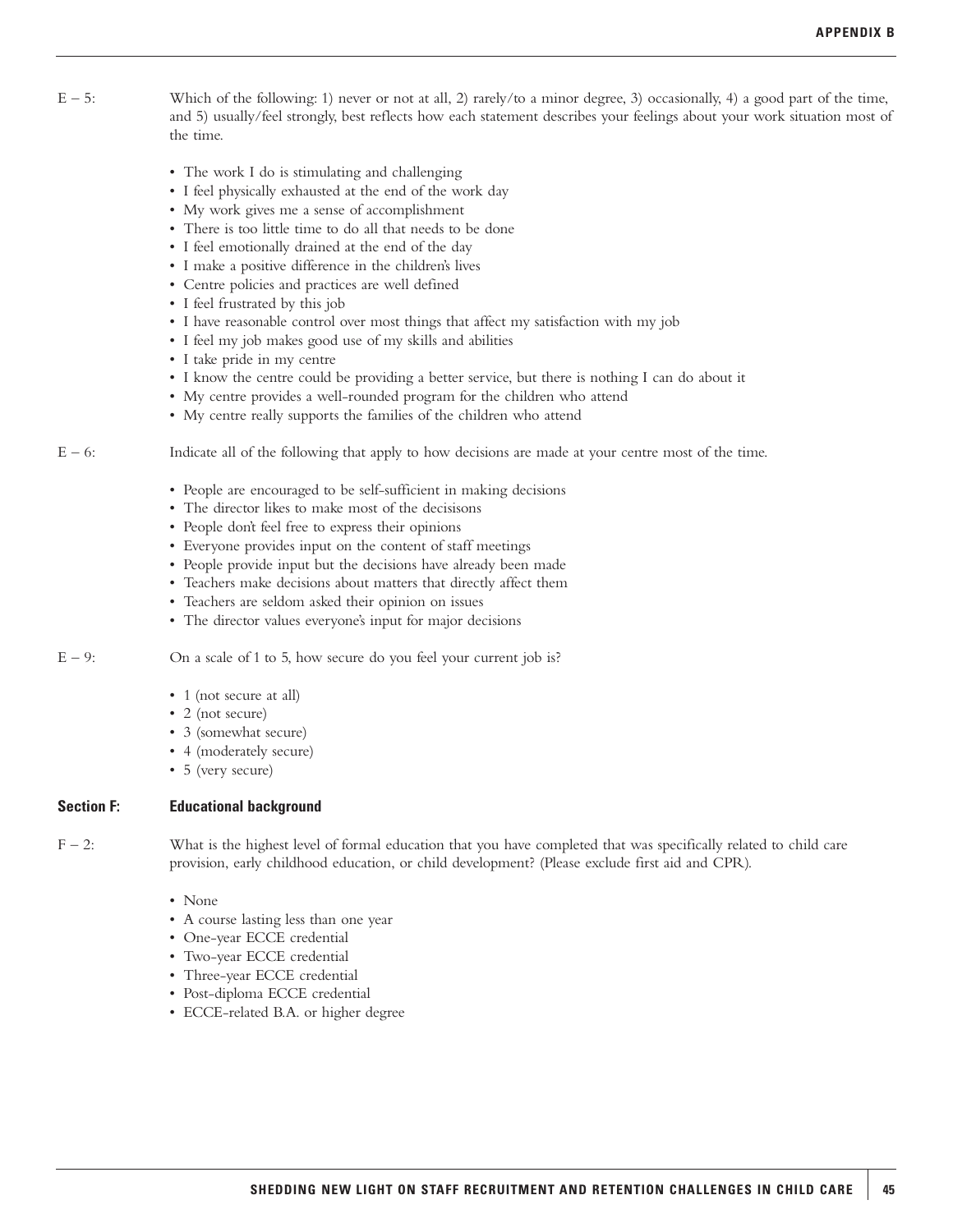E – 5: Which of the following: 1) never or not at all, 2) rarely/to a minor degree, 3) occasionally, 4) a good part of the time, and 5) usually/feel strongly, best reflects how each statement describes your feelings about your work situation most of the time.

- The work I do is stimulating and challenging
- I feel physically exhausted at the end of the work day
- My work gives me a sense of accomplishment
- There is too little time to do all that needs to be done
- I feel emotionally drained at the end of the day
- I make a positive difference in the children's lives
- Centre policies and practices are well defined
- I feel frustrated by this job
- I have reasonable control over most things that affect my satisfaction with my job
- I feel my job makes good use of my skills and abilities
- I take pride in my centre
- I know the centre could be providing a better service, but there is nothing I can do about it
- My centre provides a well-rounded program for the children who attend
- My centre really supports the families of the children who attend

E – 6: Indicate all of the following that apply to how decisions are made at your centre most of the time.

- People are encouraged to be self-sufficient in making decisions
- The director likes to make most of the decisisons
- People don't feel free to express their opinions
- Everyone provides input on the content of staff meetings
- People provide input but the decisions have already been made
- Teachers make decisions about matters that directly affect them
- Teachers are seldom asked their opinion on issues
- The director values everyone's input for major decisions

E – 9: On a scale of 1 to 5, how secure do you feel your current job is?

- 1 (not secure at all)
- 2 (not secure)
- 3 (somewhat secure)
- 4 (moderately secure)
- 5 (very secure)

## Section F: Educational background

F – 2: What is the highest level of formal education that you have completed that was specifically related to child care provision, early childhood education, or child development? (Please exclude first aid and CPR).

- None
- A course lasting less than one year
- One-year ECCE credential
- Two-year ECCE credential
- Three-year ECCE credential
- Post-diploma ECCE credential
- ECCE-related B.A. or higher degree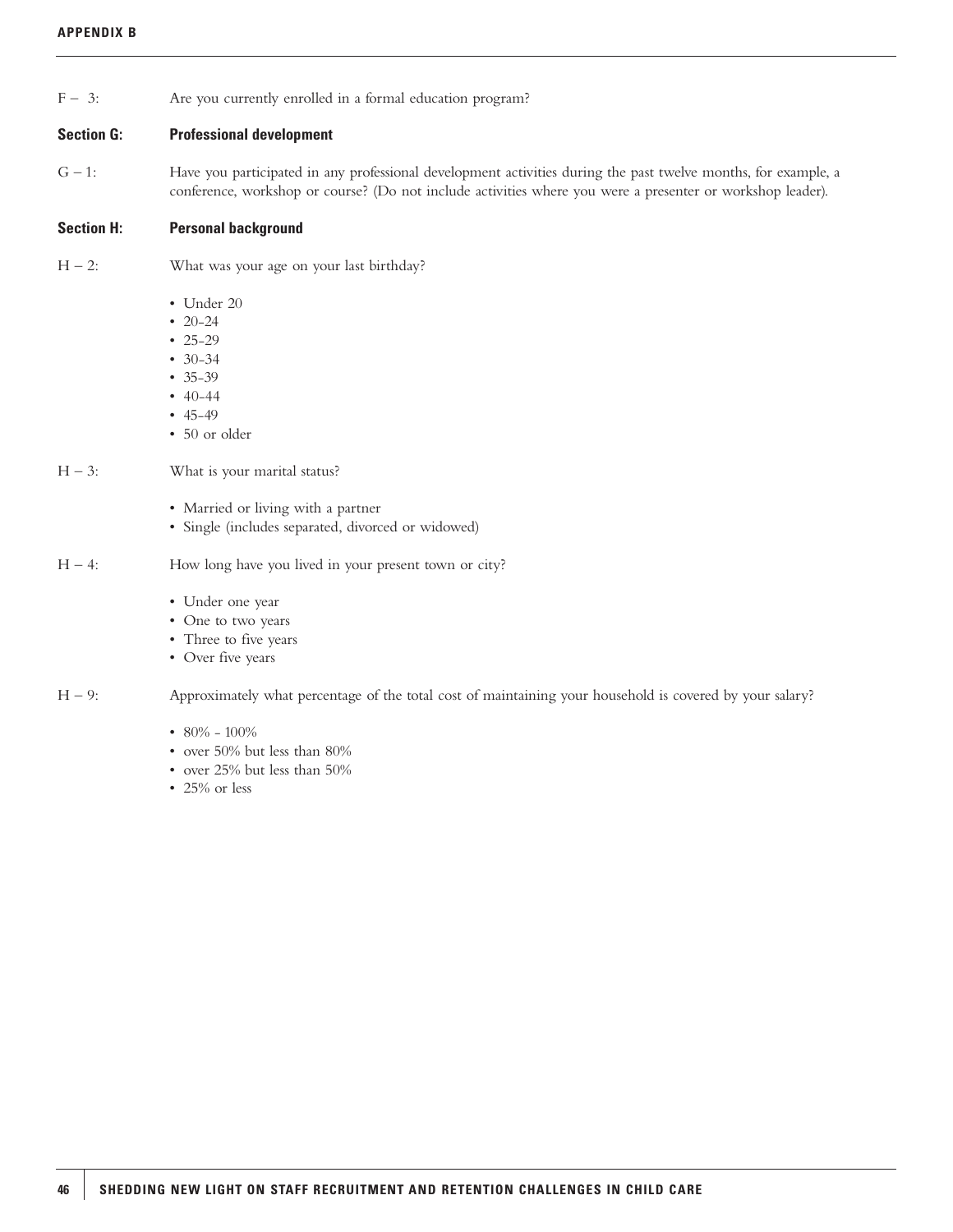F – 3: Are you currently enrolled in a formal education program?

## Section G: Professional development

G – 1: Have you participated in any professional development activities during the past twelve months, for example, a conference, workshop or course? (Do not include activities where you were a presenter or workshop leader).

## Section H: Personal background

H – 2: What was your age on your last birthday?

- Under 20
- 20-24
- 25-29
- 30-34
- 35-39
- 40-44
- 45-49
- 50 or older

H – 3: What is your marital status?

- Married or living with a partner
- Single (includes separated, divorced or widowed)

H – 4: How long have you lived in your present town or city?

- Under one year
- One to two years
- Three to five years
- Over five years

H – 9: Approximately what percentage of the total cost of maintaining your household is covered by your salary?

- 80% - 100%
- over 50% but less than 80%
- over 25% but less than 50%
- 25% or less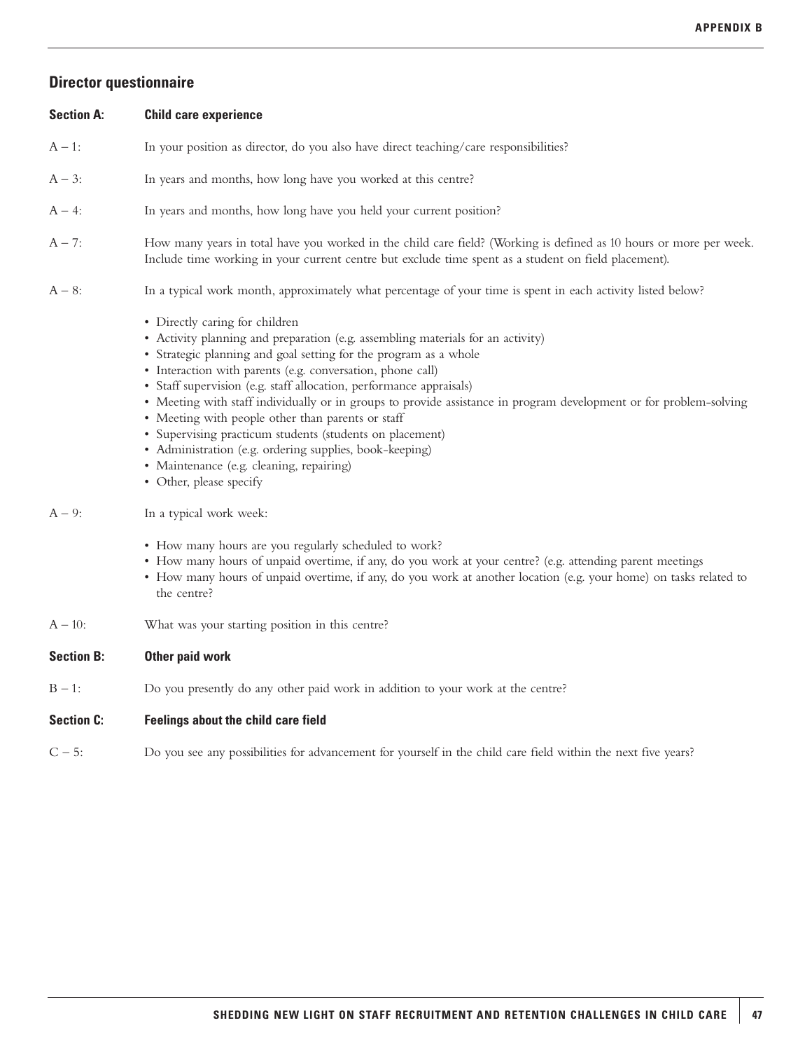## Director questionnaire

**Section A:** **Child care experience**

A – 1: In your position as director, do you also have direct teaching/care responsibilities?

A – 3: In years and months, how long have you worked at this centre?

A – 4: In years and months, how long have you held your current position?

A – 7: How many years in total have you worked in the child care field? (Working is defined as 10 hours or more per week. Include time working in your current centre but exclude time spent as a student on field placement).

A – 8: In a typical work month, approximately what percentage of your time is spent in each activity listed below?

- Directly caring for children
- Activity planning and preparation (e.g. assembling materials for an activity)
- Strategic planning and goal setting for the program as a whole
- Interaction with parents (e.g. conversation, phone call)
- Staff supervision (e.g. staff allocation, performance appraisals)
- Meeting with staff individually or in groups to provide assistance in program development or for problem-solving
- Meeting with people other than parents or staff
- Supervising practicum students (students on placement)
- Administration (e.g. ordering supplies, book-keeping)
- Maintenance (e.g. cleaning, repairing)
- Other, please specify

A – 9: In a typical work week:

- How many hours are you regularly scheduled to work?
- How many hours of unpaid overtime, if any, do you work at your centre? (e.g. attending parent meetings
- How many hours of unpaid overtime, if any, do you work at another location (e.g. your home) on tasks related to the centre?

A – 10: What was your starting position in this centre?

**Section B:** **Other paid work**

B – 1: Do you presently do any other paid work in addition to your work at the centre?

**Section C:** **Feelings about the child care field**

C – 5: Do you see any possibilities for advancement for yourself in the child care field within the next five years?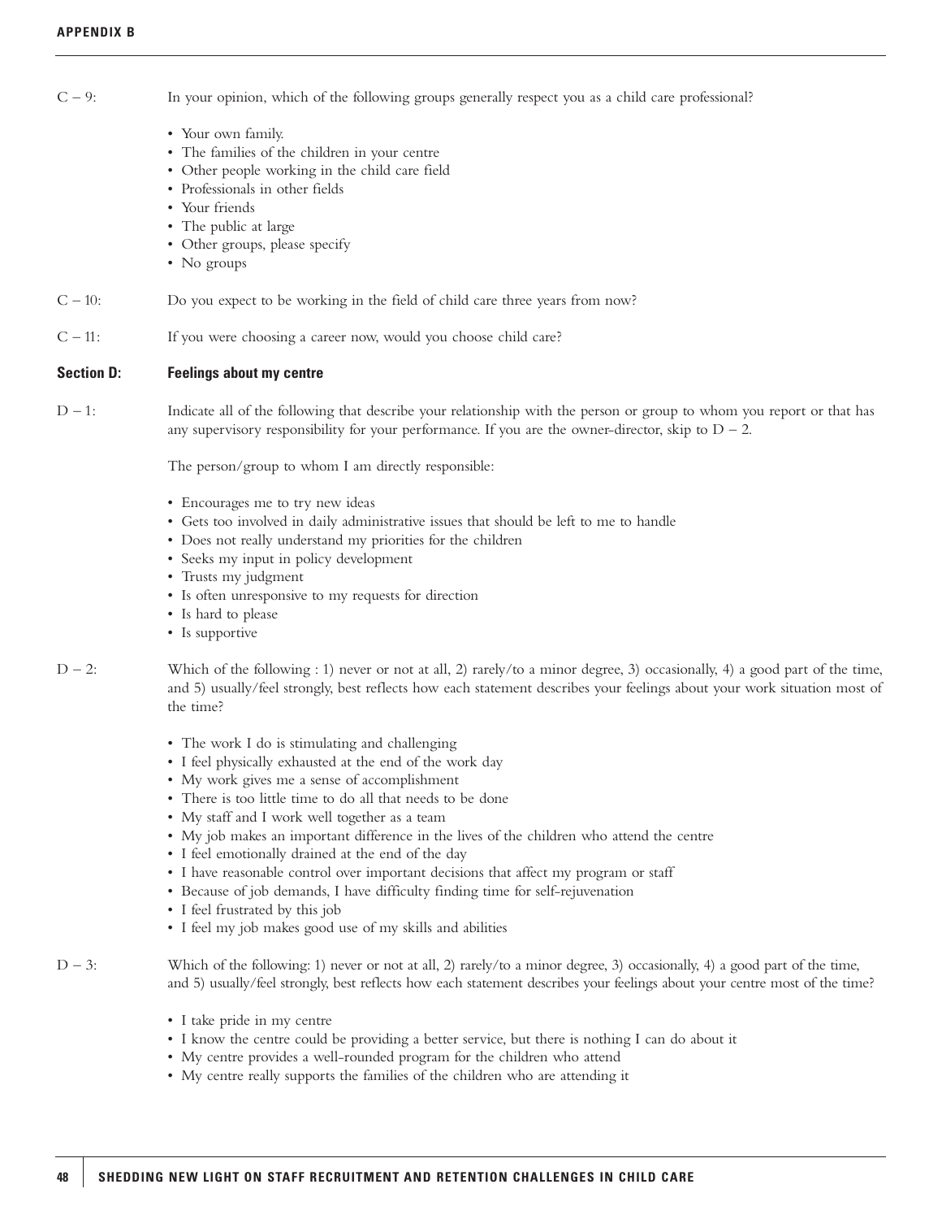C – 9: In your opinion, which of the following groups generally respect you as a child care professional?

- Your own family.
- The families of the children in your centre
- Other people working in the child care field
- Professionals in other fields
- Your friends
- The public at large
- Other groups, please specify
- No groups

C – 10: Do you expect to be working in the field of child care three years from now?

C – 11: If you were choosing a career now, would you choose child care?

**Section D: Feelings about my centre**

D – 1: Indicate all of the following that describe your relationship with the person or group to whom you report or that has any supervisory responsibility for your performance. If you are the owner-director, skip to D – 2.

The person/group to whom I am directly responsible:

- Encourages me to try new ideas
- Gets too involved in daily administrative issues that should be left to me to handle
- Does not really understand my priorities for the children
- Seeks my input in policy development
- Trusts my judgment
- Is often unresponsive to my requests for direction
- Is hard to please
- Is supportive

D – 2: Which of the following : 1) never or not at all, 2) rarely/to a minor degree, 3) occasionally, 4) a good part of the time, and 5) usually/feel strongly, best reflects how each statement describes your feelings about your work situation most of the time?

- The work I do is stimulating and challenging
- I feel physically exhausted at the end of the work day
- My work gives me a sense of accomplishment
- There is too little time to do all that needs to be done
- My staff and I work well together as a team
- My job makes an important difference in the lives of the children who attend the centre
- I feel emotionally drained at the end of the day
- I have reasonable control over important decisions that affect my program or staff
- Because of job demands, I have difficulty finding time for self-rejuvenation
- I feel frustrated by this job
- I feel my job makes good use of my skills and abilities

D – 3: Which of the following: 1) never or not at all, 2) rarely/to a minor degree, 3) occasionally, 4) a good part of the time, and 5) usually/feel strongly, best reflects how each statement describes your feelings about your centre most of the time?

- I take pride in my centre
- I know the centre could be providing a better service, but there is nothing I can do about it
- My centre provides a well-rounded program for the children who attend
- My centre really supports the families of the children who are attending it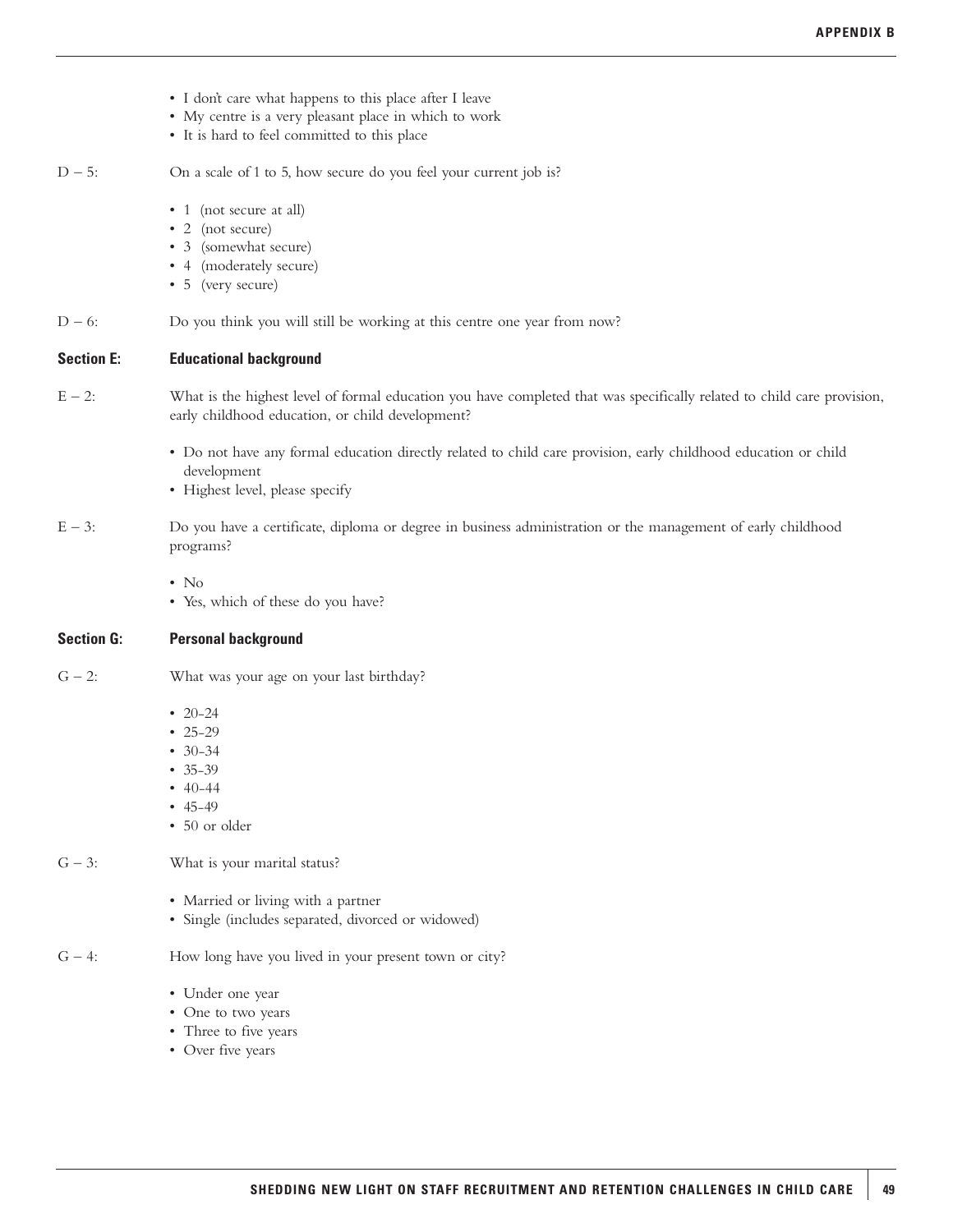- I don't care what happens to this place after I leave
- My centre is a very pleasant place in which to work
- It is hard to feel committed to this place

D – 5: On a scale of 1 to 5, how secure do you feel your current job is?

- 1 (not secure at all)
- 2 (not secure)
- 3 (somewhat secure)
- 4 (moderately secure)
- 5 (very secure)

D – 6: Do you think you will still be working at this centre one year from now?

**Section E: Educational background**

E – 2: What is the highest level of formal education you have completed that was specifically related to child care provision, early childhood education, or child development?

- Do not have any formal education directly related to child care provision, early childhood education or child development
- Highest level, please specify

E – 3: Do you have a certificate, diploma or degree in business administration or the management of early childhood programs?

- No
- Yes, which of these do you have?

**Section G: Personal background**

G – 2: What was your age on your last birthday?

- 20-24
- 25-29
- 30-34
- 35-39
- 40-44
- 45-49
- 50 or older

G – 3: What is your marital status?

- Married or living with a partner
- Single (includes separated, divorced or widowed)

G – 4: How long have you lived in your present town or city?

- Under one year
- One to two years
- Three to five years
- Over five years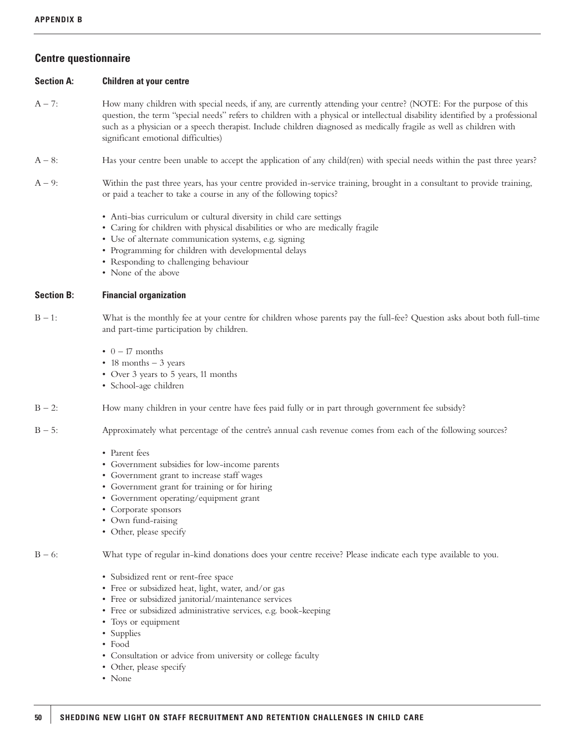## Centre questionnaire

### Section A: Children at your centre

A – 7: How many children with special needs, if any, are currently attending your centre? (NOTE: For the purpose of this question, the term "special needs" refers to children with a physical or intellectual disability identified by a professional such as a physician or a speech therapist. Include children diagnosed as medically fragile as well as children with significant emotional difficulties)

A – 8: Has your centre been unable to accept the application of any child(ren) with special needs within the past three years?

A – 9: Within the past three years, has your centre provided in-service training, brought in a consultant to provide training, or paid a teacher to take a course in any of the following topics?

- Anti-bias curriculum or cultural diversity in child care settings
- Caring for children with physical disabilities or who are medically fragile
- Use of alternate communication systems, e.g. signing
- Programming for children with developmental delays
- Responding to challenging behaviour
- None of the above

### Section B: Financial organization

B – 1: What is the monthly fee at your centre for children whose parents pay the full-fee? Question asks about both full-time and part-time participation by children.

- 0 – 17 months
- 18 months – 3 years
- Over 3 years to 5 years, 11 months
- School-age children

B – 2: How many children in your centre have fees paid fully or in part through government fee subsidy?

B – 5: Approximately what percentage of the centre's annual cash revenue comes from each of the following sources?

- Parent fees
- Government subsidies for low-income parents
- Government grant to increase staff wages
- Government grant for training or for hiring
- Government operating/equipment grant
- Corporate sponsors
- Own fund-raising
- Other, please specify

B – 6: What type of regular in-kind donations does your centre receive? Please indicate each type available to you.

- Subsidized rent or rent-free space
- Free or subsidized heat, light, water, and/or gas
- Free or subsidized janitorial/maintenance services
- Free or subsidized administrative services, e.g. book-keeping
- Toys or equipment
- Supplies
- Food
- Consultation or advice from university or college faculty
- Other, please specify
- None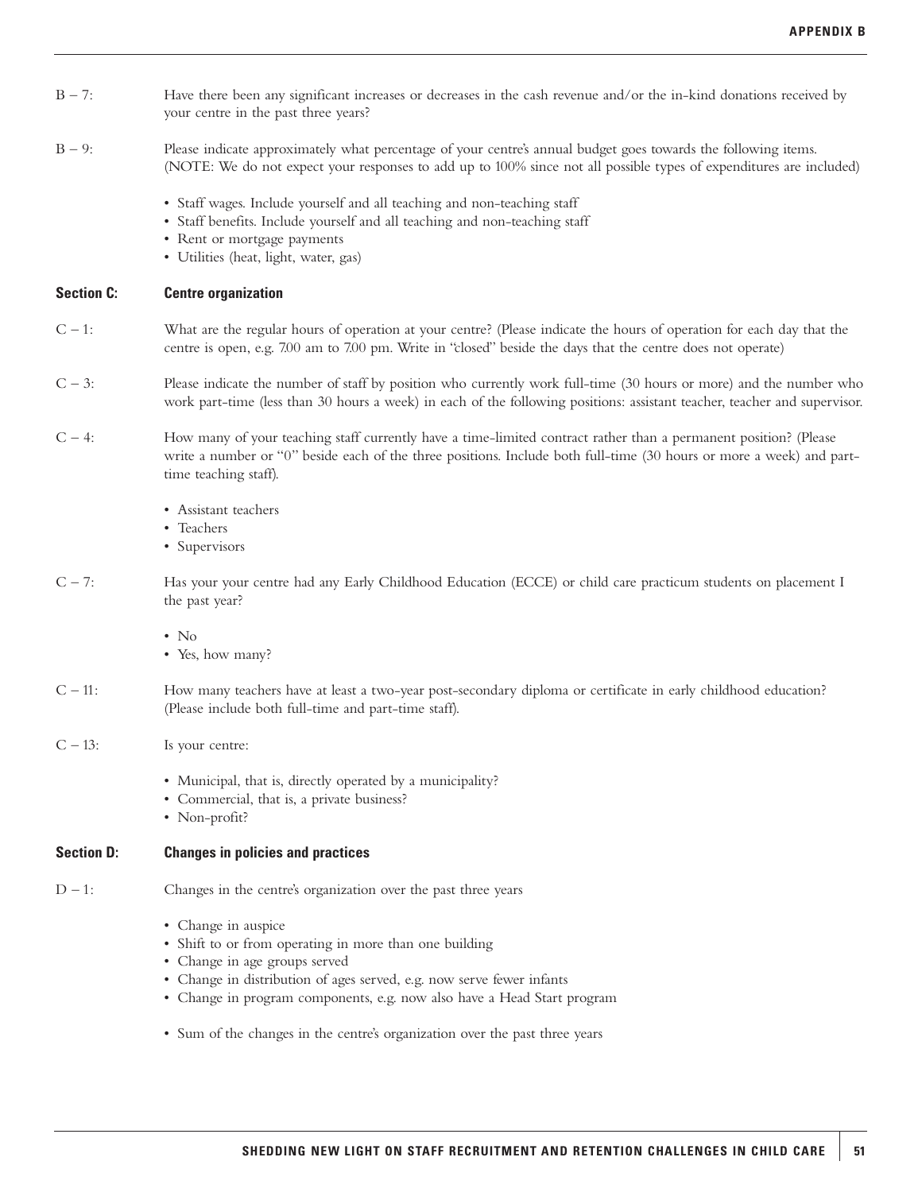B – 7: Have there been any significant increases or decreases in the cash revenue and/or the in-kind donations received by your centre in the past three years?

B – 9: Please indicate approximately what percentage of your centre's annual budget goes towards the following items. (NOTE: We do not expect your responses to add up to 100% since not all possible types of expenditures are included)

- Staff wages. Include yourself and all teaching and non-teaching staff
- Staff benefits. Include yourself and all teaching and non-teaching staff
- Rent or mortgage payments
- Utilities (heat, light, water, gas)

## Section C: Centre organization

C – 1: What are the regular hours of operation at your centre? (Please indicate the hours of operation for each day that the centre is open, e.g. 7.00 am to 7.00 pm. Write in "closed" beside the days that the centre does not operate)

C – 3: Please indicate the number of staff by position who currently work full-time (30 hours or more) and the number who work part-time (less than 30 hours a week) in each of the following positions: assistant teacher, teacher and supervisor.

C – 4: How many of your teaching staff currently have a time-limited contract rather than a permanent position? (Please write a number or "0" beside each of the three positions. Include both full-time (30 hours or more a week) and part-time teaching staff).

- Assistant teachers
- Teachers
- Supervisors

C – 7: Has your your centre had any Early Childhood Education (ECCE) or child care practicum students on placement I the past year?

- No
- Yes, how many?

C – 11: How many teachers have at least a two-year post-secondary diploma or certificate in early childhood education? (Please include both full-time and part-time staff).

C – 13: Is your centre:

- Municipal, that is, directly operated by a municipality?
- Commercial, that is, a private business?
- Non-profit?

## Section D: Changes in policies and practices

D – 1: Changes in the centre's organization over the past three years

- Change in auspice
- Shift to or from operating in more than one building
- Change in age groups served
- Change in distribution of ages served, e.g. now serve fewer infants
- Change in program components, e.g. now also have a Head Start program

- Sum of the changes in the centre's organization over the past three years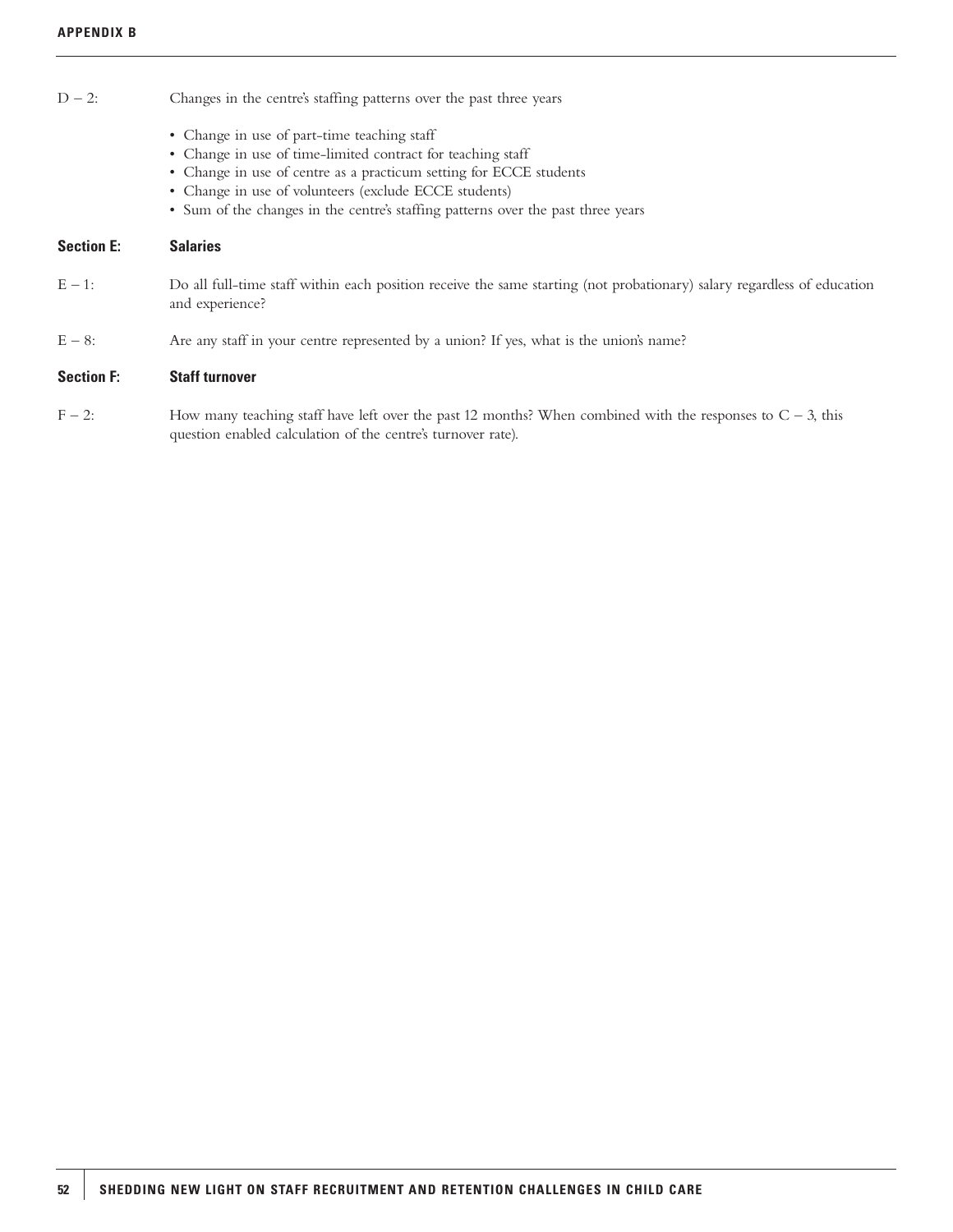D – 2: Changes in the centre's staffing patterns over the past three years

- Change in use of part-time teaching staff
- Change in use of time-limited contract for teaching staff
- Change in use of centre as a practicum setting for ECCE students
- Change in use of volunteers (exclude ECCE students)
- Sum of the changes in the centre's staffing patterns over the past three years

**Section E: Salaries**

E – 1: Do all full-time staff within each position receive the same starting (not probationary) salary regardless of education and experience?

E – 8: Are any staff in your centre represented by a union? If yes, what is the union's name?

**Section F: Staff turnover**

F – 2: How many teaching staff have left over the past 12 months? When combined with the responses to C – 3, this question enabled calculation of the centre's turnover rate).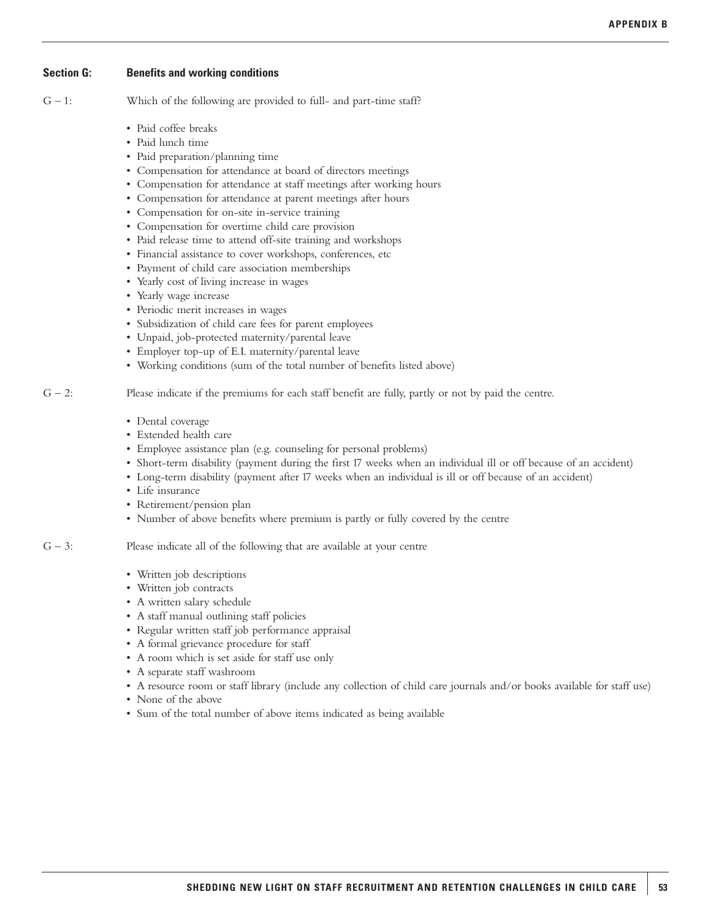## Section G: Benefits and working conditions

G – 1: Which of the following are provided to full- and part-time staff?

- Paid coffee breaks
- Paid lunch time
- Paid preparation/planning time
- Compensation for attendance at board of directors meetings
- Compensation for attendance at staff meetings after working hours
- Compensation for attendance at parent meetings after hours
- Compensation for on-site in-service training
- Compensation for overtime child care provision
- Paid release time to attend off-site training and workshops
- Financial assistance to cover workshops, conferences, etc
- Payment of child care association memberships
- Yearly cost of living increase in wages
- Yearly wage increase
- Periodic merit increases in wages
- Subsidization of child care fees for parent employees
- Unpaid, job-protected maternity/parental leave
- Employer top-up of E.I. maternity/parental leave
- Working conditions (sum of the total number of benefits listed above)

G – 2: Please indicate if the premiums for each staff benefit are fully, partly or not by paid the centre.

- Dental coverage
- Extended health care
- Employee assistance plan (e.g. counseling for personal problems)
- Short-term disability (payment during the first 17 weeks when an individual ill or off because of an accident)
- Long-term disability (payment after 17 weeks when an individual is ill or off because of an accident)
- Life insurance
- Retirement/pension plan
- Number of above benefits where premium is partly or fully covered by the centre

G – 3: Please indicate all of the following that are available at your centre

- Written job descriptions
- Written job contracts
- A written salary schedule
- A staff manual outlining staff policies
- Regular written staff job performance appraisal
- A formal grievance procedure for staff
- A room which is set aside for staff use only
- A separate staff washroom
- A resource room or staff library (include any collection of child care journals and/or books available for staff use)
- None of the above
- Sum of the total number of above items indicated as being available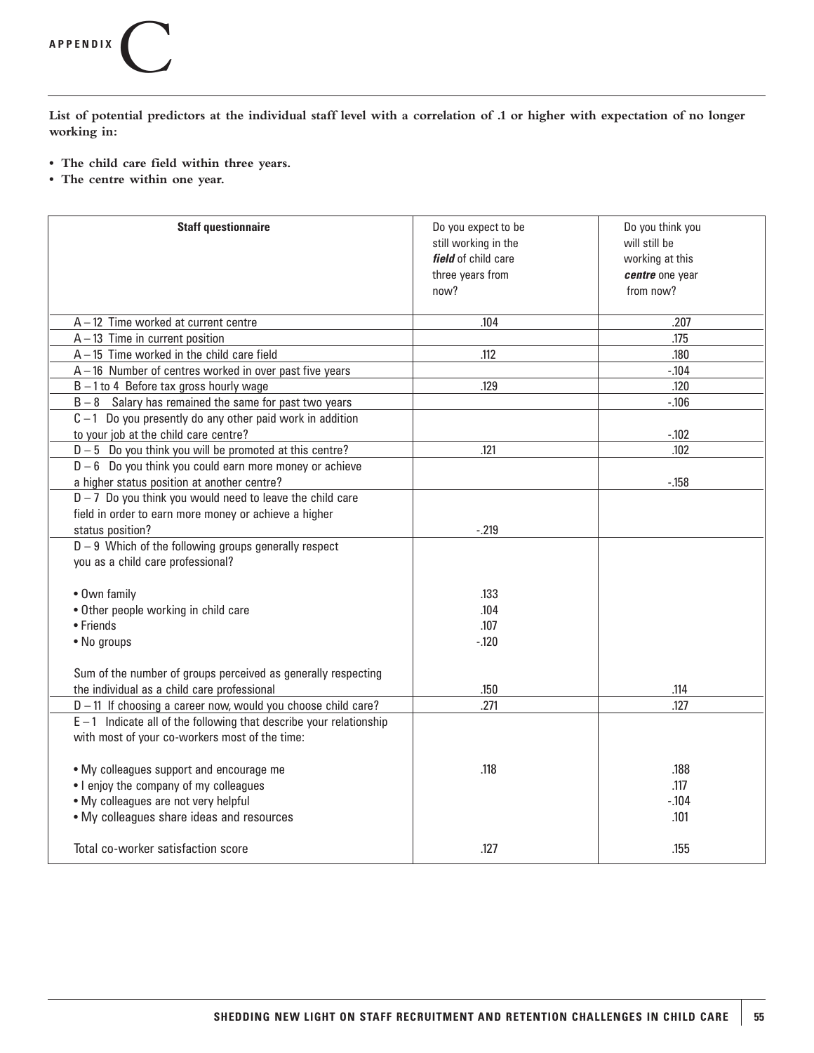# APPENDIX C

**List of potential predictors at the individual staff level with a correlation of .1 or higher with expectation of no longer working in:**

- **The child care field within three years.**
- **The centre within one year.**

| **Staff questionnaire** | Do you expect to be still working in the ***field*** of child care three years from now? | Do you think you will still be working at this ***centre*** one year from now? |
|---|---|---|
| A – 12 Time worked at current centre | .104 | .207 |
| A – 13 Time in current position | | .175 |
| A – 15 Time worked in the child care field | .112 | .180 |
| A – 16 Number of centres worked in over past five years | | -.104 |
| B – 1 to 4 Before tax gross hourly wage | .129 | .120 |
| B – 8 Salary has remained the same for past two years | | -.106 |
| C – 1 Do you presently do any other paid work in addition to your job at the child care centre? | | -.102 |
| D – 5 Do you think you will be promoted at this centre? | .121 | .102 |
| D – 6 Do you think you could earn more money or achieve a higher status position at another centre? | | -.158 |
| D – 7 Do you think you would need to leave the child care field in order to earn more money or achieve a higher status position? | -.219 | |
| D – 9 Which of the following groups generally respect you as a child care professional? | | |
| • Own family | .133 | |
| • Other people working in child care | .104 | |
| • Friends | .107 | |
| • No groups | -.120 | |
| Sum of the number of groups perceived as generally respecting the individual as a child care professional | .150 | .114 |
| D – 11 If choosing a career now, would you choose child care? | .271 | .127 |
| E – 1 Indicate all of the following that describe your relationship with most of your co-workers most of the time: | | |
| • My colleagues support and encourage me | .118 | .188 |
| • I enjoy the company of my colleagues | | .117 |
| • My colleagues are not very helpful | | -.104 |
| • My colleagues share ideas and resources | | .101 |
| Total co-worker satisfaction score | .127 | .155 |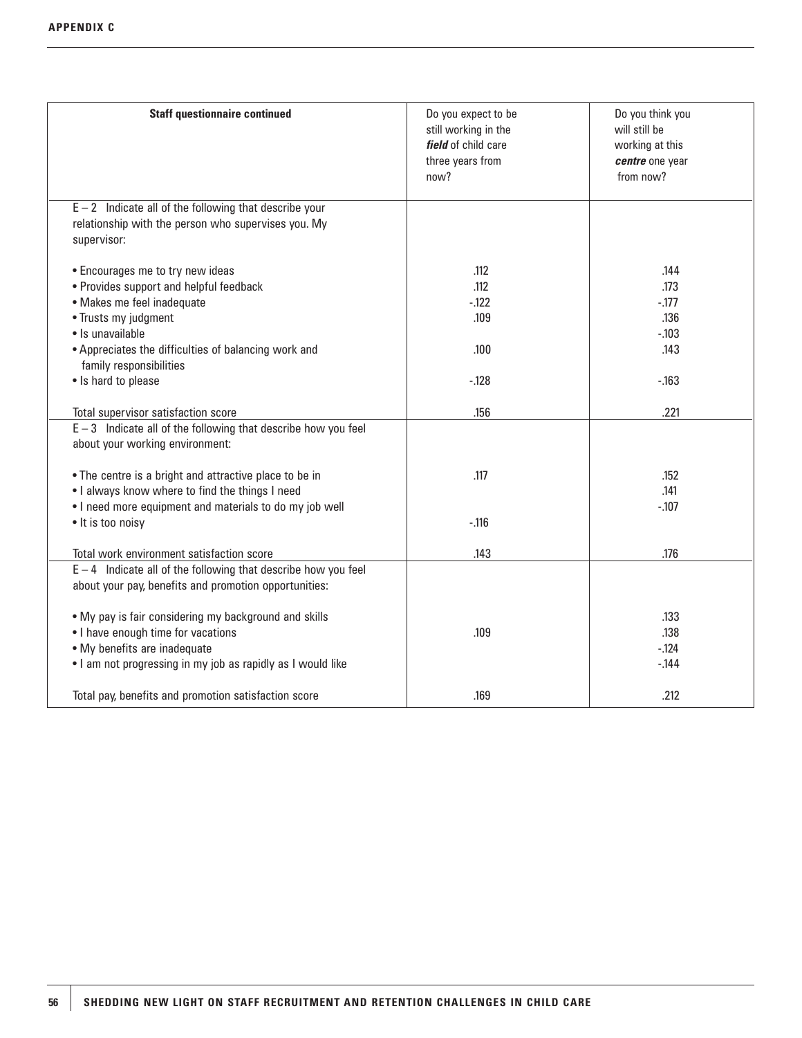| Staff questionnaire continued | Do you expect to be still working in the ***field*** of child care three years from now? | Do you think you will still be working at this ***centre*** one year from now? |
|---|---|---|
| E – 2 Indicate all of the following that describe your relationship with the person who supervises you. My supervisor: | | |
| • Encourages me to try new ideas | .112 | .144 |
| • Provides support and helpful feedback | .112 | .173 |
| • Makes me feel inadequate | -.122 | -.177 |
| • Trusts my judgment | .109 | .136 |
| • Is unavailable | | -.103 |
| • Appreciates the difficulties of balancing work and family responsibilities | .100 | .143 |
| • Is hard to please | -.128 | -.163 |
| Total supervisor satisfaction score | .156 | .221 |
| E – 3 Indicate all of the following that describe how you feel about your working environment: | | |
| • The centre is a bright and attractive place to be in | .117 | .152 |
| • I always know where to find the things I need | | .141 |
| • I need more equipment and materials to do my job well | | -.107 |
| • It is too noisy | -.116 | |
| Total work environment satisfaction score | .143 | .176 |
| E – 4 Indicate all of the following that describe how you feel about your pay, benefits and promotion opportunities: | | |
| • My pay is fair considering my background and skills | | .133 |
| • I have enough time for vacations | .109 | .138 |
| • My benefits are inadequate | | -.124 |
| • I am not progressing in my job as rapidly as I would like | | -.144 |
| Total pay, benefits and promotion satisfaction score | .169 | .212 |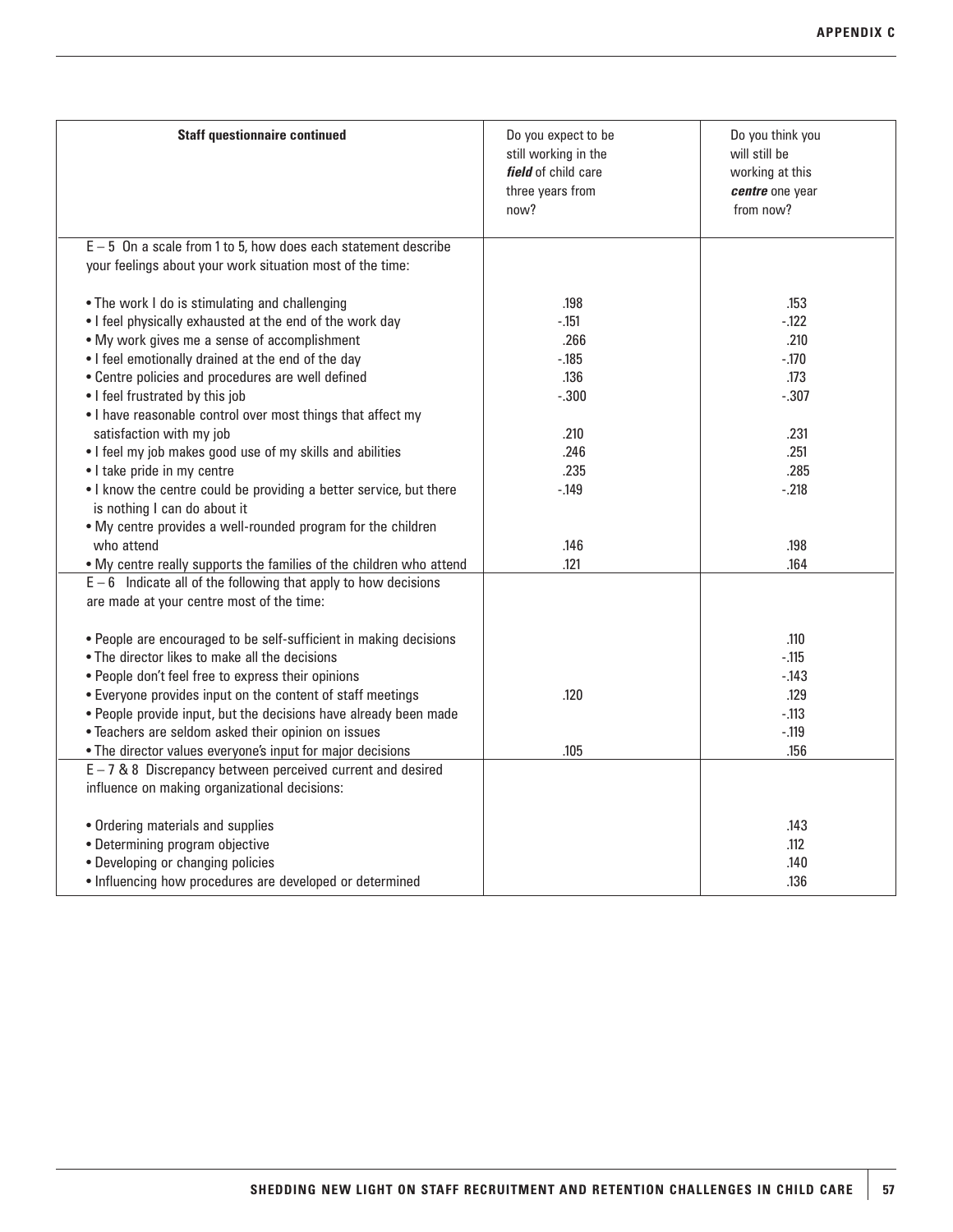| **Staff questionnaire continued** | Do you expect to be still working in the ***field*** of child care three years from now? | Do you think you will still be working at this ***centre*** one year from now? |
|---|---|---|
| E – 5 On a scale from 1 to 5, how does each statement describe your feelings about your work situation most of the time: | | |
| • The work I do is stimulating and challenging | .198 | .153 |
| • I feel physically exhausted at the end of the work day | -.151 | -.122 |
| • My work gives me a sense of accomplishment | .266 | .210 |
| • I feel emotionally drained at the end of the day | -.185 | -.170 |
| • Centre policies and procedures are well defined | .136 | .173 |
| • I feel frustrated by this job | -.300 | -.307 |
| • I have reasonable control over most things that affect my satisfaction with my job | .210 | .231 |
| • I feel my job makes good use of my skills and abilities | .246 | .251 |
| • I take pride in my centre | .235 | .285 |
| • I know the centre could be providing a better service, but there is nothing I can do about it | -.149 | -.218 |
| • My centre provides a well-rounded program for the children who attend | .146 | .198 |
| • My centre really supports the families of the children who attend | .121 | .164 |
| E – 6 Indicate all of the following that apply to how decisions are made at your centre most of the time: | | |
| • People are encouraged to be self-sufficient in making decisions | | .110 |
| • The director likes to make all the decisions | | -.115 |
| • People don't feel free to express their opinions | | -.143 |
| • Everyone provides input on the content of staff meetings | .120 | .129 |
| • People provide input, but the decisions have already been made | | -.113 |
| • Teachers are seldom asked their opinion on issues | | -.119 |
| • The director values everyone's input for major decisions | .105 | .156 |
| E – 7 & 8 Discrepancy between perceived current and desired influence on making organizational decisions: | | |
| • Ordering materials and supplies | | .143 |
| • Determining program objective | | .112 |
| • Developing or changing policies | | .140 |
| • Influencing how procedures are developed or determined | | .136 |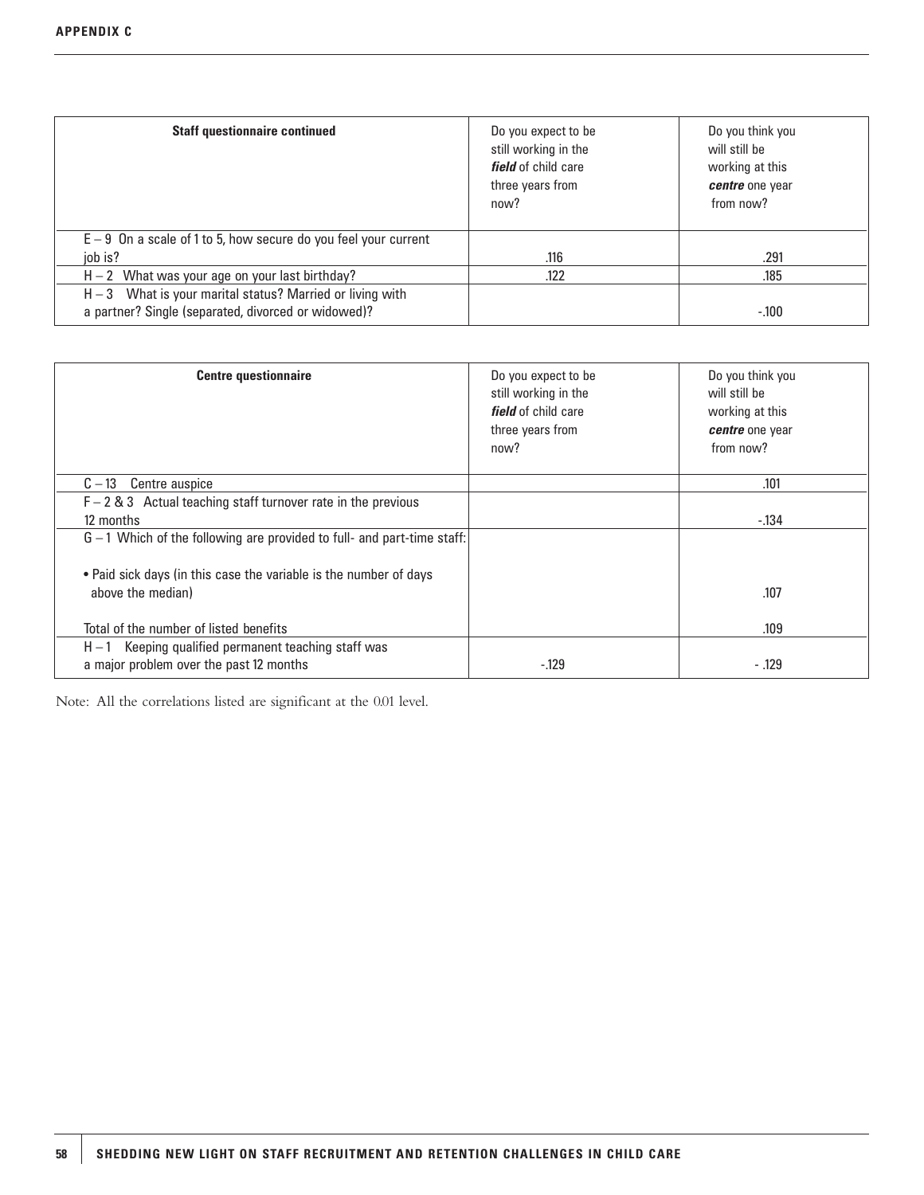| Staff questionnaire continued | Do you expect to be still working in the ***field*** of child care three years from now? | Do you think you will still be working at this ***centre*** one year from now? |
|---|---|---|
| E – 9 On a scale of 1 to 5, how secure do you feel your current job is? | .116 | .291 |
| H – 2 What was your age on your last birthday? | .122 | .185 |
| H – 3 What is your marital status? Married or living with a partner? Single (separated, divorced or widowed)? | | -.100 |

| Centre questionnaire | Do you expect to be still working in the ***field*** of child care three years from now? | Do you think you will still be working at this ***centre*** one year from now? |
|---|---|---|
| C – 13 Centre auspice | | .101 |
| F – 2 & 3 Actual teaching staff turnover rate in the previous 12 months | | -.134 |
| G – 1 Which of the following are provided to full- and part-time staff: | | |
| • Paid sick days (in this case the variable is the number of days above the median) | | .107 |
| Total of the number of listed benefits | | .109 |
| H – 1 Keeping qualified permanent teaching staff was a major problem over the past 12 months | -.129 | - .129 |

Note: All the correlations listed are significant at the 0.01 level.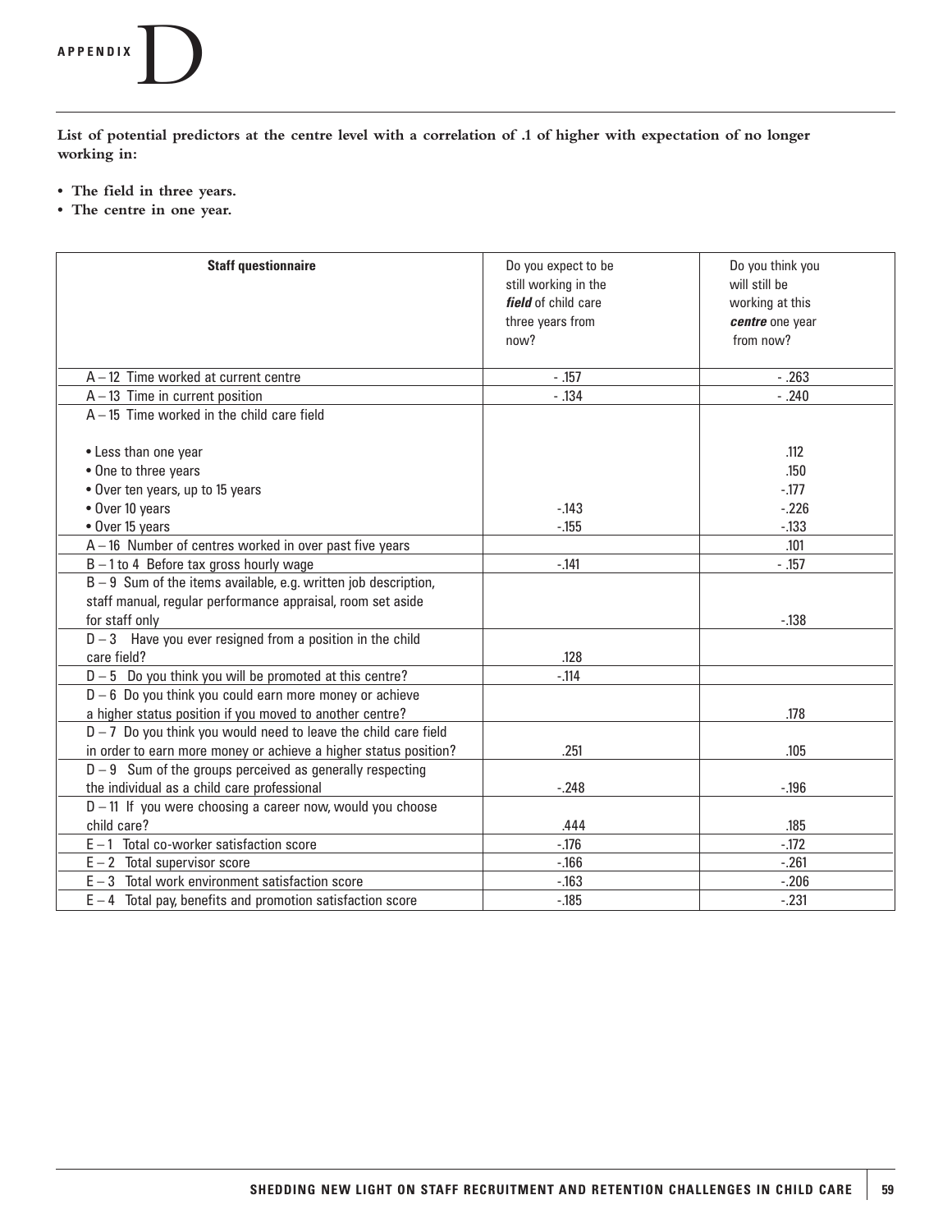# APPENDIX D

**List of potential predictors at the centre level with a correlation of .1 of higher with expectation of no longer working in:**

- **The field in three years.**
- **The centre in one year.**

| Staff questionnaire | Do you expect to be still working in the ***field*** of child care three years from now? | Do you think you will still be working at this ***centre*** one year from now? |
|---|---|---|
| A – 12 Time worked at current centre | - .157 | - .263 |
| A – 13 Time in current position | - .134 | - .240 |
| A – 15 Time worked in the child care field | | |
| • Less than one year | | .112 |
| • One to three years | | .150 |
| • Over ten years, up to 15 years | | -.177 |
| • Over 10 years | -.143 | -.226 |
| • Over 15 years | -.155 | -.133 |
| A – 16 Number of centres worked in over past five years | | .101 |
| B – 1 to 4 Before tax gross hourly wage | -.141 | - .157 |
| B – 9 Sum of the items available, e.g. written job description, staff manual, regular performance appraisal, room set aside for staff only | | -.138 |
| D – 3 Have you ever resigned from a position in the child care field? | .128 | |
| D – 5 Do you think you will be promoted at this centre? | -.114 | |
| D – 6 Do you think you could earn more money or achieve a higher status position if you moved to another centre? | | .178 |
| D – 7 Do you think you would need to leave the child care field in order to earn more money or achieve a higher status position? | .251 | .105 |
| D – 9 Sum of the groups perceived as generally respecting the individual as a child care professional | -.248 | -.196 |
| D – 11 If you were choosing a career now, would you choose child care? | .444 | .185 |
| E – 1 Total co-worker satisfaction score | -.176 | -.172 |
| E – 2 Total supervisor score | -.166 | -.261 |
| E – 3 Total work environment satisfaction score | -.163 | -.206 |
| E – 4 Total pay, benefits and promotion satisfaction score | -.185 | -.231 |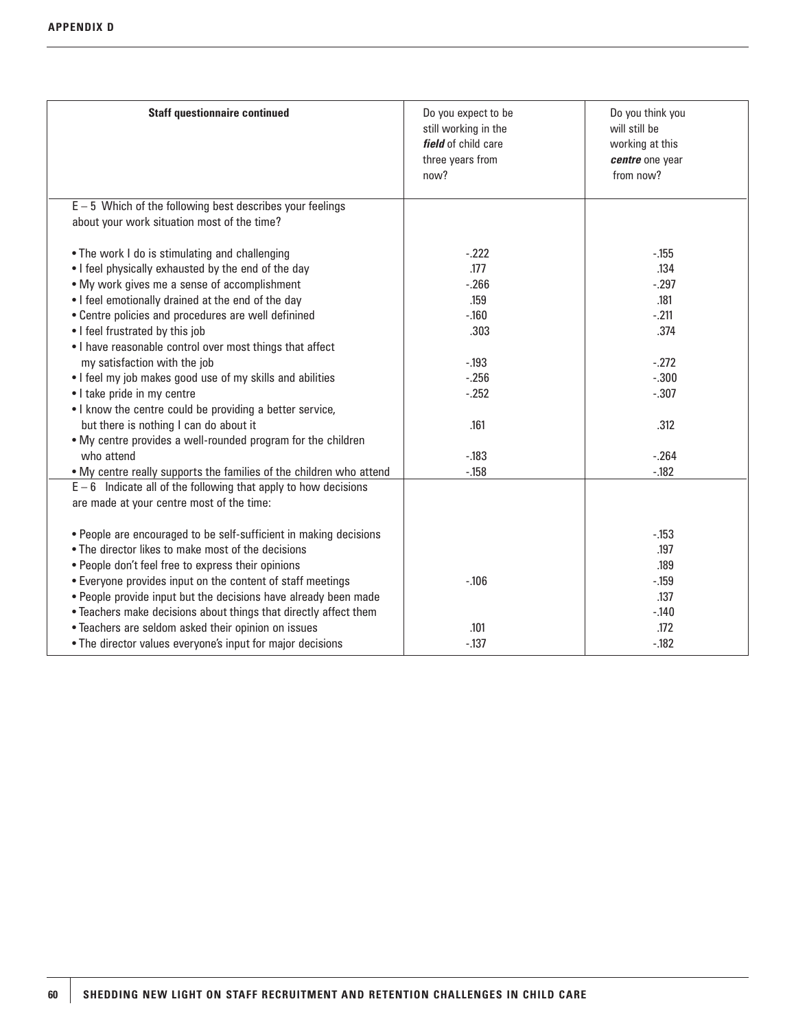| Staff questionnaire continued | Do you expect to be still working in the ***field*** of child care three years from now? | Do you think you will still be working at this ***centre*** one year from now? |
|---|---|---|
| E – 5 Which of the following best describes your feelings about your work situation most of the time? | | |
| • The work I do is stimulating and challenging | -.222 | -.155 |
| • I feel physically exhausted by the end of the day | .177 | .134 |
| • My work gives me a sense of accomplishment | -.266 | -.297 |
| • I feel emotionally drained at the end of the day | .159 | .181 |
| • Centre policies and procedures are well definined | -.160 | -.211 |
| • I feel frustrated by this job | .303 | .374 |
| • I have reasonable control over most things that affect my satisfaction with the job | -.193 | -.272 |
| • I feel my job makes good use of my skills and abilities | -.256 | -.300 |
| • I take pride in my centre | -.252 | -.307 |
| • I know the centre could be providing a better service, but there is nothing I can do about it | .161 | .312 |
| • My centre provides a well-rounded program for the children who attend | -.183 | -.264 |
| • My centre really supports the families of the children who attend | -.158 | -.182 |
| E – 6 Indicate all of the following that apply to how decisions are made at your centre most of the time: | | |
| • People are encouraged to be self-sufficient in making decisions | | -.153 |
| • The director likes to make most of the decisions | | .197 |
| • People don't feel free to express their opinions | | .189 |
| • Everyone provides input on the content of staff meetings | -.106 | -.159 |
| • People provide input but the decisions have already been made | | .137 |
| • Teachers make decisions about things that directly affect them | | -.140 |
| • Teachers are seldom asked their opinion on issues | .101 | .172 |
| • The director values everyone's input for major decisions | -.137 | -.182 |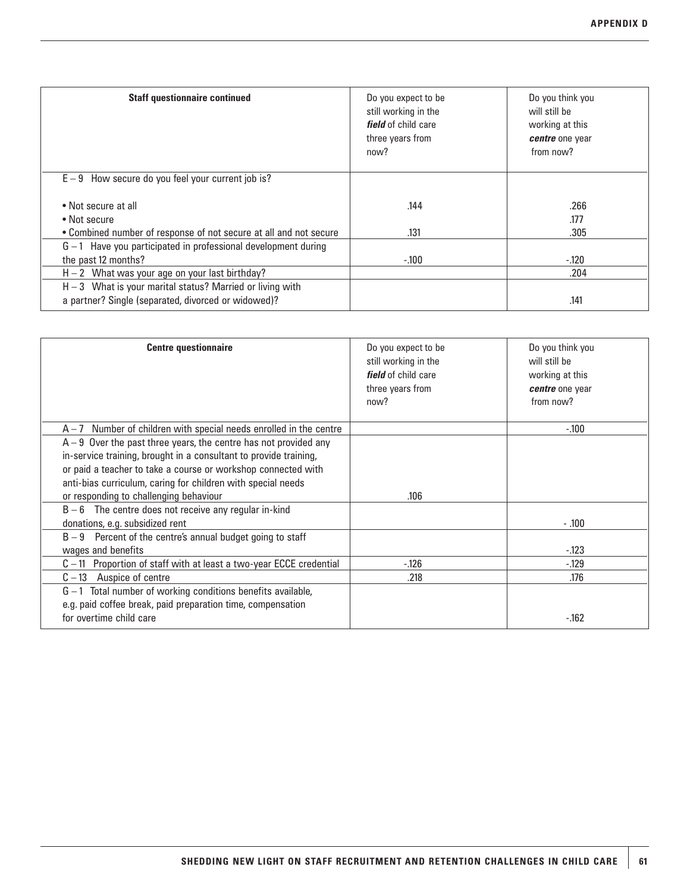| **Staff questionnaire continued** | Do you expect to be still working in the ***field*** of child care three years from now? | Do you think you will still be working at this ***centre*** one year from now? |
|---|---|---|
| E – 9 How secure do you feel your current job is? | | |
| • Not secure at all | .144 | .266 |
| • Not secure | | .177 |
| • Combined number of response of not secure at all and not secure | .131 | .305 |
| G – 1 Have you participated in professional development during the past 12 months? | -.100 | -.120 |
| H – 2 What was your age on your last birthday? | | .204 |
| H – 3 What is your marital status? Married or living with a partner? Single (separated, divorced or widowed)? | | .141 |

| **Centre questionnaire** | Do you expect to be still working in the ***field*** of child care three years from now? | Do you think you will still be working at this ***centre*** one year from now? |
|---|---|---|
| A – 7 Number of children with special needs enrolled in the centre | | -.100 |
| A – 9 Over the past three years, the centre has not provided any in-service training, brought in a consultant to provide training, or paid a teacher to take a course or workshop connected with anti-bias curriculum, caring for children with special needs or responding to challenging behaviour | .106 | |
| B – 6 The centre does not receive any regular in-kind donations, e.g. subsidized rent | | - .100 |
| B – 9 Percent of the centre's annual budget going to staff wages and benefits | | -.123 |
| C – 11 Proportion of staff with at least a two-year ECCE credential | -.126 | -.129 |
| C – 13 Auspice of centre | .218 | .176 |
| G – 1 Total number of working conditions benefits available, e.g. paid coffee break, paid preparation time, compensation for overtime child care | | -.162 |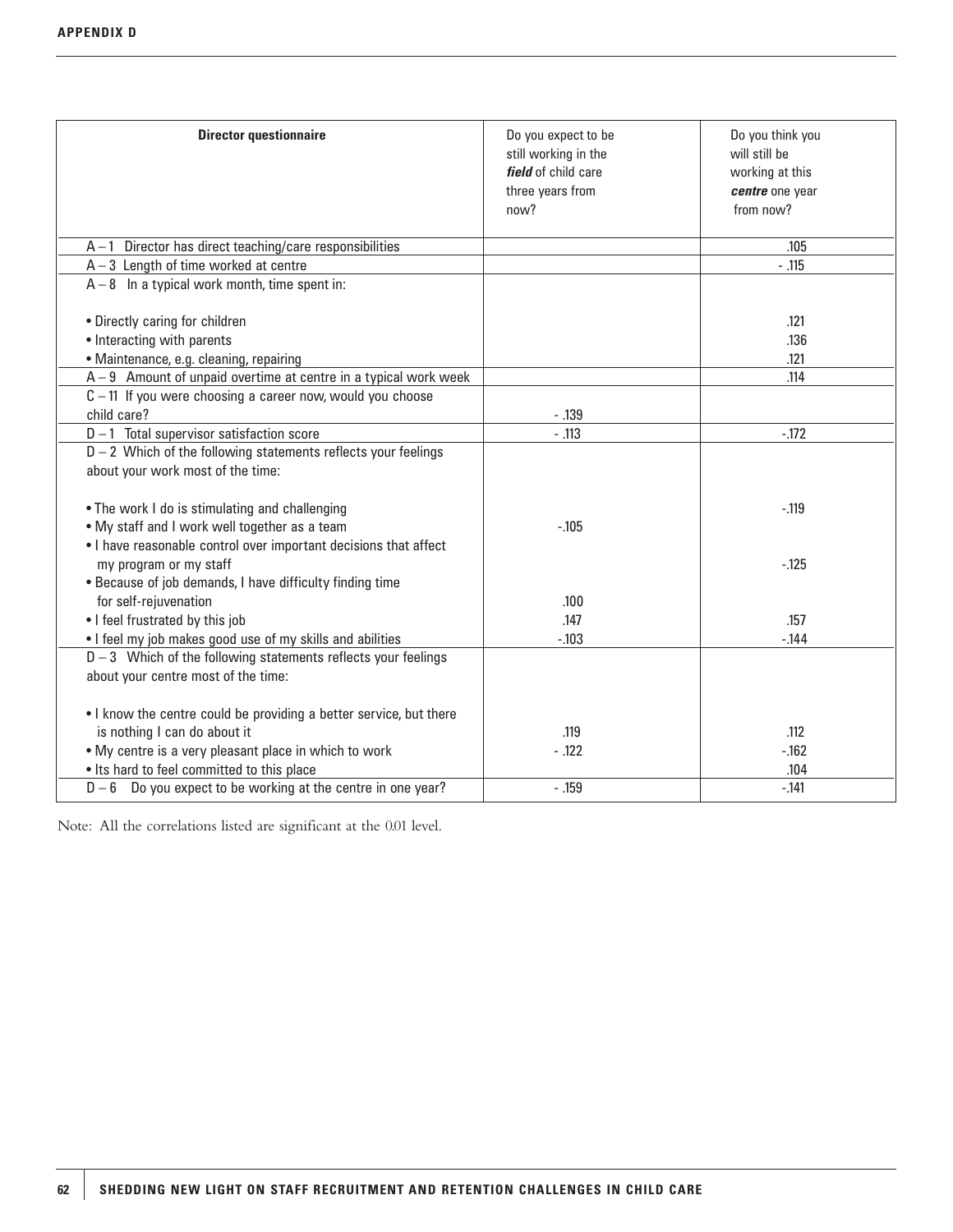## APPENDIX D

| Director questionnaire | Do you expect to be still working in the ***field*** of child care three years from now? | Do you think you will still be working at this ***centre*** one year from now? |
|---|---|---|
| A – 1 Director has direct teaching/care responsibilities | | .105 |
| A – 3 Length of time worked at centre | | - .115 |
| A – 8 In a typical work month, time spent in: | | |
| • Directly caring for children | | .121 |
| • Interacting with parents | | .136 |
| • Maintenance, e.g. cleaning, repairing | | .121 |
| A – 9 Amount of unpaid overtime at centre in a typical work week | | .114 |
| C – 11 If you were choosing a career now, would you choose child care? | - .139 | |
| D – 1 Total supervisor satisfaction score | - .113 | -.172 |
| D – 2 Which of the following statements reflects your feelings about your work most of the time: | | |
| • The work I do is stimulating and challenging | | -.119 |
| • My staff and I work well together as a team | -.105 | |
| • I have reasonable control over important decisions that affect my program or my staff | | -.125 |
| • Because of job demands, I have difficulty finding time for self-rejuvenation | .100 | |
| • I feel frustrated by this job | .147 | .157 |
| • I feel my job makes good use of my skills and abilities | -.103 | -.144 |
| D – 3 Which of the following statements reflects your feelings about your centre most of the time: | | |
| • I know the centre could be providing a better service, but there is nothing I can do about it | .119 | .112 |
| • My centre is a very pleasant place in which to work | - .122 | -.162 |
| • Its hard to feel committed to this place | | .104 |
| D – 6 Do you expect to be working at the centre in one year? | - .159 | -.141 |

Note: All the correlations listed are significant at the 0.01 level.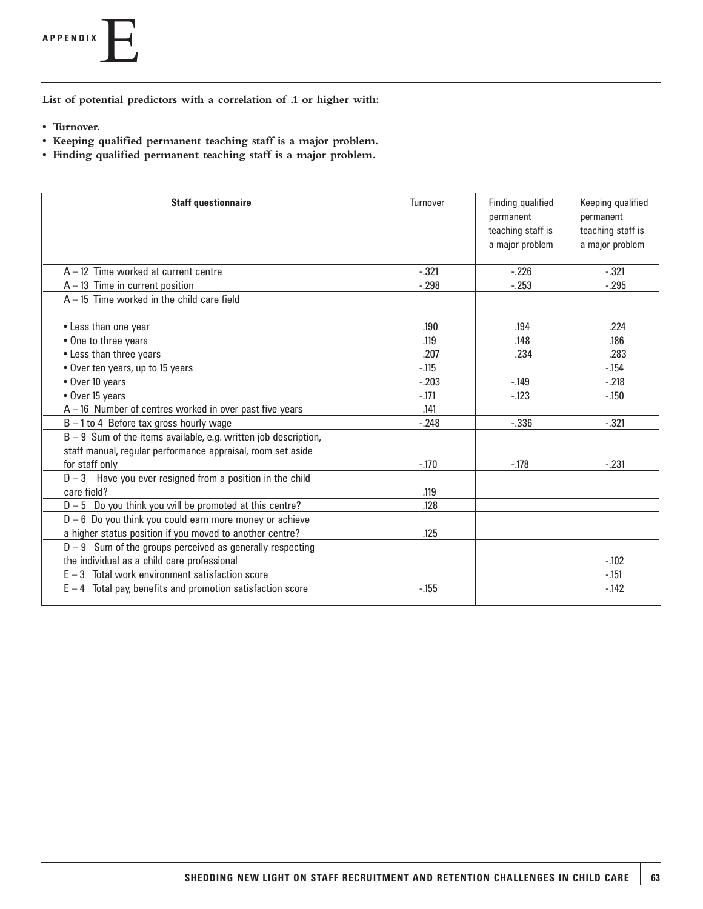# APPENDIX E

**List of potential predictors with a correlation of .1 or higher with:**

- **Turnover.**
- **Keeping qualified permanent teaching staff is a major problem.**
- **Finding qualified permanent teaching staff is a major problem.**

| **Staff questionnaire** | Turnover | Finding qualified permanent teaching staff is a major problem | Keeping qualified permanent teaching staff is a major problem |
|---|---|---|---|
| A – 12 Time worked at current centre | -.321 | -.226 | -.321 |
| A – 13 Time in current position | -.298 | -.253 | -.295 |
| A – 15 Time worked in the child care field | | | |
| • Less than one year | .190 | .194 | .224 |
| • One to three years | .119 | .148 | .186 |
| • Less than three years | .207 | .234 | .283 |
| • Over ten years, up to 15 years | -.115 | | -.154 |
| • Over 10 years | -.203 | -.149 | -.218 |
| • Over 15 years | -.171 | -.123 | -.150 |
| A – 16 Number of centres worked in over past five years | .141 | | |
| B – 1 to 4 Before tax gross hourly wage | -.248 | -.336 | -.321 |
| B – 9 Sum of the items available, e.g. written job description, staff manual, regular performance appraisal, room set aside for staff only | -.170 | -.178 | -.231 |
| D – 3 Have you ever resigned from a position in the child care field? | .119 | | |
| D – 5 Do you think you will be promoted at this centre? | .128 | | |
| D – 6 Do you think you could earn more money or achieve a higher status position if you moved to another centre? | .125 | | |
| D – 9 Sum of the groups perceived as generally respecting the individual as a child care professional | | | -.102 |
| E – 3 Total work environment satisfaction score | | | -.151 |
| E – 4 Total pay, benefits and promotion satisfaction score | -.155 | | -.142 |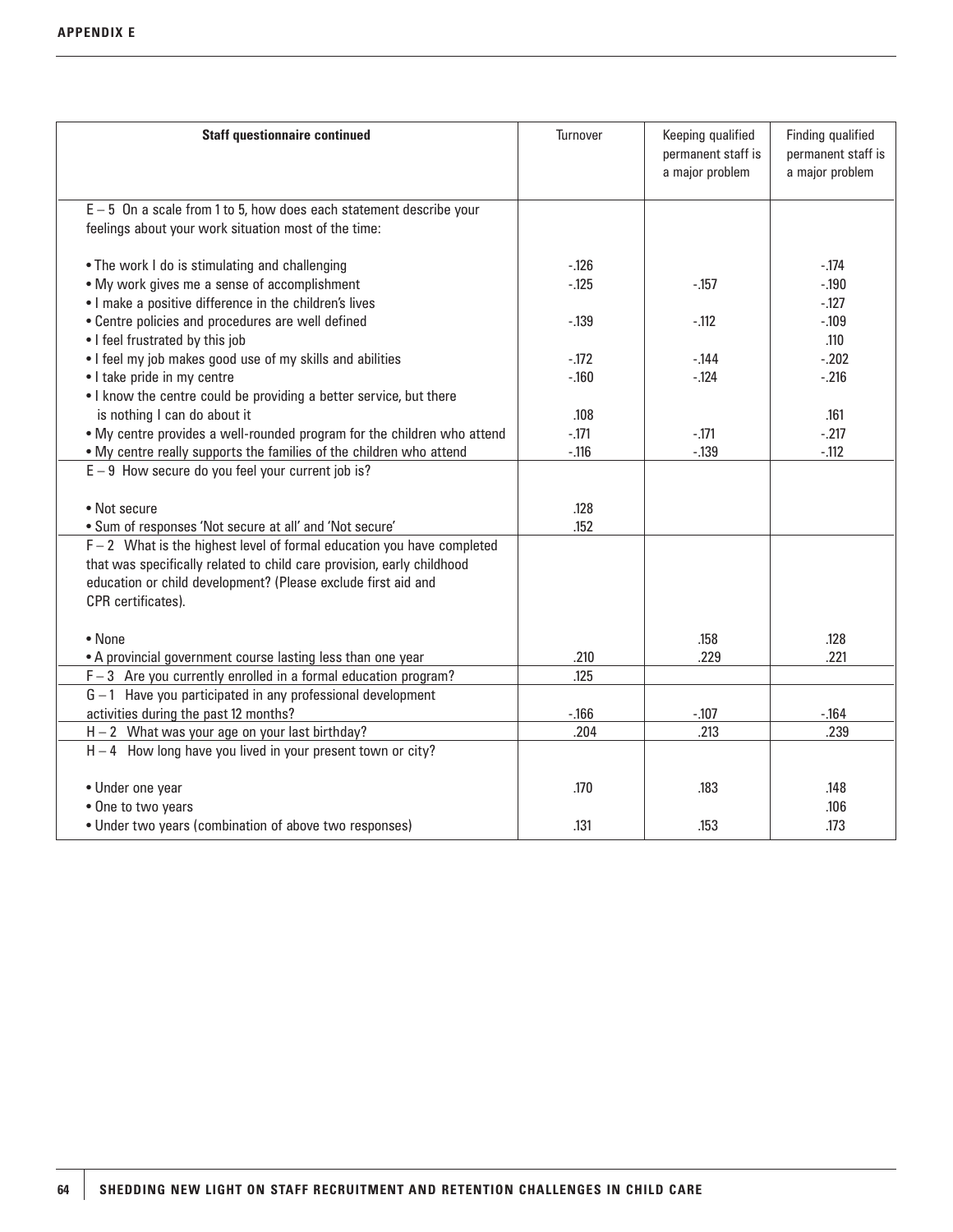| Staff questionnaire continued | Turnover | Keeping qualified permanent staff is a major problem | Finding qualified permanent staff is a major problem |
|---|---|---|---|
| E – 5 On a scale from 1 to 5, how does each statement describe your feelings about your work situation most of the time: | | | |
| • The work I do is stimulating and challenging | -.126 | | -.174 |
| • My work gives me a sense of accomplishment | -.125 | -.157 | -.190 |
| • I make a positive difference in the children's lives | | | -.127 |
| • Centre policies and procedures are well defined | -.139 | -.112 | -.109 |
| • I feel frustrated by this job | | | .110 |
| • I feel my job makes good use of my skills and abilities | -.172 | -.144 | -.202 |
| • I take pride in my centre | -.160 | -.124 | -.216 |
| • I know the centre could be providing a better service, but there is nothing I can do about it | .108 | | .161 |
| • My centre provides a well-rounded program for the children who attend | -.171 | -.171 | -.217 |
| • My centre really supports the families of the children who attend | -.116 | -.139 | -.112 |
| E – 9 How secure do you feel your current job is? | | | |
| • Not secure | .128 | | |
| • Sum of responses 'Not secure at all' and 'Not secure' | .152 | | |
| F – 2 What is the highest level of formal education you have completed that was specifically related to child care provision, early childhood education or child development? (Please exclude first aid and CPR certificates). | | | |
| • None | | .158 | .128 |
| • A provincial government course lasting less than one year | .210 | .229 | .221 |
| F – 3 Are you currently enrolled in a formal education program? | .125 | | |
| G – 1 Have you participated in any professional development activities during the past 12 months? | -.166 | -.107 | -.164 |
| H – 2 What was your age on your last birthday? | .204 | .213 | .239 |
| H – 4 How long have you lived in your present town or city? | | | |
| • Under one year | .170 | .183 | .148 |
| • One to two years | | | .106 |
| • Under two years (combination of above two responses) | .131 | .153 | .173 |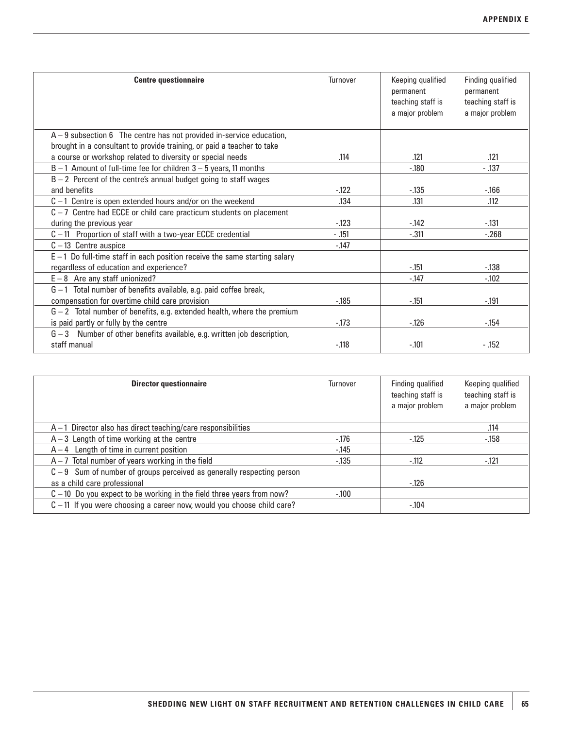| Centre questionnaire | Turnover | Keeping qualified permanent teaching staff is a major problem | Finding qualified permanent teaching staff is a major problem |
|---|---|---|---|
| A – 9 subsection 6 The centre has not provided in-service education, brought in a consultant to provide training, or paid a teacher to take a course or workshop related to diversity or special needs | .114 | .121 | .121 |
| B – 1 Amount of full-time fee for children 3 – 5 years, 11 months | | -.180 | - .137 |
| B – 2 Percent of the centre's annual budget going to staff wages and benefits | -.122 | -.135 | -.166 |
| C – 1 Centre is open extended hours and/or on the weekend | .134 | .131 | .112 |
| C – 7 Centre had ECCE or child care practicum students on placement during the previous year | -.123 | -.142 | -.131 |
| C – 11 Proportion of staff with a two-year ECCE credential | - .151 | -.311 | -.268 |
| C – 13 Centre auspice | -.147 | | |
| E – 1 Do full-time staff in each position receive the same starting salary regardless of education and experience? | | -.151 | -.138 |
| E – 8 Are any staff unionized? | | -.147 | -.102 |
| G – 1 Total number of benefits available, e.g. paid coffee break, compensation for overtime child care provision | -.185 | -.151 | -.191 |
| G – 2 Total number of benefits, e.g. extended health, where the premium is paid partly or fully by the centre | -.173 | -.126 | -.154 |
| G – 3 Number of other benefits available, e.g. written job description, staff manual | -.118 | -.101 | - .152 |

| Director questionnaire | Turnover | Finding qualified teaching staff is a major problem | Keeping qualified teaching staff is a major problem |
|---|---|---|---|
| A – 1 Director also has direct teaching/care responsibilities | | | .114 |
| A – 3 Length of time working at the centre | -.176 | -.125 | -.158 |
| A – 4 Length of time in current position | -.145 | | |
| A – 7 Total number of years working in the field | -.135 | -.112 | -.121 |
| C – 9 Sum of number of groups perceived as generally respecting person as a child care professional | | -.126 | |
| C – 10 Do you expect to be working in the field three years from now? | -.100 | | |
| C – 11 If you were choosing a career now, would you choose child care? | | -.104 | |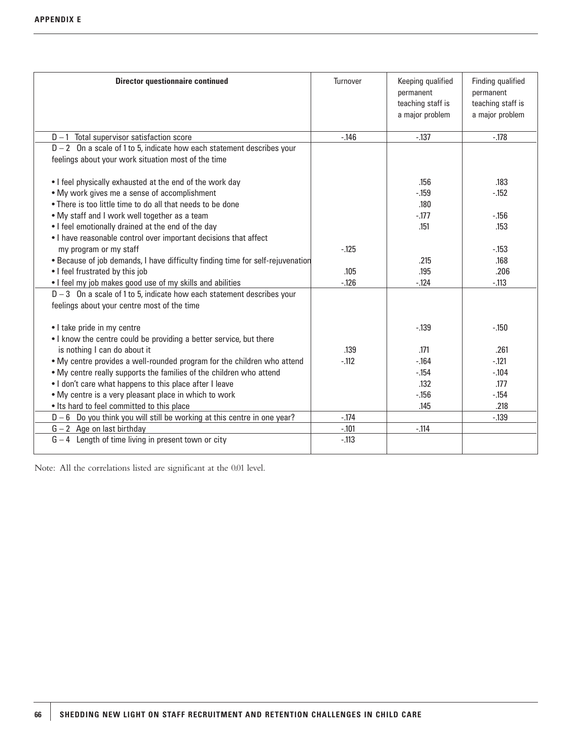| Director questionnaire continued | Turnover | Keeping qualified permanent teaching staff is a major problem | Finding qualified permanent teaching staff is a major problem |
|---|---|---|---|
| D – 1 Total supervisor satisfaction score | -.146 | -.137 | -.178 |
| D – 2 On a scale of 1 to 5, indicate how each statement describes your feelings about your work situation most of the time | | | |
| • I feel physically exhausted at the end of the work day | | .156 | .183 |
| • My work gives me a sense of accomplishment | | -.159 | -.152 |
| • There is too little time to do all that needs to be done | | .180 | |
| • My staff and I work well together as a team | | -.177 | -.156 |
| • I feel emotionally drained at the end of the day | | .151 | .153 |
| • I have reasonable control over important decisions that affect my program or my staff | -.125 | | -.153 |
| • Because of job demands, I have difficulty finding time for self-rejuvenation | | .215 | .168 |
| • I feel frustrated by this job | .105 | .195 | .206 |
| • I feel my job makes good use of my skills and abilities | -.126 | -.124 | -.113 |
| D – 3 On a scale of 1 to 5, indicate how each statement describes your feelings about your centre most of the time | | | |
| • I take pride in my centre | | -.139 | -.150 |
| • I know the centre could be providing a better service, but there is nothing I can do about it | .139 | .171 | .261 |
| • My centre provides a well-rounded program for the children who attend | -.112 | -.164 | -.121 |
| • My centre really supports the families of the children who attend | | -.154 | -.104 |
| • I don't care what happens to this place after I leave | | .132 | .177 |
| • My centre is a very pleasant place in which to work | | -.156 | -.154 |
| • Its hard to feel committed to this place | | .145 | .218 |
| D – 6 Do you think you will still be working at this centre in one year? | -.174 | | -.139 |
| G – 2 Age on last birthday | -.101 | -.114 | |
| G – 4 Length of time living in present town or city | -.113 | | |

Note: All the correlations listed are significant at the 0.01 level.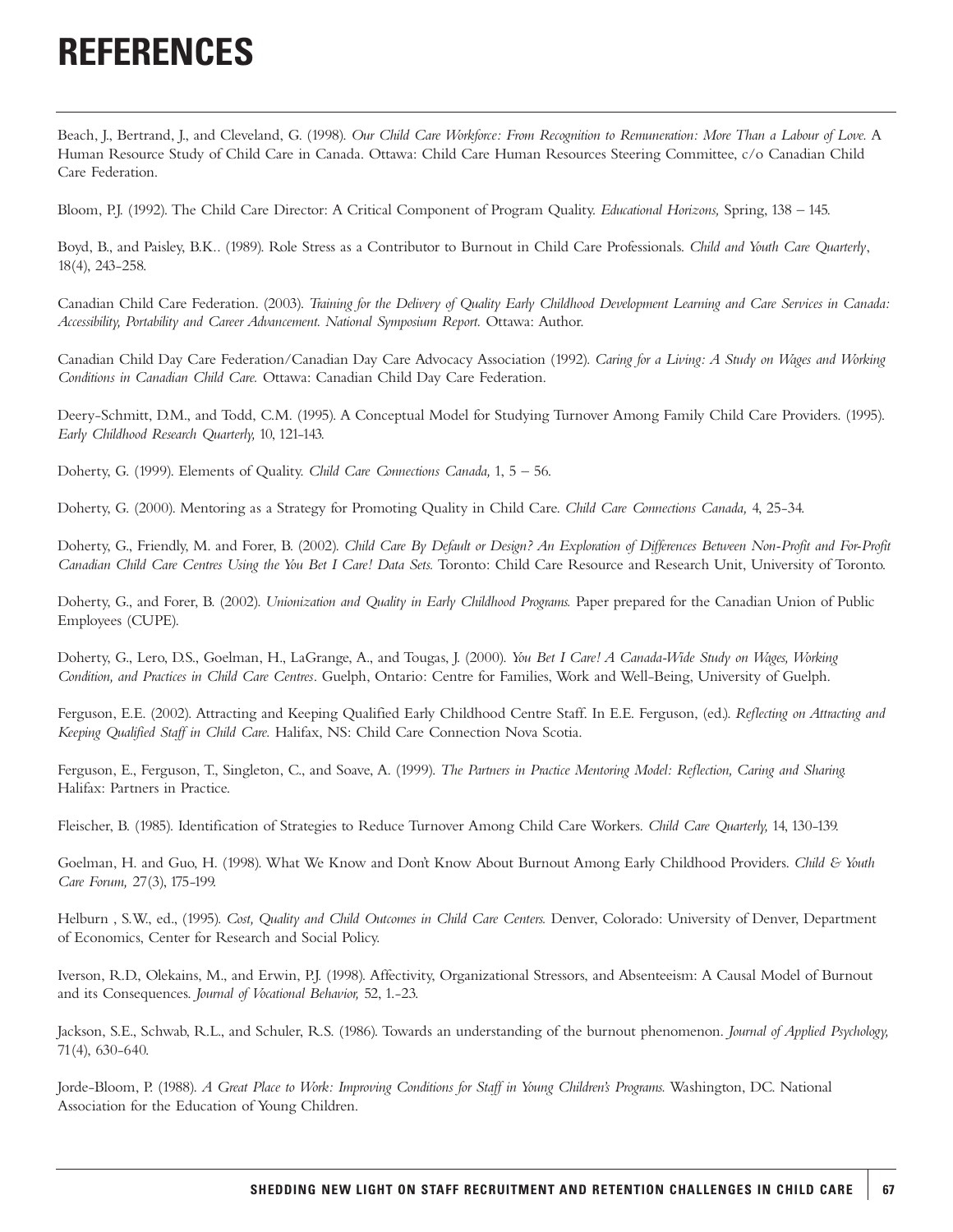# REFERENCES

Beach, J., Bertrand, J., and Cleveland, G. (1998). *Our Child Care Workforce: From Recognition to Remuneration: More Than a Labour of Love.* A Human Resource Study of Child Care in Canada. Ottawa: Child Care Human Resources Steering Committee, c/o Canadian Child Care Federation.

Bloom, P.J. (1992). The Child Care Director: A Critical Component of Program Quality. *Educational Horizons,* Spring, 138 – 145.

Boyd, B., and Paisley, B.K.. (1989). Role Stress as a Contributor to Burnout in Child Care Professionals. *Child and Youth Care Quarterly*, 18(4), 243-258.

Canadian Child Care Federation. (2003). *Training for the Delivery of Quality Early Childhood Development Learning and Care Services in Canada: Accessibility, Portability and Career Advancement. National Symposium Report.* Ottawa: Author.

Canadian Child Day Care Federation/Canadian Day Care Advocacy Association (1992). *Caring for a Living: A Study on Wages and Working Conditions in Canadian Child Care.* Ottawa: Canadian Child Day Care Federation.

Deery-Schmitt, D.M., and Todd, C.M. (1995). A Conceptual Model for Studying Turnover Among Family Child Care Providers. (1995). *Early Childhood Research Quarterly,* 10, 121-143.

Doherty, G. (1999). Elements of Quality. *Child Care Connections Canada,* 1, 5 – 56.

Doherty, G. (2000). Mentoring as a Strategy for Promoting Quality in Child Care. *Child Care Connections Canada,* 4, 25-34.

Doherty, G., Friendly, M. and Forer, B. (2002). *Child Care By Default or Design? An Exploration of Differences Between Non-Profit and For-Profit Canadian Child Care Centres Using the You Bet I Care! Data Sets.* Toronto: Child Care Resource and Research Unit, University of Toronto.

Doherty, G., and Forer, B. (2002). *Unionization and Quality in Early Childhood Programs.* Paper prepared for the Canadian Union of Public Employees (CUPE).

Doherty, G., Lero, D.S., Goelman, H., LaGrange, A., and Tougas, J. (2000). *You Bet I Care! A Canada-Wide Study on Wages, Working Condition, and Practices in Child Care Centres*. Guelph, Ontario: Centre for Families, Work and Well-Being, University of Guelph.

Ferguson, E.E. (2002). Attracting and Keeping Qualified Early Childhood Centre Staff. In E.E. Ferguson, (ed.). *Reflecting on Attracting and Keeping Qualified Staff in Child Care.* Halifax, NS: Child Care Connection Nova Scotia.

Ferguson, E., Ferguson, T., Singleton, C., and Soave, A. (1999). *The Partners in Practice Mentoring Model: Reflection, Caring and Sharing* Halifax: Partners in Practice.

Fleischer, B. (1985). Identification of Strategies to Reduce Turnover Among Child Care Workers. *Child Care Quarterly,* 14, 130-139.

Goelman, H. and Guo, H. (1998). What We Know and Don't Know About Burnout Among Early Childhood Providers. *Child & Youth Care Forum,* 27(3), 175-199.

Helburn , S.W., ed., (1995). *Cost, Quality and Child Outcomes in Child Care Centers.* Denver, Colorado: University of Denver, Department of Economics, Center for Research and Social Policy.

Iverson, R.D., Olekains, M., and Erwin, P.J. (1998). Affectivity, Organizational Stressors, and Absenteeism: A Causal Model of Burnout and its Consequences. *Journal of Vocational Behavior,* 52, 1.-23.

Jackson, S.E., Schwab, R.L., and Schuler, R.S. (1986). Towards an understanding of the burnout phenomenon. *Journal of Applied Psychology,* 71(4), 630-640.

Jorde-Bloom, P. (1988). *A Great Place to Work: Improving Conditions for Staff in Young Children's Programs.* Washington, DC. National Association for the Education of Young Children.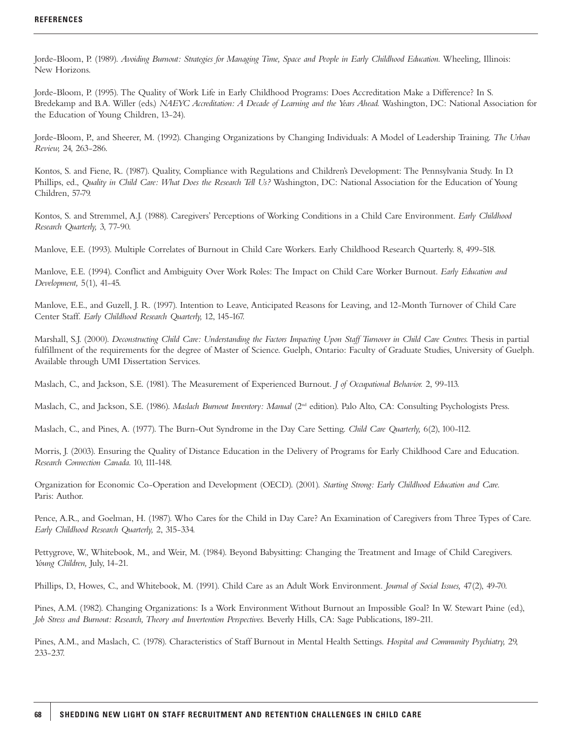**REFERENCES**

Jorde-Bloom, P. (1989). *Avoiding Burnout: Strategies for Managing Time, Space and People in Early Childhood Education.* Wheeling, Illinois: New Horizons.

Jorde-Bloom, P. (1995). The Quality of Work Life in Early Childhood Programs: Does Accreditation Make a Difference? In S. Bredekamp and B.A. Willer (eds.) *NAEYC Accreditation: A Decade of Learning and the Years Ahead.* Washington, DC: National Association for the Education of Young Children, 13-24).

Jorde-Bloom, P., and Sheerer, M. (1992). Changing Organizations by Changing Individuals: A Model of Leadership Training. *The Urban Review,* 24, 263-286.

Kontos, S. and Fiene, R. (1987). Quality, Compliance with Regulations and Children's Development: The Pennsylvania Study. In D. Phillips, ed., *Quality in Child Care: What Does the Research Tell Us?* Washington, DC: National Association for the Education of Young Children, 57-79.

Kontos, S. and Stremmel, A.J. (1988). Caregivers' Perceptions of Working Conditions in a Child Care Environment. *Early Childhood Research Quarterly,* 3, 77-90.

Manlove, E.E. (1993). Multiple Correlates of Burnout in Child Care Workers. Early Childhood Research Quarterly. 8, 499-518.

Manlove, E.E. (1994). Conflict and Ambiguity Over Work Roles: The Impact on Child Care Worker Burnout. *Early Education and Development,* 5(1), 41-45.

Manlove, E.E., and Guzell, J. R. (1997). Intention to Leave, Anticipated Reasons for Leaving, and 12-Month Turnover of Child Care Center Staff. *Early Childhood Research Quarterly,* 12, 145-167.

Marshall, S.J. (2000). *Deconstructing Child Care: Understanding the Factors Impacting Upon Staff Turnover in Child Care Centres.* Thesis in partial fulfillment of the requirements for the degree of Master of Science. Guelph, Ontario: Faculty of Graduate Studies, University of Guelph. Available through UMI Dissertation Services.

Maslach, C., and Jackson, S.E. (1981). The Measurement of Experienced Burnout. *J of Occupational Behavior.* 2, 99-113.

Maslach, C., and Jackson, S.E. (1986). *Maslach Burnout Inventory: Manual* (2nd edition). Palo Alto, CA: Consulting Psychologists Press.

Maslach, C., and Pines, A. (1977). The Burn-Out Syndrome in the Day Care Setting. *Child Care Quarterly,* 6(2), 100-112.

Morris, J. (2003). Ensuring the Quality of Distance Education in the Delivery of Programs for Early Childhood Care and Education. *Research Connection Canada.* 10, 111-148.

Organization for Economic Co-Operation and Development (OECD). (2001). *Starting Strong: Early Childhood Education and Care.* Paris: Author.

Pence, A.R., and Goelman, H. (1987). Who Cares for the Child in Day Care? An Examination of Caregivers from Three Types of Care. *Early Childhood Research Quarterly,* 2, 315-334.

Pettygrove, W., Whitebook, M., and Weir, M. (1984). Beyond Babysitting: Changing the Treatment and Image of Child Caregivers. *Young Children,* July, 14-21.

Phillips, D., Howes, C., and Whitebook, M. (1991). Child Care as an Adult Work Environment. *Journal of Social Issues,* 47(2), 49-70.

Pines, A.M. (1982). Changing Organizations: Is a Work Environment Without Burnout an Impossible Goal? In W. Stewart Paine (ed.), *Job Stress and Burnout: Research, Theory and Invertention Perspectives.* Beverly Hills, CA: Sage Publications, 189-211.

Pines, A.M., and Maslach, C. (1978). Characteristics of Staff Burnout in Mental Health Settings. *Hospital and Community Psychiatry,* 29, 233-237.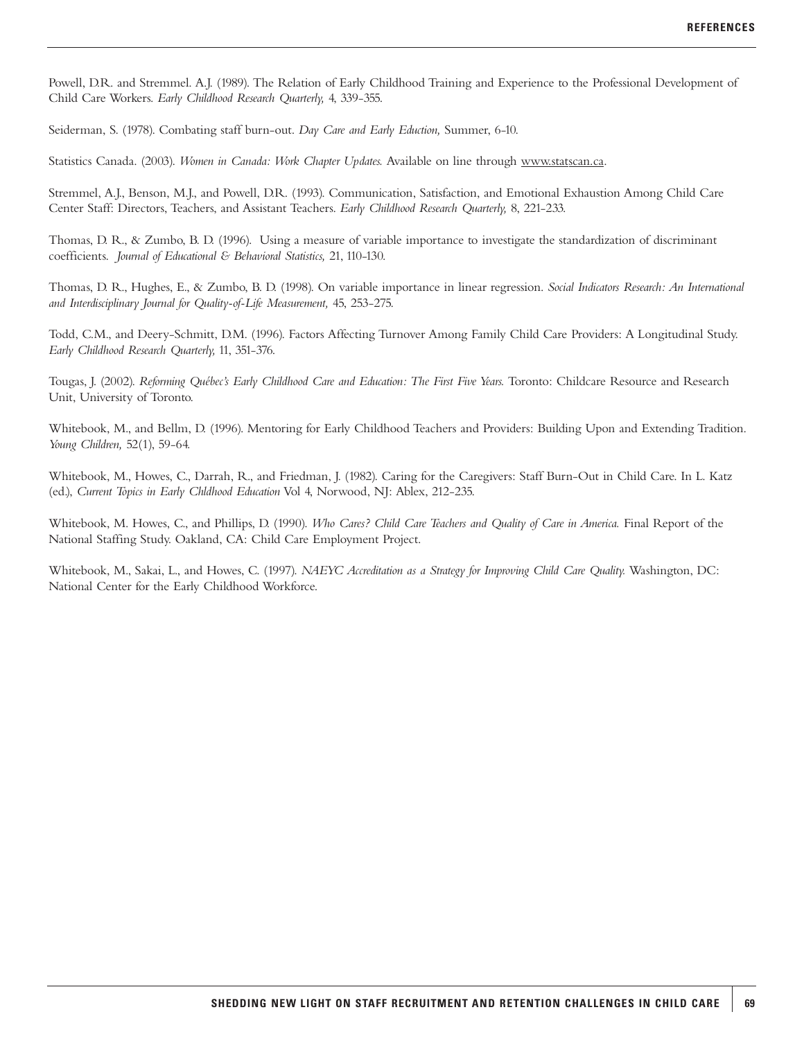Powell, D.R. and Stremmel. A.J. (1989). The Relation of Early Childhood Training and Experience to the Professional Development of Child Care Workers. *Early Childhood Research Quarterly,* 4, 339-355.

Seiderman, S. (1978). Combating staff burn-out. *Day Care and Early Eduction,* Summer, 6-10.

Statistics Canada. (2003). *Women in Canada: Work Chapter Updates.* Available on line through www.statscan.ca.

Stremmel, A.J., Benson, M.J., and Powell, D.R. (1993). Communication, Satisfaction, and Emotional Exhaustion Among Child Care Center Staff: Directors, Teachers, and Assistant Teachers. *Early Childhood Research Quarterly,* 8, 221-233.

Thomas, D. R., & Zumbo, B. D. (1996). Using a measure of variable importance to investigate the standardization of discriminant coefficients. *Journal of Educational & Behavioral Statistics,* 21, 110-130.

Thomas, D. R., Hughes, E., & Zumbo, B. D. (1998). On variable importance in linear regression. *Social Indicators Research: An International and Interdisciplinary Journal for Quality-of-Life Measurement,* 45, 253-275.

Todd, C.M., and Deery-Schmitt, D.M. (1996). Factors Affecting Turnover Among Family Child Care Providers: A Longitudinal Study. *Early Childhood Research Quarterly,* 11, 351-376.

Tougas, J. (2002). *Reforming Québec's Early Childhood Care and Education: The First Five Years.* Toronto: Childcare Resource and Research Unit, University of Toronto.

Whitebook, M., and Bellm, D. (1996). Mentoring for Early Childhood Teachers and Providers: Building Upon and Extending Tradition. *Young Children,* 52(1), 59-64.

Whitebook, M., Howes, C., Darrah, R., and Friedman, J. (1982). Caring for the Caregivers: Staff Burn-Out in Child Care. In L. Katz (ed.), *Current Topics in Early Chldhood Education* Vol 4, Norwood, NJ: Ablex, 212-235.

Whitebook, M. Howes, C., and Phillips, D. (1990). *Who Cares? Child Care Teachers and Quality of Care in America.* Final Report of the National Staffing Study. Oakland, CA: Child Care Employment Project.

Whitebook, M., Sakai, L., and Howes, C. (1997). *NAEYC Accreditation as a Strategy for Improving Child Care Quality.* Washington, DC: National Center for the Early Childhood Workforce.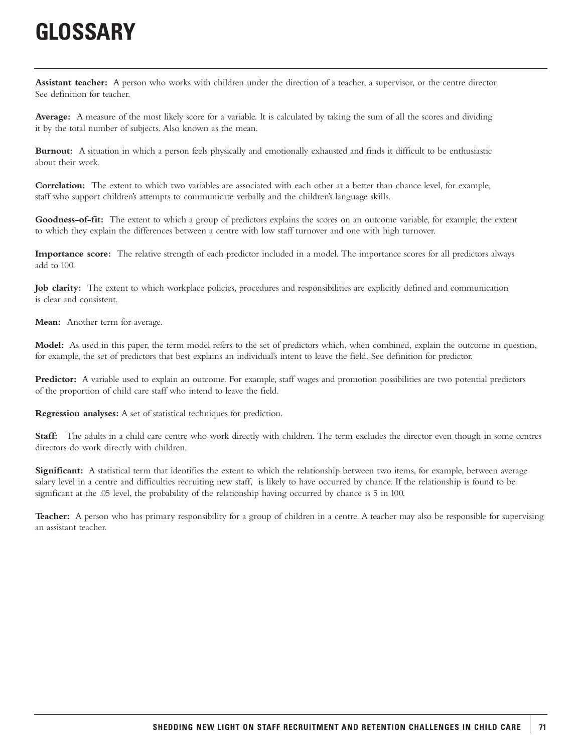# GLOSSARY

**Assistant teacher:** A person who works with children under the direction of a teacher, a supervisor, or the centre director. See definition for teacher.

**Average:** A measure of the most likely score for a variable. It is calculated by taking the sum of all the scores and dividing it by the total number of subjects. Also known as the mean.

**Burnout:** A situation in which a person feels physically and emotionally exhausted and finds it difficult to be enthusiastic about their work.

**Correlation:** The extent to which two variables are associated with each other at a better than chance level, for example, staff who support children's attempts to communicate verbally and the children's language skills.

**Goodness-of-fit:** The extent to which a group of predictors explains the scores on an outcome variable, for example, the extent to which they explain the differences between a centre with low staff turnover and one with high turnover.

**Importance score:** The relative strength of each predictor included in a model. The importance scores for all predictors always add to 100.

**Job clarity:** The extent to which workplace policies, procedures and responsibilities are explicitly defined and communication is clear and consistent.

**Mean:** Another term for average.

**Model:** As used in this paper, the term model refers to the set of predictors which, when combined, explain the outcome in question, for example, the set of predictors that best explains an individual's intent to leave the field. See definition for predictor.

**Predictor:** A variable used to explain an outcome. For example, staff wages and promotion possibilities are two potential predictors of the proportion of child care staff who intend to leave the field.

**Regression analyses:** A set of statistical techniques for prediction.

**Staff:** The adults in a child care centre who work directly with children. The term excludes the director even though in some centres directors do work directly with children.

**Significant:** A statistical term that identifies the extent to which the relationship between two items, for example, between average salary level in a centre and difficulties recruiting new staff, is likely to have occurred by chance. If the relationship is found to be significant at the .05 level, the probability of the relationship having occurred by chance is 5 in 100.

**Teacher:** A person who has primary responsibility for a group of children in a centre. A teacher may also be responsible for supervising an assistant teacher.